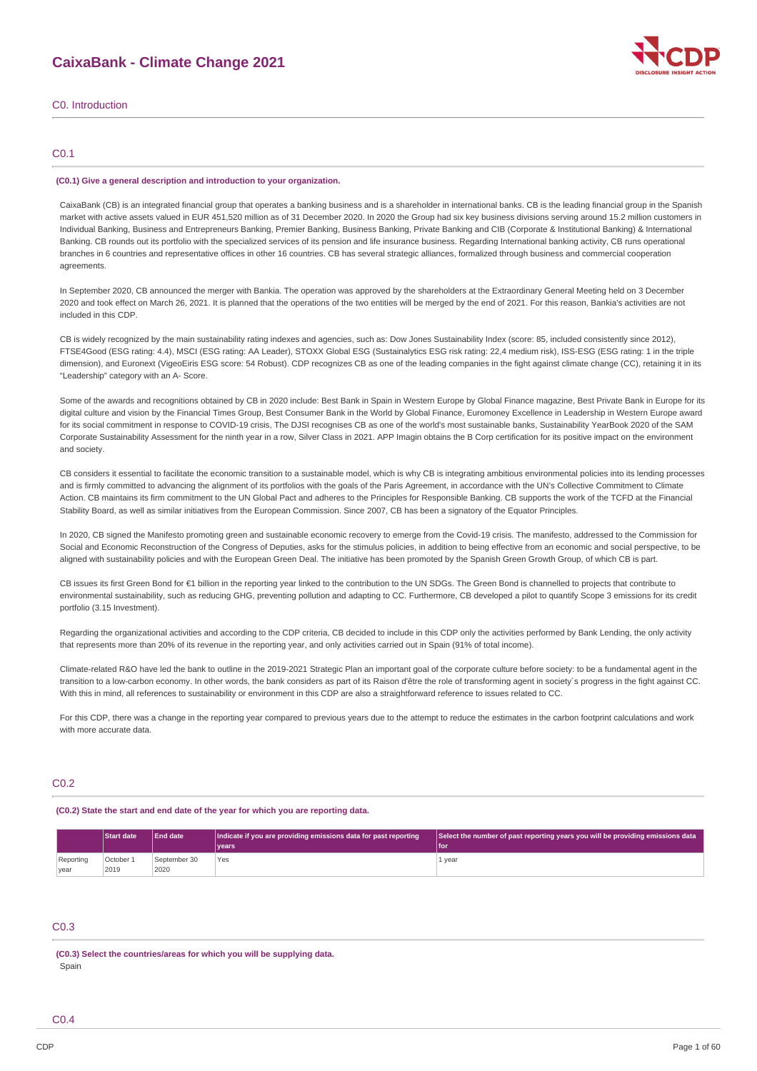# CaixaBank - Climate Change 2021

## C0. Introduction

### C0.1

**(C0.1) Give a general description and introduction to your organization.**

CaixaBank (CB) is an integrated financial group that operates a banking business and is a shareholder in international banks. CB is the leading financial group in the Spanish market with active assets valued in EUR 451,520 million as of 31 December 2020. In 2020 the Group had six key business divisions serving around 15.2 million customers in Individual Banking, Business and Entrepreneurs Banking, Premier Banking, Business Banking, Private Banking and CIB (Corporate & Institutional Banking) & International Banking. CB rounds out its portfolio with the specialized services of its pension and life insurance business. Regarding International banking activity, CB runs operational branches in 6 countries and representative offices in other 16 countries. CB has several strategic alliances, formalized through business and commercial cooperation agreements.

In September 2020, CB announced the merger with Bankia. The operation was approved by the shareholders at the Extraordinary General Meeting held on 3 December 2020 and took effect on March 26, 2021. It is planned that the operations of the two entities will be merged by the end of 2021. For this reason, Bankia's activities are not included in this CDP.

CB is widely recognized by the main sustainability rating indexes and agencies, such as: Dow Jones Sustainability Index (score: 85, included consistently since 2012), FTSE4Good (ESG rating: 4.4), MSCI (ESG rating: AA Leader), STOXX Global ESG (Sustainalytics ESG risk rating: 22,4 medium risk), ISS-ESG (ESG rating: 1 in the triple dimension), and Euronext (VigeoEiris ESG score: 54 Robust). CDP recognizes CB as one of the leading companies in the fight against climate change (CC), retaining it in its "Leadership" category with an A- Score.

Some of the awards and recognitions obtained by CB in 2020 include: Best Bank in Spain in Western Europe by Global Finance magazine, Best Private Bank in Europe for its digital culture and vision by the Financial Times Group, Best Consumer Bank in the World by Global Finance, Euromoney Excellence in Leadership in Western Europe award for its social commitment in response to COVID-19 crisis, The DJSI recognises CB as one of the world's most sustainable banks, Sustainability YearBook 2020 of the SAM Corporate Sustainability Assessment for the ninth year in a row, Silver Class in 2021. APP Imagin obtains the B Corp certification for its positive impact on the environment and society.

CB considers it essential to facilitate the economic transition to a sustainable model, which is why CB is integrating ambitious environmental policies into its lending processes and is firmly committed to advancing the alignment of its portfolios with the goals of the Paris Agreement, in accordance with the UN's Collective Commitment to Climate Action. CB maintains its firm commitment to the UN Global Pact and adheres to the Principles for Responsible Banking. CB supports the work of the TCFD at the Financial Stability Board, as well as similar initiatives from the European Commission. Since 2007, CB has been a signatory of the Equator Principles.

In 2020, CB signed the Manifesto promoting green and sustainable economic recovery to emerge from the Covid-19 crisis. The manifesto, addressed to the Commission for Social and Economic Reconstruction of the Congress of Deputies, asks for the stimulus policies, in addition to being effective from an economic and social perspective, to be aligned with sustainability policies and with the European Green Deal. The initiative has been promoted by the Spanish Green Growth Group, of which CB is part.

CB issues its first Green Bond for €1 billion in the reporting year linked to the contribution to the UN SDGs. The Green Bond is channelled to projects that contribute to environmental sustainability, such as reducing GHG, preventing pollution and adapting to CC. Furthermore, CB developed a pilot to quantify Scope 3 emissions for its credit portfolio (3.15 Investment).

Regarding the organizational activities and according to the CDP criteria, CB decided to include in this CDP only the activities performed by Bank Lending, the only activity that represents more than 20% of its revenue in the reporting year, and only activities carried out in Spain (91% of total income).

Climate-related R&O have led the bank to outline in the 2019-2021 Strategic Plan an important goal of the corporate culture before society: to be a fundamental agent in the transition to a low-carbon economy. In other words, the bank considers as part of its Raison d'être the role of transforming agent in society´s progress in the fight against CC. With this in mind, all references to sustainability or environment in this CDP are also a straightforward reference to issues related to CC.

For this CDP, there was a change in the reporting year compared to previous years due to the attempt to reduce the estimates in the carbon footprint calculations and work with more accurate data.

### C0.2

**(C0.2) State the start and end date of the year for which you are reporting data.**

| | Start date | End date | Indicate if you are providing emissions data for past reporting years | Select the number of past reporting years you will be providing emissions data for |
|---|---|---|---|---|
| Reporting year | October 1 2019 | September 30 2020 | Yes | 1 year |

### C0.3

**(C0.3) Select the countries/areas for which you will be supplying data.**

Spain

### C0.4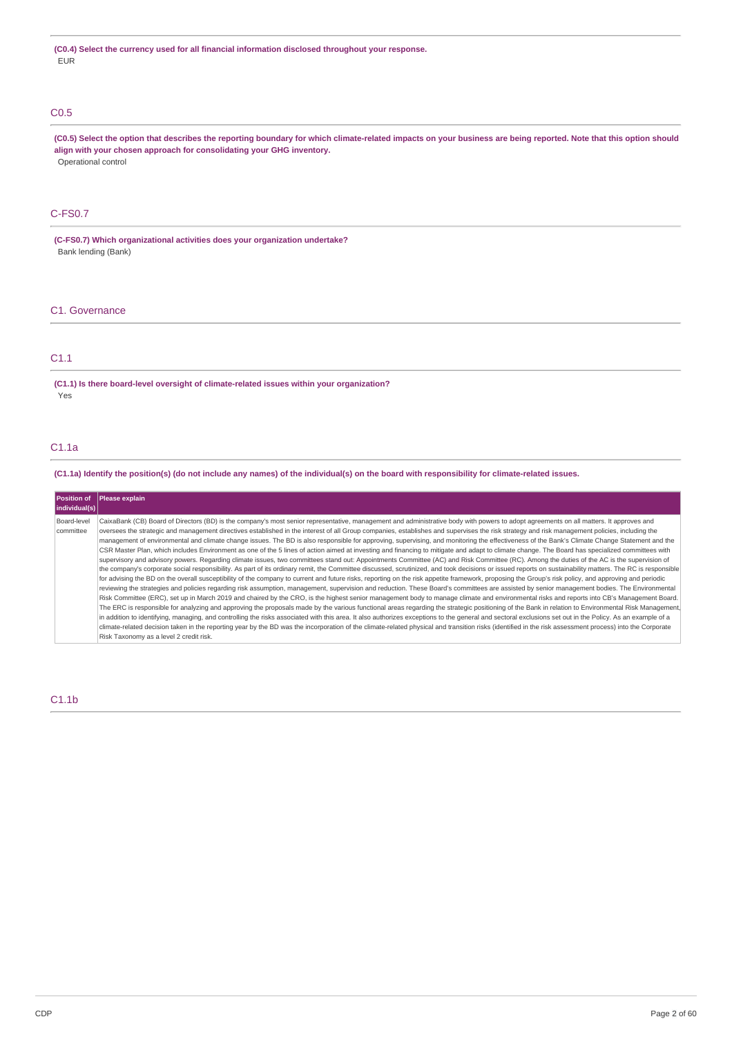**(C0.4) Select the currency used for all financial information disclosed throughout your response.**

EUR

## C0.5

**(C0.5) Select the option that describes the reporting boundary for which climate-related impacts on your business are being reported. Note that this option should align with your chosen approach for consolidating your GHG inventory.**

Operational control

## C-FS0.7

**(C-FS0.7) Which organizational activities does your organization undertake?**

Bank lending (Bank)

# C1. Governance

## C1.1

**(C1.1) Is there board-level oversight of climate-related issues within your organization?**

Yes

## C1.1a

**(C1.1a) Identify the position(s) (do not include any names) of the individual(s) on the board with responsibility for climate-related issues.**

| Position of individual(s) | Please explain |
|---|---|
| Board-level committee | CaixaBank (CB) Board of Directors (BD) is the company's most senior representative, management and administrative body with powers to adopt agreements on all matters. It approves and oversees the strategic and management directives established in the interest of all Group companies, establishes and supervises the risk strategy and risk management policies, including the management of environmental and climate change issues. The BD is also responsible for approving, supervising, and monitoring the effectiveness of the Bank's Climate Change Statement and the CSR Master Plan, which includes Environment as one of the 5 lines of action aimed at investing and financing to mitigate and adapt to climate change. The Board has specialized committees with supervisory and advisory powers. Regarding climate issues, two committees stand out: Appointments Committee (AC) and Risk Committee (RC). Among the duties of the AC is the supervision of the company's corporate social responsibility. As part of its ordinary remit, the Committee discussed, scrutinized, and took decisions or issued reports on sustainability matters. The RC is responsible for advising the BD on the overall susceptibility of the company to current and future risks, reporting on the risk appetite framework, proposing the Group's risk policy, and approving and periodic reviewing the strategies and policies regarding risk assumption, management, supervision and reduction. These Board's committees are assisted by senior management bodies. The Environmental Risk Committee (ERC), set up in March 2019 and chaired by the CRO, is the highest senior management body to manage climate and environmental risks and reports into CB's Management Board. The ERC is responsible for analyzing and approving the proposals made by the various functional areas regarding the strategic positioning of the Bank in relation to Environmental Risk Management, in addition to identifying, managing, and controlling the risks associated with this area. It also authorizes exceptions to the general and sectoral exclusions set out in the Policy. As an example of a climate-related decision taken in the reporting year by the BD was the incorporation of the climate-related physical and transition risks (identified in the risk assessment process) into the Corporate Risk Taxonomy as a level 2 credit risk. |

## C1.1b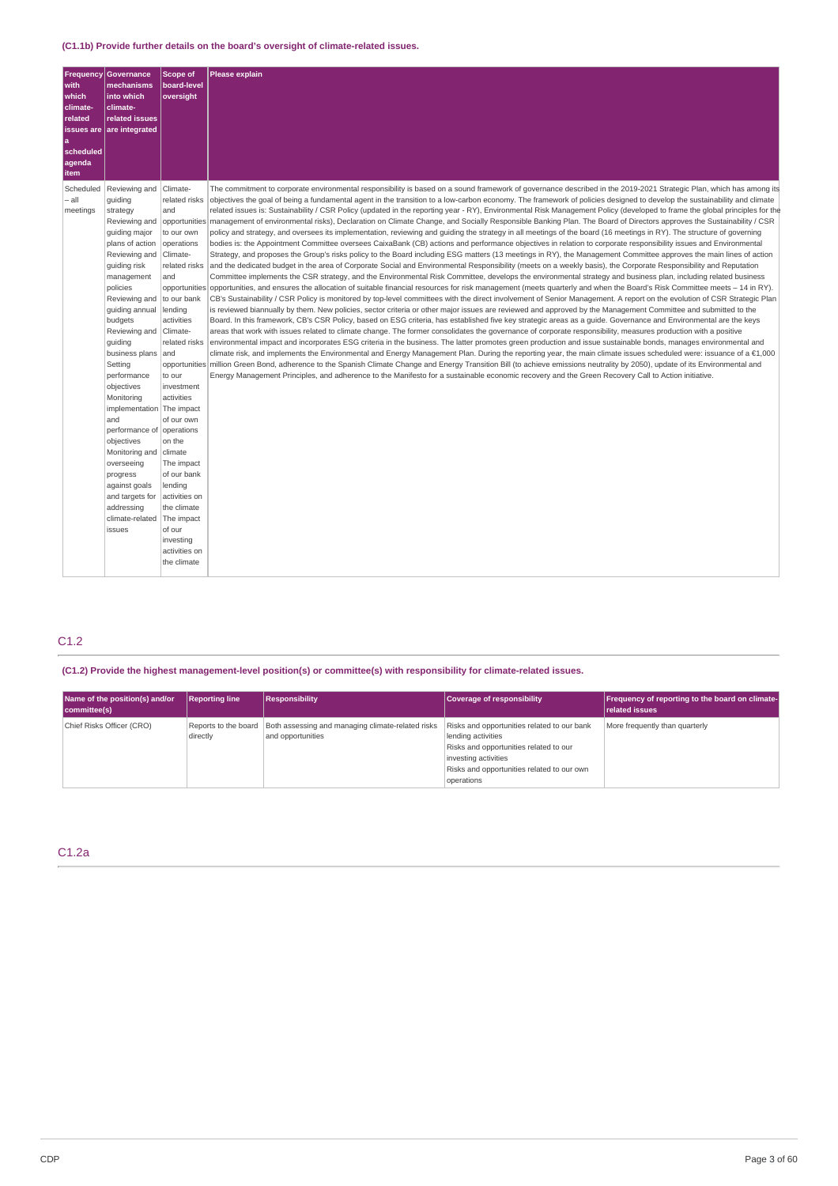**(C1.1b) Provide further details on the board's oversight of climate-related issues.**

| Frequency with which climate-related issues are a scheduled agenda item | Governance mechanisms into which climate-related issues are integrated | Scope of board-level oversight | Please explain |
|---|---|---|---|
| Scheduled – all meetings | Reviewing and guiding strategy<br>Reviewing and guiding major plans of action<br>Reviewing and guiding risk management policies<br>Reviewing and guiding annual budgets<br>Reviewing and guiding business plans<br>Setting performance objectives<br>Monitoring implementation and performance of objectives<br>Monitoring and overseeing progress against goals and targets for addressing climate-related issues | Climate-related risks and opportunities to our own operations<br>Climate-related risks and opportunities to our bank lending activities<br>Climate-related risks and opportunities to our investment activities<br>The impact of our own operations on the climate<br>The impact of our bank lending activities on the climate<br>The impact of our investing activities on the climate | The commitment to corporate environmental responsibility is based on a sound framework of governance described in the 2019-2021 Strategic Plan, which has among its objectives the goal of being a fundamental agent in the transition to a low-carbon economy. The framework of policies designed to develop the sustainability and climate related issues is: Sustainability / CSR Policy (updated in the reporting year - RY), Environmental Risk Management Policy (developed to frame the global principles for the management of environmental risks), Declaration on Climate Change, and Socially Responsible Banking Plan. The Board of Directors approves the Sustainability / CSR policy and strategy, and oversees its implementation, reviewing and guiding the strategy in all meetings of the board (16 meetings in RY). The structure of governing bodies is: the Appointment Committee oversees CaixaBank (CB) actions and performance objectives in relation to corporate responsibility issues and Environmental Strategy, and proposes the Group's risks policy to the Board including ESG matters (13 meetings in RY), the Management Committee approves the main lines of action and the dedicated budget in the area of Corporate Social and Environmental Responsibility (meets on a weekly basis), the Corporate Responsibility and Reputation Committee implements the CSR strategy, and the Environmental Risk Committee, develops the environmental strategy and business plan, including related business opportunities, and ensures the allocation of suitable financial resources for risk management (meets quarterly and when the Board's Risk Committee meets – 14 in RY). CB's Sustainability / CSR Policy is monitored by top-level committees with the direct involvement of Senior Management. A report on the evolution of CSR Strategic Plan is reviewed biannually by them. New policies, sector criteria or other major issues are reviewed and approved by the Management Committee and submitted to the Board. In this framework, CB's CSR Policy, based on ESG criteria, has established five key strategic areas as a guide. Governance and Environmental are the keys areas that work with issues related to climate change. The former consolidates the governance of corporate responsibility, measures production with a positive environmental impact and incorporates ESG criteria in the business. The latter promotes green production and issue sustainable bonds, manages environmental and climate risk, and implements the Environmental and Energy Management Plan. During the reporting year, the main climate issues scheduled were: issuance of a €1,000 million Green Bond, adherence to the Spanish Climate Change and Energy Transition Bill (to achieve emissions neutrality by 2050), update of its Environmental and Energy Management Principles, and adherence to the Manifesto for a sustainable economic recovery and the Green Recovery Call to Action initiative. |

## C1.2

**(C1.2) Provide the highest management-level position(s) or committee(s) with responsibility for climate-related issues.**

| Name of the position(s) and/or committee(s) | Reporting line | Responsibility | Coverage of responsibility | Frequency of reporting to the board on climate-related issues |
|---|---|---|---|---|
| Chief Risks Officer (CRO) | Reports to the board directly | Both assessing and managing climate-related risks and opportunities | Risks and opportunities related to our bank lending activities<br>Risks and opportunities related to our investing activities<br>Risks and opportunities related to our own operations | More frequently than quarterly |

## C1.2a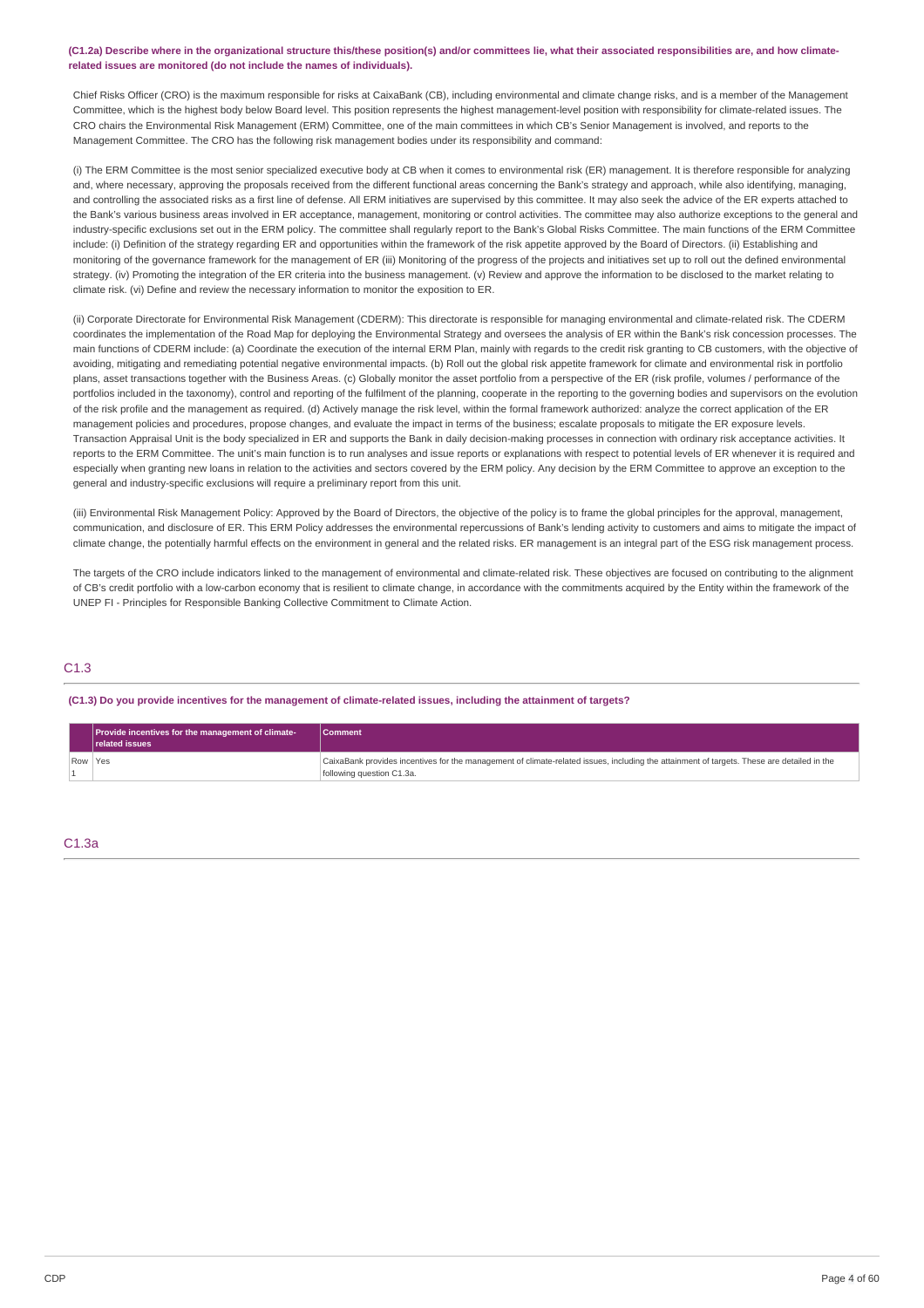**(C1.2a) Describe where in the organizational structure this/these position(s) and/or committees lie, what their associated responsibilities are, and how climate-related issues are monitored (do not include the names of individuals).**

Chief Risks Officer (CRO) is the maximum responsible for risks at CaixaBank (CB), including environmental and climate change risks, and is a member of the Management Committee, which is the highest body below Board level. This position represents the highest management-level position with responsibility for climate-related issues. The CRO chairs the Environmental Risk Management (ERM) Committee, one of the main committees in which CB's Senior Management is involved, and reports to the Management Committee. The CRO has the following risk management bodies under its responsibility and command:

(i) The ERM Committee is the most senior specialized executive body at CB when it comes to environmental risk (ER) management. It is therefore responsible for analyzing and, where necessary, approving the proposals received from the different functional areas concerning the Bank's strategy and approach, while also identifying, managing, and controlling the associated risks as a first line of defense. All ERM initiatives are supervised by this committee. It may also seek the advice of the ER experts attached to the Bank's various business areas involved in ER acceptance, management, monitoring or control activities. The committee may also authorize exceptions to the general and industry-specific exclusions set out in the ERM policy. The committee shall regularly report to the Bank's Global Risks Committee. The main functions of the ERM Committee include: (i) Definition of the strategy regarding ER and opportunities within the framework of the risk appetite approved by the Board of Directors. (ii) Establishing and monitoring of the governance framework for the management of ER (iii) Monitoring of the progress of the projects and initiatives set up to roll out the defined environmental strategy. (iv) Promoting the integration of the ER criteria into the business management. (v) Review and approve the information to be disclosed to the market relating to climate risk. (vi) Define and review the necessary information to monitor the exposition to ER.

(ii) Corporate Directorate for Environmental Risk Management (CDERM): This directorate is responsible for managing environmental and climate-related risk. The CDERM coordinates the implementation of the Road Map for deploying the Environmental Strategy and oversees the analysis of ER within the Bank's risk concession processes. The main functions of CDERM include: (a) Coordinate the execution of the internal ERM Plan, mainly with regards to the credit risk granting to CB customers, with the objective of avoiding, mitigating and remediating potential negative environmental impacts. (b) Roll out the global risk appetite framework for climate and environmental risk in portfolio plans, asset transactions together with the Business Areas. (c) Globally monitor the asset portfolio from a perspective of the ER (risk profile, volumes / performance of the portfolios included in the taxonomy), control and reporting of the fulfilment of the planning, cooperate in the reporting to the governing bodies and supervisors on the evolution of the risk profile and the management as required. (d) Actively manage the risk level, within the formal framework authorized: analyze the correct application of the ER management policies and procedures, propose changes, and evaluate the impact in terms of the business; escalate proposals to mitigate the ER exposure levels. Transaction Appraisal Unit is the body specialized in ER and supports the Bank in daily decision-making processes in connection with ordinary risk acceptance activities. It reports to the ERM Committee. The unit's main function is to run analyses and issue reports or explanations with respect to potential levels of ER whenever it is required and especially when granting new loans in relation to the activities and sectors covered by the ERM policy. Any decision by the ERM Committee to approve an exception to the general and industry-specific exclusions will require a preliminary report from this unit.

(iii) Environmental Risk Management Policy: Approved by the Board of Directors, the objective of the policy is to frame the global principles for the approval, management, communication, and disclosure of ER. This ERM Policy addresses the environmental repercussions of Bank's lending activity to customers and aims to mitigate the impact of climate change, the potentially harmful effects on the environment in general and the related risks. ER management is an integral part of the ESG risk management process.

The targets of the CRO include indicators linked to the management of environmental and climate-related risk. These objectives are focused on contributing to the alignment of CB's credit portfolio with a low-carbon economy that is resilient to climate change, in accordance with the commitments acquired by the Entity within the framework of the UNEP FI - Principles for Responsible Banking Collective Commitment to Climate Action.

## C1.3

**(C1.3) Do you provide incentives for the management of climate-related issues, including the attainment of targets?**

| | Provide incentives for the management of climate-related issues | Comment |
|---|---|---|
| Row 1 | Yes | CaixaBank provides incentives for the management of climate-related issues, including the attainment of targets. These are detailed in the following question C1.3a. |

## C1.3a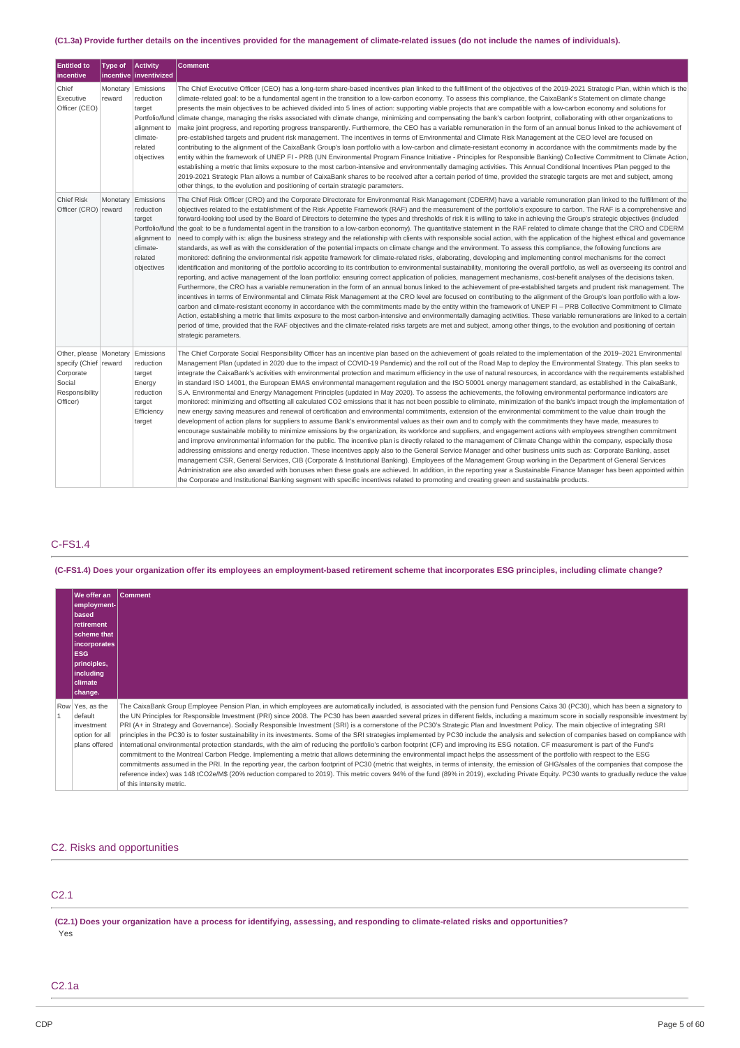**(C1.3a) Provide further details on the incentives provided for the management of climate-related issues (do not include the names of individuals).**

| Entitled to incentive | Type of incentive | Activity inventivized | Comment |
|---|---|---|---|
| Chief Executive Officer (CEO) | Monetary reward | Emissions reduction target Portfolio/fund alignment to climate-related objectives | The Chief Executive Officer (CEO) has a long-term share-based incentives plan linked to the fulfillment of the objectives of the 2019-2021 Strategic Plan, within which is the climate-related goal: to be a fundamental agent in the transition to a low-carbon economy. To assess this compliance, the CaixaBank's Statement on climate change presents the main objectives to be achieved divided into 5 lines of action: supporting viable projects that are compatible with a low-carbon economy and solutions for climate change, managing the risks associated with climate change, minimizing and compensating the bank's carbon footprint, collaborating with other organizations to make joint progress, and reporting progress transparently. Furthermore, the CEO has a variable remuneration in the form of an annual bonus linked to the achievement of pre-established targets and prudent risk management. The incentives in terms of Environmental and Climate Risk Management at the CEO level are focused on contributing to the alignment of the CaixaBank Group's loan portfolio with a low-carbon and climate-resistant economy in accordance with the commitments made by the entity within the framework of UNEP FI - PRB (UN Environmental Program Finance Initiative - Principles for Responsible Banking) Collective Commitment to Climate Action, establishing a metric that limits exposure to the most carbon-intensive and environmentally damaging activities. This Annual Conditional Incentives Plan pegged to the 2019-2021 Strategic Plan allows a number of CaixaBank shares to be received after a certain period of time, provided the strategic targets are met and subject, among other things, to the evolution and positioning of certain strategic parameters. |
| Chief Risk Officer (CRO) | Monetary reward | Emissions reduction target Portfolio/fund alignment to climate-related objectives | The Chief Risk Officer (CRO) and the Corporate Directorate for Environmental Risk Management (CDERM) have a variable remuneration plan linked to the fulfillment of the objectives related to the establishment of the Risk Appetite Framework (RAF) and the measurement of the portfolio's exposure to carbon. The RAF is a comprehensive and forward-looking tool used by the Board of Directors to determine the types and thresholds of risk it is willing to take in achieving the Group's strategic objectives (included the goal: to be a fundamental agent in the transition to a low-carbon economy). The quantitative statement in the RAF related to climate change that the CRO and CDERM need to comply with is: align the business strategy and the relationship with clients with responsible social action, with the application of the highest ethical and governance standards, as well as with the consideration of the potential impacts on climate change and the environment. To assess this compliance, the following functions are monitored: defining the environmental risk appetite framework for climate-related risks, elaborating, developing and implementing control mechanisms for the correct identification and monitoring of the portfolio according to its contribution to environmental sustainability, monitoring the overall portfolio, as well as overseeing its control and reporting, and active management of the loan portfolio: ensuring correct application of policies, management mechanisms, cost-benefit analyses of the decisions taken. Furthermore, the CRO has a variable remuneration in the form of an annual bonus linked to the achievement of pre-established targets and prudent risk management. The incentives in terms of Environmental and Climate Risk Management at the CRO level are focused on contributing to the alignment of the Group's loan portfolio with a low-carbon and climate-resistant economy in accordance with the commitments made by the entity within the framework of UNEP FI – PRB Collective Commitment to Climate Action, establishing a metric that limits exposure to the most carbon-intensive and environmentally damaging activities. These variable remunerations are linked to a certain period of time, provided that the RAF objectives and the climate-related risks targets are met and subject, among other things, to the evolution and positioning of certain strategic parameters. |
| Other, please specify (Chief Corporate Social Responsibility Officer) | Monetary reward | Emissions reduction target Energy reduction target Efficiency target | The Chief Corporate Social Responsibility Officer has an incentive plan based on the achievement of goals related to the implementation of the 2019–2021 Environmental Management Plan (updated in 2020 due to the impact of COVID-19 Pandemic) and the roll out of the Road Map to deploy the Environmental Strategy. This plan seeks to integrate the CaixaBank's activities with environmental protection and maximum efficiency in the use of natural resources, in accordance with the requirements established in standard ISO 14001, the European EMAS environmental management regulation and the ISO 50001 energy management standard, as established in the CaixaBank, S.A. Environmental and Energy Management Principles (updated in May 2020). To assess the achievements, the following environmental performance indicators are monitored: minimizing and offsetting all calculated CO2 emissions that it has not been possible to eliminate, minimization of the bank's impact trough the implementation of new energy saving measures and renewal of certification and environmental commitments, extension of the environmental commitment to the value chain trough the development of action plans for suppliers to assume Bank's environmental values as their own and to comply with the commitments they have made, measures to encourage sustainable mobility to minimize emissions by the organization, its workforce and suppliers, and engagement actions with employees strengthen commitment and improve environmental information for the public. The incentive plan is directly related to the management of Climate Change within the company, especially those addressing emissions and energy reduction. These incentives apply also to the General Service Manager and other business units such as: Corporate Banking, asset management CSR, General Services, CIB (Corporate & Institutional Banking). Employees of the Management Group working in the Department of General Services Administration are also awarded with bonuses when these goals are achieved. In addition, in the reporting year a Sustainable Finance Manager has been appointed within the Corporate and Institutional Banking segment with specific incentives related to promoting and creating green and sustainable products. |

## C-FS1.4

**(C-FS1.4) Does your organization offer its employees an employment-based retirement scheme that incorporates ESG principles, including climate change?**

| | We offer an employment-based retirement scheme that incorporates ESG principles, including climate change. | Comment |
|---|---|---|
| Row 1 | Yes, as the default investment option for all plans offered | The CaixaBank Group Employee Pension Plan, in which employees are automatically included, is associated with the pension fund Pensions Caixa 30 (PC30), which has been a signatory to the UN Principles for Responsible Investment (PRI) since 2008. The PC30 has been awarded several prizes in different fields, including a maximum score in socially responsible investment by PRI (A+ in Strategy and Governance). Socially Responsible Investment (SRI) is a cornerstone of the PC30's Strategic Plan and Investment Policy. The main objective of integrating SRI principles in the PC30 is to foster sustainability in its investments. Some of the SRI strategies implemented by PC30 include the analysis and selection of companies based on compliance with international environmental protection standards, with the aim of reducing the portfolio's carbon footprint (CF) and improving its ESG notation. CF measurement is part of the Fund's commitment to the Montreal Carbon Pledge. Implementing a metric that allows determining the environmental impact helps the assessment of the portfolio with respect to the ESG commitments assumed in the PRI. In the reporting year, the carbon footprint of PC30 (metric that weights, in terms of intensity, the emission of GHG/sales of the companies that compose the reference index) was 148 tCO2e/M$ (20% reduction compared to 2019). This metric covers 94% of the fund (89% in 2019), excluding Private Equity. PC30 wants to gradually reduce the value of this intensity metric. |

## C2. Risks and opportunities

## C2.1

**(C2.1) Does your organization have a process for identifying, assessing, and responding to climate-related risks and opportunities?**

Yes

## C2.1a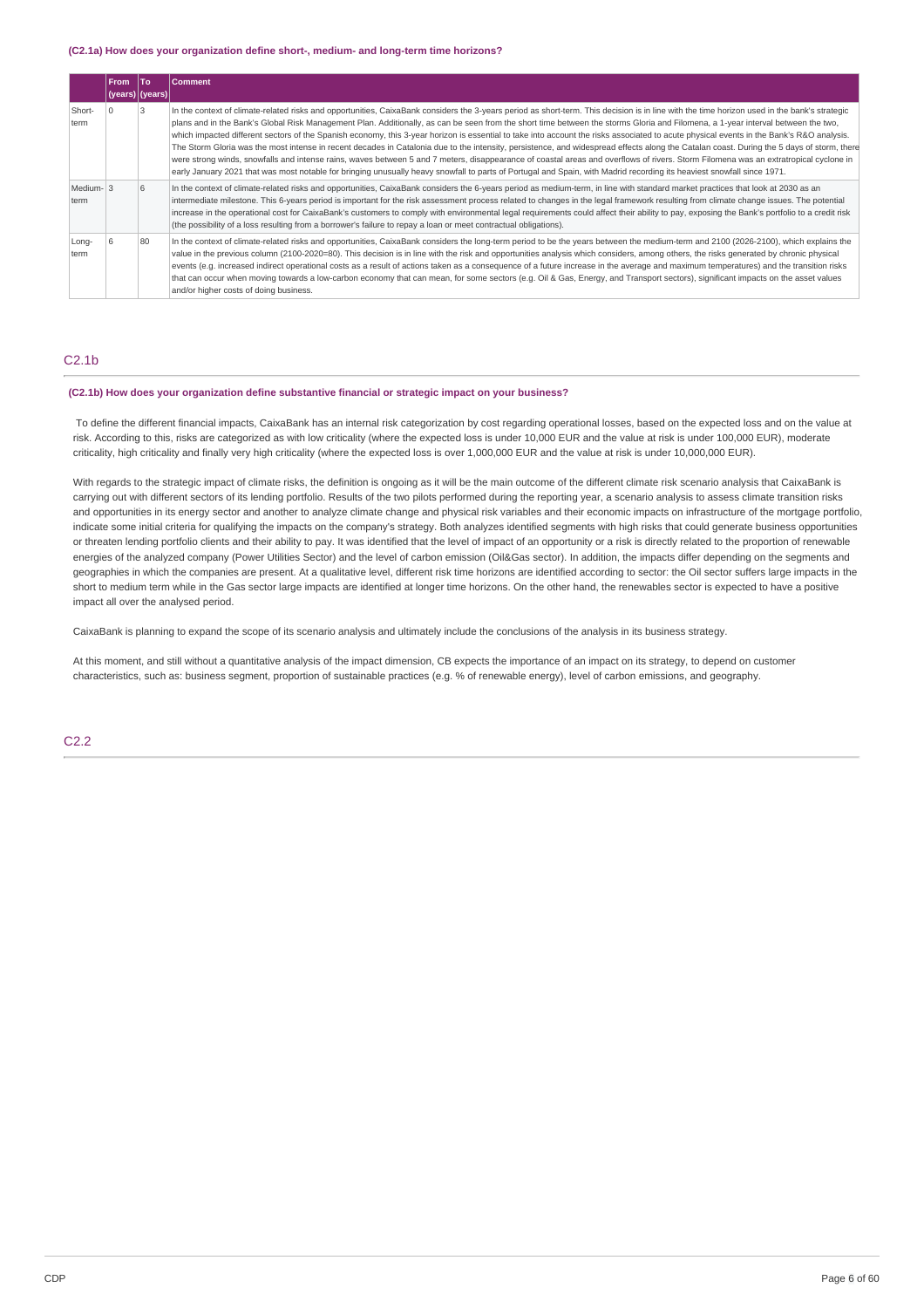**(C2.1a) How does your organization define short-, medium- and long-term time horizons?**

| | From (years) | To (years) | Comment |
|---|---|---|---|
| Short-term | 0 | 3 | In the context of climate-related risks and opportunities, CaixaBank considers the 3-years period as short-term. This decision is in line with the time horizon used in the bank's strategic plans and in the Bank's Global Risk Management Plan. Additionally, as can be seen from the short time between the storms Gloria and Filomena, a 1-year interval between the two, which impacted different sectors of the Spanish economy, this 3-year horizon is essential to take into account the risks associated to acute physical events in the Bank's R&O analysis. The Storm Gloria was the most intense in recent decades in Catalonia due to the intensity, persistence, and widespread effects along the Catalan coast. During the 5 days of storm, there were strong winds, snowfalls and intense rains, waves between 5 and 7 meters, disappearance of coastal areas and overflows of rivers. Storm Filomena was an extratropical cyclone in early January 2021 that was most notable for bringing unusually heavy snowfall to parts of Portugal and Spain, with Madrid recording its heaviest snowfall since 1971. |
| Medium-term | 3 | 6 | In the context of climate-related risks and opportunities, CaixaBank considers the 6-years period as medium-term, in line with standard market practices that look at 2030 as an intermediate milestone. This 6-years period is important for the risk assessment process related to changes in the legal framework resulting from climate change issues. The potential increase in the operational cost for CaixaBank's customers to comply with environmental legal requirements could affect their ability to pay, exposing the Bank's portfolio to a credit risk (the possibility of a loss resulting from a borrower's failure to repay a loan or meet contractual obligations). |
| Long-term | 6 | 80 | In the context of climate-related risks and opportunities, CaixaBank considers the long-term period to be the years between the medium-term and 2100 (2026-2100), which explains the value in the previous column (2100-2020=80). This decision is in line with the risk and opportunities analysis which considers, among others, the risks generated by chronic physical events (e.g. increased indirect operational costs as a result of actions taken as a consequence of a future increase in the average and maximum temperatures) and the transition risks that can occur when moving towards a low-carbon economy that can mean, for some sectors (e.g. Oil & Gas, Energy, and Transport sectors), significant impacts on the asset values and/or higher costs of doing business. |

## C2.1b

**(C2.1b) How does your organization define substantive financial or strategic impact on your business?**

To define the different financial impacts, CaixaBank has an internal risk categorization by cost regarding operational losses, based on the expected loss and on the value at risk. According to this, risks are categorized as with low criticality (where the expected loss is under 10,000 EUR and the value at risk is under 100,000 EUR), moderate criticality, high criticality and finally very high criticality (where the expected loss is over 1,000,000 EUR and the value at risk is under 10,000,000 EUR).

With regards to the strategic impact of climate risks, the definition is ongoing as it will be the main outcome of the different climate risk scenario analysis that CaixaBank is carrying out with different sectors of its lending portfolio. Results of the two pilots performed during the reporting year, a scenario analysis to assess climate transition risks and opportunities in its energy sector and another to analyze climate change and physical risk variables and their economic impacts on infrastructure of the mortgage portfolio, indicate some initial criteria for qualifying the impacts on the company's strategy. Both analyzes identified segments with high risks that could generate business opportunities or threaten lending portfolio clients and their ability to pay. It was identified that the level of impact of an opportunity or a risk is directly related to the proportion of renewable energies of the analyzed company (Power Utilities Sector) and the level of carbon emission (Oil&Gas sector). In addition, the impacts differ depending on the segments and geographies in which the companies are present. At a qualitative level, different risk time horizons are identified according to sector: the Oil sector suffers large impacts in the short to medium term while in the Gas sector large impacts are identified at longer time horizons. On the other hand, the renewables sector is expected to have a positive impact all over the analysed period.

CaixaBank is planning to expand the scope of its scenario analysis and ultimately include the conclusions of the analysis in its business strategy.

At this moment, and still without a quantitative analysis of the impact dimension, CB expects the importance of an impact on its strategy, to depend on customer characteristics, such as: business segment, proportion of sustainable practices (e.g. % of renewable energy), level of carbon emissions, and geography.

## C2.2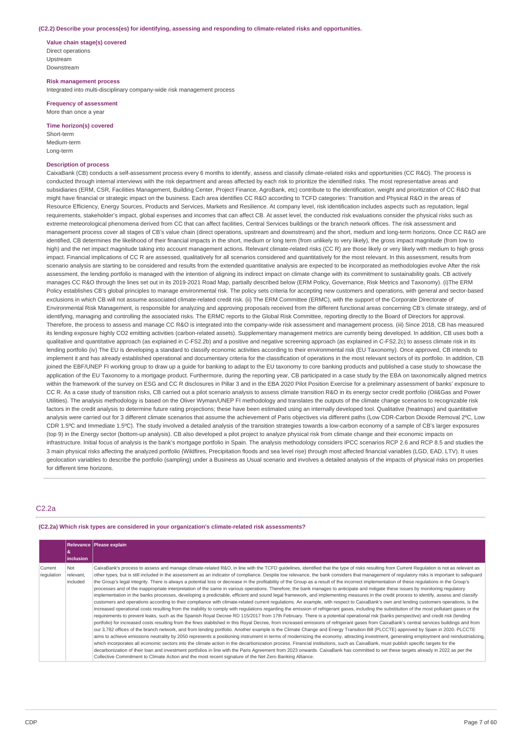**(C2.2) Describe your process(es) for identifying, assessing and responding to climate-related risks and opportunities.**

**Value chain stage(s) covered**
Direct operations
Upstream
Downstream

**Risk management process**
Integrated into multi-disciplinary company-wide risk management process

**Frequency of assessment**
More than once a year

**Time horizon(s) covered**
Short-term
Medium-term
Long-term

**Description of process**
CaixaBank (CB) conducts a self-assessment process every 6 months to identify, assess and classify climate-related risks and opportunities (CC R&O). The process is conducted through internal interviews with the risk department and areas affected by each risk to prioritize the identified risks. The most representative areas and subsidiaries (ERM, CSR, Facilities Management, Building Center, Project Finance, AgroBank, etc) contribute to the identification, weight and prioritization of CC R&O that might have financial or strategic impact on the business. Each area identifies CC R&O according to TCFD categories: Transition and Physical R&O in the areas of Resource Efficiency, Energy Sources, Products and Services, Markets and Resilience. At company level, risk identification includes aspects such as reputation, legal requirements, stakeholder's impact, global expenses and incomes that can affect CB. At asset level, the conducted risk evaluations consider the physical risks such as extreme meteorological phenomena derived from CC that can affect facilities, Central Services buildings or the branch network offices. The risk assessment and management process cover all stages of CB's value chain (direct operations, upstream and downstream) and the short, medium and long-term horizons. Once CC R&O are identified, CB determines the likelihood of their financial impacts in the short, medium or long term (from unlikely to very likely), the gross impact magnitude (from low to high) and the net impact magnitude taking into account management actions. Relevant climate-related risks (CC R) are those likely or very likely with medium to high gross impact. Financial implications of CC R are assessed, qualitatively for all scenarios considered and quantitatively for the most relevant. In this assessment, results from scenario analysis are starting to be considered and results from the extended quantitative analysis are expected to be incorporated as methodologies evolve After the risk assessment, the lending portfolio is managed with the intention of aligning its indirect impact on climate change with its commitment to sustainability goals. CB actively manages CC R&O through the lines set out in its 2019-2021 Road Map, partially described below (ERM Policy, Governance, Risk Metrics and Taxonomy). (i)The ERM Policy establishes CB's global principles to manage environmental risk. The policy sets criteria for accepting new customers and operations, with general and sector-based exclusions in which CB will not assume associated climate-related credit risk. (ii) The ERM Committee (ERMC), with the support of the Corporate Directorate of Environmental Risk Management, is responsible for analyzing and approving proposals received from the different functional areas concerning CB's climate strategy, and of identifying, managing and controlling the associated risks. The ERMC reports to the Global Risk Committee, reporting directly to the Board of Directors for approval. Therefore, the process to assess and manage CC R&O is integrated into the company-wide risk assessment and management process. (iii) Since 2018, CB has measured its lending exposure highly CO2 emitting activities (carbon-related assets). Supplementary management metrics are currently being developed. In addition, CB uses both a qualitative and quantitative approach (as explained in C-FS2.2b) and a positive and negative screening approach (as explained in C-FS2.2c) to assess climate risk in its lending portfolio (iv) The EU is developing a standard to classify economic activities according to their environmental risk (EU Taxonomy). Once approved, CB intends to implement it and has already established operational and documentary criteria for the classification of operations in the most relevant sectors of its portfolio. In addition, CB joined the EBF/UNEP FI working group to draw up a guide for banking to adapt to the EU taxonomy to core banking products and published a case study to showcase the application of the EU Taxonomy to a mortgage product. Furthermore, during the reporting year, CB participated in a case study by the EBA on taxonomically aligned metrics within the framework of the survey on ESG and CC R disclosures in Pillar 3 and in the EBA 2020 Pilot Position Exercise for a preliminary assessment of banks' exposure to CC R. As a case study of transition risks, CB carried out a pilot scenario analysis to assess climate transition R&O in its energy sector credit portfolio (Oil&Gas and Power Utilities). The analysis methodology is based on the Oliver Wyman/UNEP FI methodology and translates the outputs of the climate change scenarios to recognizable risk factors in the credit analysis to determine future rating projections; these have been estimated using an internally developed tool. Qualitative (heatmaps) and quantitative analysis were carried out for 3 different climate scenarios that assume the achievement of Paris objectives via different paths (Low CDR-Carbon Dioxide Removal 2ºC, Low CDR 1.5ºC and Immediate 1.5ºC). The study involved a detailed analysis of the transition strategies towards a low-carbon economy of a sample of CB's larger exposures (top 9) in the Energy sector (bottom-up analysis). CB also developed a pilot project to analyze physical risk from climate change and their economic impacts on infrastructure. Initial focus of analysis is the bank's mortgage portfolio in Spain. The analysis methodology considers IPCC scenarios RCP 2.6 and RCP 8.5 and studies the 3 main physical risks affecting the analyzed portfolio (Wildfires, Precipitation floods and sea level rise) through most affected financial variables (LGD, EAD, LTV). It uses geolocation variables to describe the portfolio (sampling) under a Business as Usual scenario and involves a detailed analysis of the impacts of physical risks on properties for different time horizons.

## C2.2a

**(C2.2a) Which risk types are considered in your organization's climate-related risk assessments?**

| | Relevance & inclusion | Please explain |
|---|---|---|
| Current regulation | Not relevant, included | CaixaBank's process to assess and manage climate-related R&O, in line with the TCFD guidelines, identified that the type of risks resulting from Current Regulation is not as relevant as other types, but is still included in the assessment as an indicator of compliance. Despite low relevance, the bank considers that management of regulatory risks is important to safeguard the Group's legal integrity. There is always a potential loss or decrease in the profitability of the Group as a result of the incorrect implementation of these regulations in the Group's processes and of the inappropriate interpretation of the same in various operations. Therefore, the bank manages to anticipate and mitigate these issues by monitoring regulatory implementation in the banks processes, developing a predictable, efficient and sound legal framework, and implementing measures in the credit process to identify, assess and classify customers and operations according to their compliance with climate-related current regulations. An example, with respect to CaixaBank's own and lending customers operations, is the increased operational costs resulting from the inability to comply with regulations regarding the emission of refrigerant gases, including the substitution of the most pollutant gases or the requirements to prevent leaks, such as the Spanish Royal Decree RD 115/2017 from 17th February. There is a potential operational risk (banks perspective) and credit risk (lending portfolio) for increased costs resulting from the fines stablished in this Royal Decree, from increased emissions of refrigerant gases from CaixaBank's central services buildings and from our 3,782 offices of the branch network, and from lending portfolio. Another example is the Climate Change and Energy Transition Bill (PLCCTE) approved by Spain in 2020. PLCCTE aims to achieve emissions neutrality by 2050 represents a positioning instrument in terms of modernizing the economy, attracting investment, generating employment and reindustrializing, which incorporates all economic sectors into the climate action in the decarbonization process. Financial institutions, such as CaixaBank, must publish specific targets for the decarbonization of their loan and investment portfolios in line with the Paris Agreement from 2023 onwards. CaixaBank has committed to set these targets already in 2022 as per the Collective Commitment to Climate Action and the most recent signature of the Net Zero Banking Alliance. |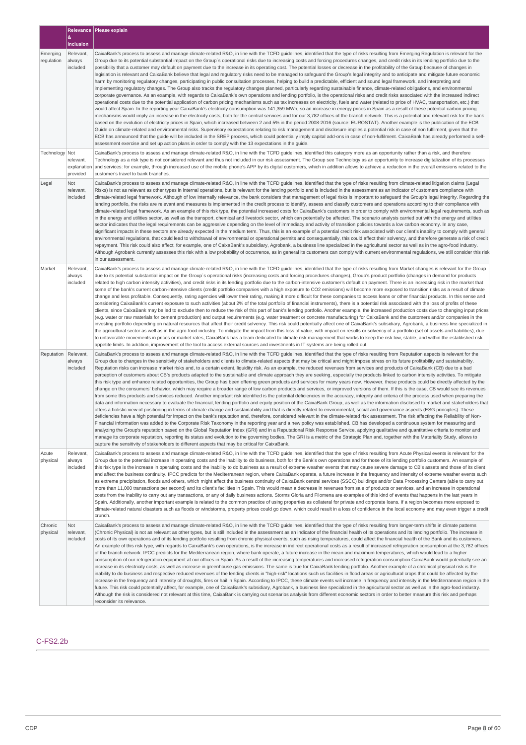| | Relevance & inclusion | Please explain |
|---|---|---|
| Emerging regulation | Relevant, always included | CaixaBank's process to assess and manage climate-related R&O, in line with the TCFD guidelines, identified that the type of risks resulting from Emerging Regulation is relevant for the Group due to its potential substantial impact on the Group's operational risks due to increasing costs and forcing procedures changes, and credit risks in its lending portfolio due to the possibility that a customer may default on payment due to the increase in its operating cost. The potential losses or decrease in the profitability of the Group because of changes in legislation is relevant and CaixaBank believe that legal and regulatory risks need to be managed to safeguard the Group's legal integrity and to anticipate and mitigate future economic harm by monitoring regulatory changes, participating in public consultation processes, helping to build a predictable, efficient and sound legal framework, and interpreting and implementing regulatory changes. The Group also tracks the regulatory changes planned, particularly regarding sustainable finance, climate-related obligations, and environmental corporate governance. As an example, with regards to CaixaBank's own operations and lending portfolio, is the operational risks and credit risks associated with the increased indirect operational costs due to the potential application of carbon pricing mechanisms such as tax increases on electricity, fuels and water (related to price of HVAC, transportation, etc.) that would affect Spain. In the reporting year CaixaBank's electricity consumption was 141,359 MWh, so an increase in energy prices in Spain as a result of these potential carbon pricing mechanisms would imply an increase in the electricity costs, both for the central services and for our 3,782 offices of the branch network. This is a potential and relevant risk for the bank based on the evolution of electricity prices in Spain, which increased between 2 and 5% in the period 2008-2016 (source: EUROSTAT). Another example is the publication of the ECB Guide on climate-related and environmental risks. Supervisory expectations relating to risk management and disclosure implies a potential risk in case of non fulfilment, given that the ECB has announced that the guide will be included in the SREP process, which could potentially imply capital add-ons in case of non-fulfilment. CaixaBank has already performed a self-assessment exercise and set up action plans in order to comply with the 13 expectations in the guide. |
| Technology | Not relevant, explanation provided | CaixaBank's process to assess and manage climate-related R&O, in line with the TCFD guidelines, identified this category more as an opportunity rather than a risk, and therefore Technology as a risk type is not considered relevant and thus not included in our risk assessment. The Group see Technology as an opportunity to increase digitalization of its processes and services: for example, through increased use of the mobile phone's APP by its digital customers, which in addition allows to achieve a reduction in the overall emissions related to the customer's travel to bank branches. |
| Legal | Not relevant, included | CaixaBank's process to assess and manage climate-related R&O, in line with the TCFD guidelines, identified that the type of risks resulting from climate-related litigation claims (Legal Risks) is not as relevant as other types in internal operations, but is relevant for the lending portfolio and is included in the assessment as an indicator of customers compliance with climate-related legal framework. Although of low internally relevance, the bank considers that management of legal risks is important to safeguard the Group's legal integrity. Regarding the lending portfolio, the risks are relevant and measures is implemented in the credit process to identify, assess and classify customers and operations according to their compliance with climate-related legal framework. As an example of this risk type, the potential increased costs for CaixaBank's customers in order to comply with environmental legal requirements, such as in the energy and utilities sector, as well as the transport, chemical and livestock sector, which can potentially be affected. The scenario analysis carried out with the energy and utilities sector indicates that the legal requirements can be aggressive depending on the level of immediacy and activity of transition policies towards a low carbon economy. In any case, significant impacts in these sectors are already expected in the medium term. Thus, this is an example of a potential credit risk associated with our client's inability to comply with general environmental regulations, that could lead to withdrawal of environmental or operational permits and consequentially, this could affect their solvency, and therefore generate a risk of credit repayment. This risk could also affect, for example, one of CaixaBank's subsidiary, Agrobank, a business line specialized in the agricultural sector as well as in the agro-food industry. Although Agrobank currently assesses this risk with a low probability of occurrence, as in general its customers can comply with current environmental regulations, we still consider this risk in our assessment. |
| Market | Relevant, always included | CaixaBank's process to assess and manage climate-related R&O, in line with the TCFD guidelines, identified that the type of risks resulting from Market changes is relevant for the Group due to its potential substantial impact on the Group's operational risks (increasing costs and forcing procedures changes), Group's product portfolio (changes in demand for products related to high carbon intensity activities), and credit risks in its lending portfolio due to the carbon-intensive customer's default on payment. There is an increasing risk in the market that some of the bank's current carbon-intensive clients (credit portfolio companies with a high exposure to CO2 emissions) will become more exposed to transition risks as a result of climate change and less profitable. Consequently, rating agencies will lower their rating, making it more difficult for these companies to access loans or other financial products. In this sense and considering CaixaBank's current exposure to such activities (about 2% of the total portfolio of financial instruments), there is a potential risk associated with the loss of profits of these clients, since CaixaBank may be led to exclude them to reduce the risk of this part of bank's lending portfolio. Another example, the increased production costs due to changing input prices (e.g. water or raw materials for cement production) and output requirements (e.g. water treatment or concrete manufacturing) for CaixaBank and the customers and/or companies in the investing portfolio depending on natural resources that affect their credit solvency. This risk could potentially affect one of CaixaBank's subsidiary, Agrobank, a business line specialized in the agricultural sector as well as in the agro-food industry. To mitigate the impact from this loss of value, with impact on results or solvency of a portfolio (set of assets and liabilities), due to unfavorable movements in prices or market rates, CaixaBank has a team dedicated to climate risk management that works to keep the risk low, stable, and within the established risk appetite limits. In addition, improvement of the tool to access external sources and investments in IT systems are being rolled out. |
| Reputation | Relevant, always included | CaixaBank's process to assess and manage climate-related R&O, in line with the TCFD guidelines, identified that the type of risks resulting from Reputation aspects is relevant for the Group due to changes in the sensitivity of stakeholders and clients to climate-related aspects that may be critical and might impose stress on its future profitability and sustainability. Reputation risks can increase market risks and, to a certain extent, liquidity risk. As an example, the reduced revenues from services and products of CaixaBank (CB) due to a bad perception of customers about CB's products adapted to the sustainable and climate approach they are seeking, especially the products linked to carbon intensity activities. To mitigate this risk type and enhance related opportunities, the Group has been offering green products and services for many years now. However, these products could be directly affected by the change on the consumers' behavior, which may require a broader range of low carbon products and services, or improved versions of them. If this is the case, CB would see its revenues from some this products and services reduced. Another important risk identified is the potential deficiencies in the accuracy, integrity and criteria of the process used when preparing the data and information necessary to evaluate the financial, lending portfolio and equity position of the CaixaBank Group, as well as the information disclosed to market and stakeholders that offers a holistic view of positioning in terms of climate change and sustainability and that is directly related to environmental, social and governance aspects (ESG principles). These deficiencies have a high potential for impact on the bank's reputation and, therefore, considered relevant in the climate-related risk assessment. The risk affecting the Reliability of Non-Financial Information was added to the Corporate Risk Taxonomy in the reporting year and a new policy was established. CB has developed a continuous system for measuring and analyzing the Group's reputation based on the Global Reputation Index (GRI) and in a Reputational Risk Response Service, applying qualitative and quantitative criteria to monitor and manage its corporate reputation, reporting its status and evolution to the governing bodies. The GRI is a metric of the Strategic Plan and, together with the Materiality Study, allows to capture the sensitivity of stakeholders to different aspects that may be critical for CaixaBank. |
| Acute physical | Relevant, always included | CaixaBank's process to assess and manage climate-related R&O, in line with the TCFD guidelines, identified that the type of risks resulting from Acute Physical events is relevant for the Group due to the potential increase in operating costs and the inability to do business, both for the Bank's own operations and for those of its lending portfolio customers. An example of this risk type is the increase in operating costs and the inability to do business as a result of extreme weather events that may cause severe damage to CB's assets and those of its client and affect the business continuity. IPCC predicts for the Mediterranean region, where CaixaBank operate, a future increase in the frequency and intensity of extreme weather events such as extreme precipitation, floods and others, which might affect the business continuity of CaixaBank central services (SSCC) buildings and/or Data Processing Centers (able to carry out more than 11,000 transactions per second) and its client's facilities in Spain. This would mean a decrease in revenues from sale of products or services, and an increase in operational costs from the inability to carry out any transactions, or any of daily business actions. Storms Gloria and Filomena are examples of this kind of events that happens in the last years in Spain. Additionally, another important example is related to the common practice of using properties as collateral for private and corporate loans. If a region becomes more exposed to climate-related natural disasters such as floods or windstorms, property prices could go down, which could result in a loss of confidence in the local economy and may even trigger a credit crunch. |
| Chronic physical | Not relevant, included | CaixaBank's process to assess and manage climate-related R&O, in line with the TCFD guidelines, identified that the type of risks resulting from longer-term shifts in climate patterns (Chronic Physical) is not as relevant as other types, but is still included in the assessment as an indicator of the financial health of its operations and its lending portfolio. The increase in costs of its own operations and of its lending portfolio resulting from chronic physical events, such as rising temperatures, could affect the financial health of the Bank and its customers. An example of this risk type, with regards to CaixaBank's own operations, is the increase in indirect operational costs as a result of increased refrigeration consumption at the 3,782 offices of the branch network. IPCC predicts for the Mediterranean region, where bank operate, a future increase in the mean and maximum temperatures, which would lead to a higher consumption of our refrigeration equipment at our offices in Spain. As a result of the increasing temperatures and increased refrigeration consumption CaixaBank would potentially see an increase in its electricity costs, as well as increase in greenhouse gas emissions. The same is true for CaixaBank lending portfolio. Another example of a chronical physical risk is the inability to do business and respective reduced revenues of the lending clients in "high-risk" locations such us facilities in flood areas or agricultural crops that could be affected by the increase in the frequency and intensity of droughts, fires or hail in Spain. According to IPCC, these climate events will increase in frequency and intensity in the Mediterranean region in the future. This risk could potentially affect, for example, one of CaixaBank's subsidiary, Agrobank, a business line specialized in the agricultural sector as well as in the agro-food industry. Although the risk is considered not relevant at this time, CaixaBank is carrying out scenarios analysis from different economic sectors in order to better measure this risk and perhaps reconsider its relevance. |

## C-FS2.2b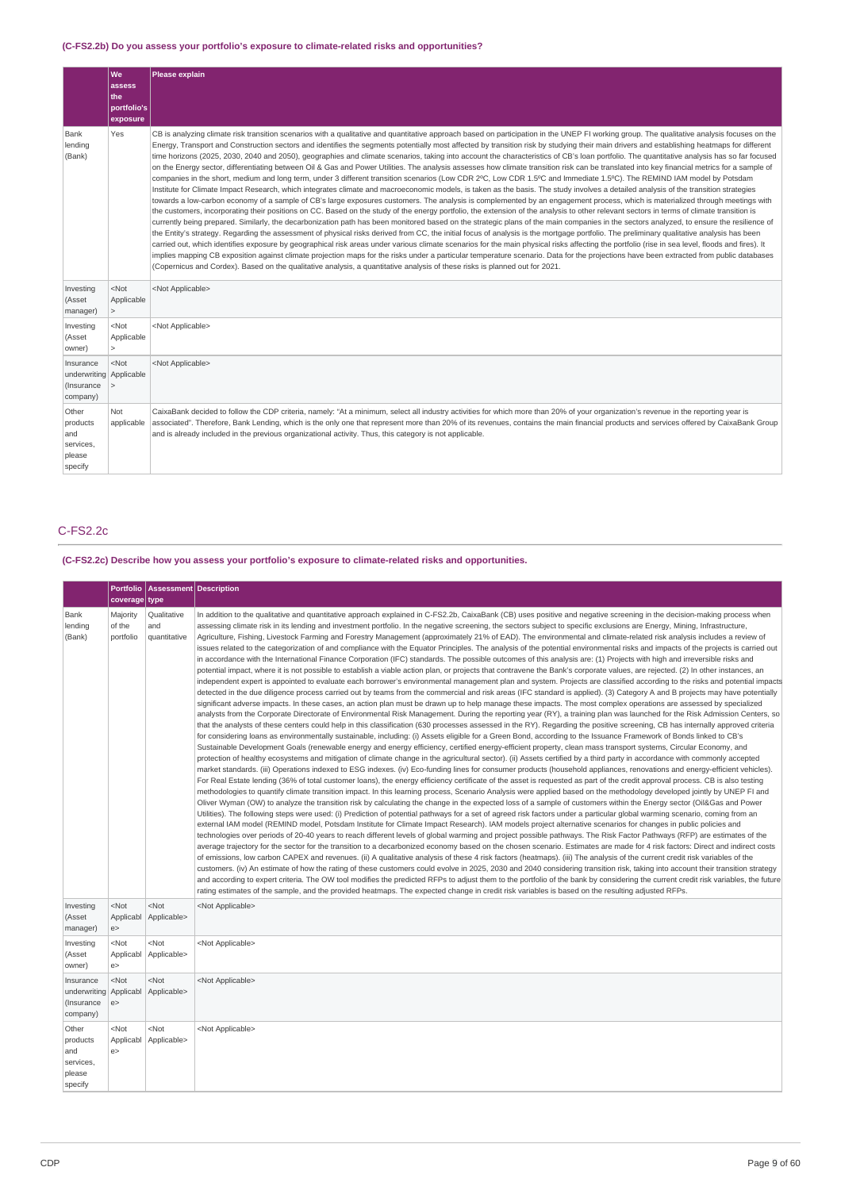### (C-FS2.2b) Do you assess your portfolio's exposure to climate-related risks and opportunities?

| | We assess the portfolio's exposure | Please explain |
|---|---|---|
| Bank lending (Bank) | Yes | CB is analyzing climate risk transition scenarios with a qualitative and quantitative approach based on participation in the UNEP FI working group. The qualitative analysis focuses on the Energy, Transport and Construction sectors and identifies the segments potentially most affected by transition risk by studying their main drivers and establishing heatmaps for different time horizons (2025, 2030, 2040 and 2050), geographies and climate scenarios, taking into account the characteristics of CB's loan portfolio. The quantitative analysis has so far focused on the Energy sector, differentiating between Oil & Gas and Power Utilities. The analysis assesses how climate transition risk can be translated into key financial metrics for a sample of companies in the short, medium and long term, under 3 different transition scenarios (Low CDR 2ºC, Low CDR 1.5ºC and Immediate 1.5ºC). The REMIND IAM model by Potsdam Institute for Climate Impact Research, which integrates climate and macroeconomic models, is taken as the basis. The study involves a detailed analysis of the transition strategies towards a low-carbon economy of a sample of CB's large exposures customers. The analysis is complemented by an engagement process, which is materialized through meetings with the customers, incorporating their positions on CC. Based on the study of the energy portfolio, the extension of the analysis to other relevant sectors in terms of climate transition is currently being prepared. Similarly, the decarbonization path has been monitored based on the strategic plans of the main companies in the sectors analyzed, to ensure the resilience of the Entity's strategy. Regarding the assessment of physical risks derived from CC, the initial focus of analysis is the mortgage portfolio. The preliminary qualitative analysis has been carried out, which identifies exposure by geographical risk areas under various climate scenarios for the main physical risks affecting the portfolio (rise in sea level, floods and fires). It implies mapping CB exposition against climate projection maps for the risks under a particular temperature scenario. Data for the projections have been extracted from public databases (Copernicus and Cordex). Based on the qualitative analysis, a quantitative analysis of these risks is planned out for 2021. |
| Investing (Asset manager) | <Not Applicable> | <Not Applicable> |
| Investing (Asset owner) | <Not Applicable> | <Not Applicable> |
| Insurance underwriting (Insurance company) | <Not Applicable> | <Not Applicable> |
| Other products and services, please specify | Not applicable | CaixaBank decided to follow the CDP criteria, namely: "At a minimum, select all industry activities for which more than 20% of your organization's revenue in the reporting year is associated". Therefore, Bank Lending, which is the only one that represent more than 20% of its revenues, contains the main financial products and services offered by CaixaBank Group and is already included in the previous organizational activity. Thus, this category is not applicable. |

## C-FS2.2c

### (C-FS2.2c) Describe how you assess your portfolio's exposure to climate-related risks and opportunities.

| | Portfolio coverage | Assessment type | Description |
|---|---|---|---|
| Bank lending (Bank) | Majority of the portfolio | Qualitative and quantitative | In addition to the qualitative and quantitative approach explained in C-FS2.2b, CaixaBank (CB) uses positive and negative screening in the decision-making process when assessing climate risk in its lending and investment portfolio. In the negative screening, the sectors subject to specific exclusions are Energy, Mining, Infrastructure, Agriculture, Fishing, Livestock Farming and Forestry Management (approximately 21% of EAD). The environmental and climate-related risk analysis includes a review of issues related to the categorization of and compliance with the Equator Principles. The analysis of the potential environmental risks and impacts of the projects is carried out in accordance with the International Finance Corporation (IFC) standards. The possible outcomes of this analysis are: (1) Projects with high and irreversible risks and potential impact, where it is not possible to establish a viable action plan, or projects that contravene the Bank's corporate values, are rejected. (2) In other instances, an independent expert is appointed to evaluate each borrower's environmental management plan and system. Projects are classified according to the risks and potential impacts detected in the due diligence process carried out by teams from the commercial and risk areas (IFC standard is applied). (3) Category A and B projects may have potentially significant adverse impacts. In these cases, an action plan must be drawn up to help manage these impacts. The most complex operations are assessed by specialized analysts from the Corporate Directorate of Environmental Risk Management. During the reporting year (RY), a training plan was launched for the Risk Admission Centers, so that the analysts of these centers could help in this classification (630 processes assessed in the RY). Regarding the positive screening, CB has internally approved criteria for considering loans as environmentally sustainable, including: (i) Assets eligible for a Green Bond, according to the Issuance Framework of Bonds linked to CB's Sustainable Development Goals (renewable energy and energy efficiency, certified energy-efficient property, clean mass transport systems, Circular Economy, and protection of healthy ecosystems and mitigation of climate change in the agricultural sector). (ii) Assets certified by a third party in accordance with commonly accepted market standards. (iii) Operations indexed to ESG indexes. (iv) Eco-funding lines for consumer products (household appliances, renovations and energy-efficient vehicles). For Real Estate lending (36% of total customer loans), the energy efficiency certificate of the asset is requested as part of the credit approval process. CB is also testing methodologies to quantify climate transition impact. In this learning process, Scenario Analysis were applied based on the methodology developed jointly by UNEP FI and Oliver Wyman (OW) to analyze the transition risk by calculating the change in the expected loss of a sample of customers within the Energy sector (Oil&Gas and Power Utilities). The following steps were used: (i) Prediction of potential pathways for a set of agreed risk factors under a particular global warming scenario, coming from an external IAM model (REMIND model, Potsdam Institute for Climate Impact Research). IAM models project alternative scenarios for changes in public policies and technologies over periods of 20-40 years to reach different levels of global warming and project possible pathways. The Risk Factor Pathways (RFP) are estimates of the average trajectory for the sector for the transition to a decarbonized economy based on the chosen scenario. Estimates are made for 4 risk factors: Direct and indirect costs of emissions, low carbon CAPEX and revenues. (ii) A qualitative analysis of these 4 risk factors (heatmaps). (iii) The analysis of the current credit risk variables of the customers. (iv) An estimate of how the rating of these customers could evolve in 2025, 2030 and 2040 considering transition risk, taking into account their transition strategy and according to expert criteria. The OW tool modifies the predicted RFPs to adjust them to the portfolio of the bank by considering the current credit risk variables, the future rating estimates of the sample, and the provided heatmaps. The expected change in credit risk variables is based on the resulting adjusted RFPs. |
| Investing (Asset manager) | <Not Applicable> | <Not Applicable> | <Not Applicable> |
| Investing (Asset owner) | <Not Applicable> | <Not Applicable> | <Not Applicable> |
| Insurance underwriting (Insurance company) | <Not Applicable> | <Not Applicable> | <Not Applicable> |
| Other products and services, please specify | <Not Applicable> | <Not Applicable> | <Not Applicable> |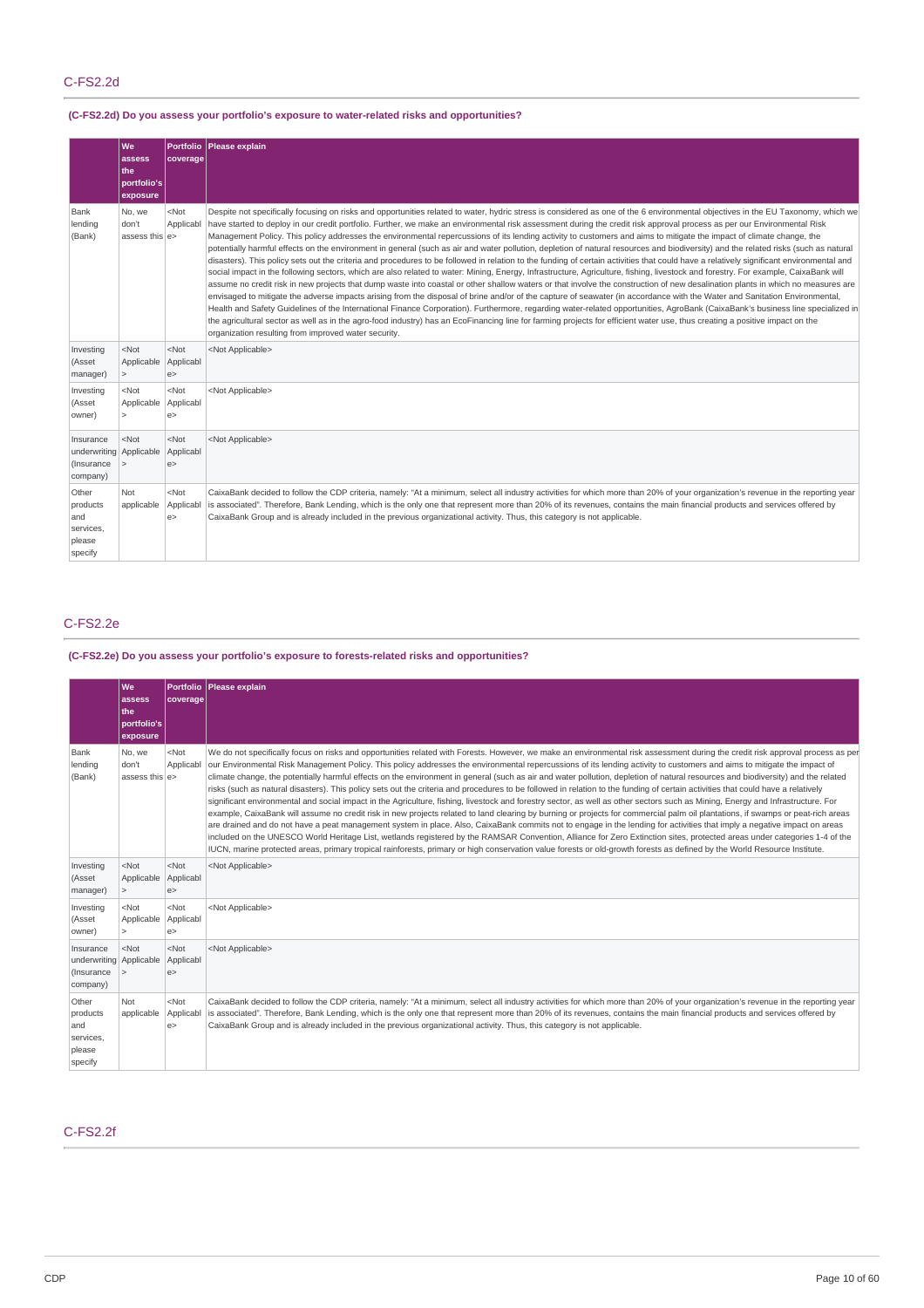## C-FS2.2d

### (C-FS2.2d) Do you assess your portfolio's exposure to water-related risks and opportunities?

| | We assess the portfolio's exposure | Portfolio coverage | Please explain |
|---|---|---|---|
| Bank lending (Bank) | No, we don't assess this | <Not Applicable> | Despite not specifically focusing on risks and opportunities related to water, hydric stress is considered as one of the 6 environmental objectives in the EU Taxonomy, which we have started to deploy in our credit portfolio. Further, we make an environmental risk assessment during the credit risk approval process as per our Environmental Risk Management Policy. This policy addresses the environmental repercussions of its lending activity to customers and aims to mitigate the impact of climate change, the potentially harmful effects on the environment in general (such as air and water pollution, depletion of natural resources and biodiversity) and the related risks (such as natural disasters). This policy sets out the criteria and procedures to be followed in relation to the funding of certain activities that could have a relatively significant environmental and social impact in the following sectors, which are also related to water: Mining, Energy, Infrastructure, Agriculture, fishing, livestock and forestry. For example, CaixaBank will assume no credit risk in new projects that dump waste into coastal or other shallow waters or that involve the construction of new desalination plants in which no measures are envisaged to mitigate the adverse impacts arising from the disposal of brine and/or of the capture of seawater (in accordance with the Water and Sanitation Environmental, Health and Safety Guidelines of the International Finance Corporation). Furthermore, regarding water-related opportunities, AgroBank (CaixaBank's business line specialized in the agricultural sector as well as in the agro-food industry) has an EcoFinancing line for farming projects for efficient water use, thus creating a positive impact on the organization resulting from improved water security. |
| Investing (Asset manager) | <Not Applicable> | <Not Applicable> | <Not Applicable> |
| Investing (Asset owner) | <Not Applicable> | <Not Applicable> | <Not Applicable> |
| Insurance underwriting (Insurance company) | <Not Applicable> | <Not Applicable> | <Not Applicable> |
| Other products and services, please specify | Not applicable | <Not Applicable> | CaixaBank decided to follow the CDP criteria, namely: "At a minimum, select all industry activities for which more than 20% of your organization's revenue in the reporting year is associated". Therefore, Bank Lending, which is the only one that represent more than 20% of its revenues, contains the main financial products and services offered by CaixaBank Group and is already included in the previous organizational activity. Thus, this category is not applicable. |

## C-FS2.2e

### (C-FS2.2e) Do you assess your portfolio's exposure to forests-related risks and opportunities?

| | We assess the portfolio's exposure | Portfolio coverage | Please explain |
|---|---|---|---|
| Bank lending (Bank) | No, we don't assess this | <Not Applicable> | We do not specifically focus on risks and opportunities related with Forests. However, we make an environmental risk assessment during the credit risk approval process as per our Environmental Risk Management Policy. This policy addresses the environmental repercussions of its lending activity to customers and aims to mitigate the impact of climate change, the potentially harmful effects on the environment in general (such as air and water pollution, depletion of natural resources and biodiversity) and the related risks (such as natural disasters). This policy sets out the criteria and procedures to be followed in relation to the funding of certain activities that could have a relatively significant environmental and social impact in the Agriculture, fishing, livestock and forestry sector, as well as other sectors such as Mining, Energy and Infrastructure. For example, CaixaBank will assume no credit risk in new projects related to land clearing by burning or projects for commercial palm oil plantations, if swamps or peat-rich areas are drained and do not have a peat management system in place. Also, CaixaBank commits not to engage in the lending for activities that imply a negative impact on areas included on the UNESCO World Heritage List, wetlands registered by the RAMSAR Convention, Alliance for Zero Extinction sites, protected areas under categories 1-4 of the IUCN, marine protected areas, primary tropical rainforests, primary or high conservation value forests or old-growth forests as defined by the World Resource Institute. |
| Investing (Asset manager) | <Not Applicable> | <Not Applicable> | <Not Applicable> |
| Investing (Asset owner) | <Not Applicable> | <Not Applicable> | <Not Applicable> |
| Insurance underwriting (Insurance company) | <Not Applicable> | <Not Applicable> | <Not Applicable> |
| Other products and services, please specify | Not applicable | <Not Applicable> | CaixaBank decided to follow the CDP criteria, namely: "At a minimum, select all industry activities for which more than 20% of your organization's revenue in the reporting year is associated". Therefore, Bank Lending, which is the only one that represent more than 20% of its revenues, contains the main financial products and services offered by CaixaBank Group and is already included in the previous organizational activity. Thus, this category is not applicable. |

## C-FS2.2f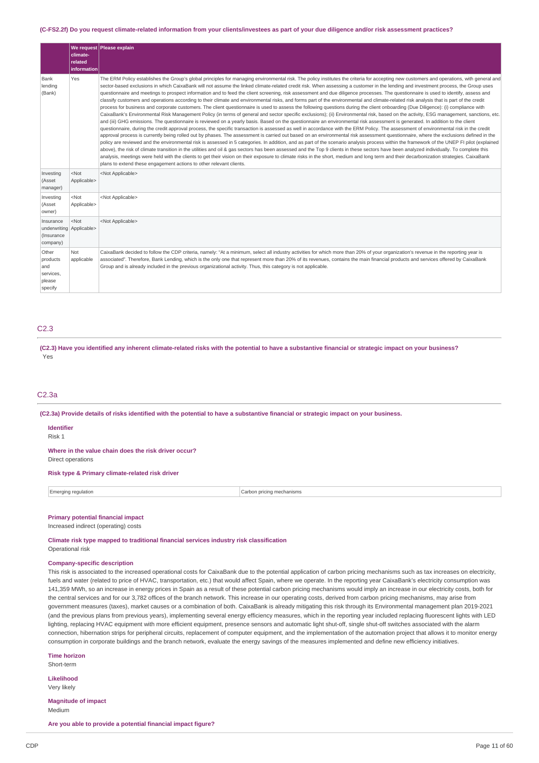**(C-FS2.2f) Do you request climate-related information from your clients/investees as part of your due diligence and/or risk assessment practices?**

| | We request climate-related information | Please explain |
|---|---|---|
| Bank lending (Bank) | Yes | The ERM Policy establishes the Group's global principles for managing environmental risk. The policy institutes the criteria for accepting new customers and operations, with general and sector-based exclusions in which CaixaBank will not assume the linked climate-related credit risk. When assessing a customer in the lending and investment process, the Group uses questionnaire and meetings to prospect information and to feed the client screening, risk assessment and due diligence processes. The questionnaire is used to identify, assess and classify customers and operations according to their climate and environmental risks, and forms part of the environmental and climate-related risk analysis that is part of the credit process for business and corporate customers. The client questionnaire is used to assess the following questions during the client onboarding (Due Diligence): (i) compliance with CaixaBank's Environmental Risk Management Policy (in terms of general and sector specific exclusions); (ii) Environmental risk, based on the activity, ESG management, sanctions, etc. and (iii) GHG emissions. The questionnaire is reviewed on a yearly basis. Based on the questionnaire an environmental risk assessment is generated. In addition to the client questionnaire, during the credit approval process, the specific transaction is assessed as well in accordance with the ERM Policy. The assessment of environmental risk in the credit approval process is currently being rolled out by phases. The assessment is carried out based on an environmental risk assessment questionnaire, where the exclusions defined in the policy are reviewed and the environmental risk is assessed in 5 categories. In addition, and as part of the scenario analysis process within the framework of the UNEP FI pilot (explained above), the risk of climate transition in the utilities and oil & gas sectors has been assessed and the Top 9 clients in these sectors have been analyzed individually. To complete this analysis, meetings were held with the clients to get their vision on their exposure to climate risks in the short, medium and long term and their decarbonization strategies. CaixaBank plans to extend these engagement actions to other relevant clients. |
| Investing (Asset manager) | <Not Applicable> | <Not Applicable> |
| Investing (Asset owner) | <Not Applicable> | <Not Applicable> |
| Insurance underwriting (Insurance company) | <Not Applicable> | <Not Applicable> |
| Other products and services, please specify | Not applicable | CaixaBank decided to follow the CDP criteria, namely: "At a minimum, select all industry activities for which more than 20% of your organization's revenue in the reporting year is associated". Therefore, Bank Lending, which is the only one that represent more than 20% of its revenues, contains the main financial products and services offered by CaixaBank Group and is already included in the previous organizational activity. Thus, this category is not applicable. |

## C2.3

**(C2.3) Have you identified any inherent climate-related risks with the potential to have a substantive financial or strategic impact on your business?**

Yes

## C2.3a

**(C2.3a) Provide details of risks identified with the potential to have a substantive financial or strategic impact on your business.**

**Identifier**

Risk 1

**Where in the value chain does the risk driver occur?**

Direct operations

**Risk type & Primary climate-related risk driver**

| Emerging regulation | Carbon pricing mechanisms |
|---|---|

**Primary potential financial impact**

Increased indirect (operating) costs

**Climate risk type mapped to traditional financial services industry risk classification**

Operational risk

**Company-specific description**

This risk is associated to the increased operational costs for CaixaBank due to the potential application of carbon pricing mechanisms such as tax increases on electricity, fuels and water (related to price of HVAC, transportation, etc.) that would affect Spain, where we operate. In the reporting year CaixaBank's electricity consumption was 141,359 MWh, so an increase in energy prices in Spain as a result of these potential carbon pricing mechanisms would imply an increase in our electricity costs, both for the central services and for our 3,782 offices of the branch network. This increase in our operating costs, derived from carbon pricing mechanisms, may arise from government measures (taxes), market causes or a combination of both. CaixaBank is already mitigating this risk through its Environmental management plan 2019-2021 (and the previous plans from previous years), implementing several energy efficiency measures, which in the reporting year included replacing fluorescent lights with LED lighting, replacing HVAC equipment with more efficient equipment, presence sensors and automatic light shut-off, single shut-off switches associated with the alarm connection, hibernation strips for peripheral circuits, replacement of computer equipment, and the implementation of the automation project that allows it to monitor energy consumption in corporate buildings and the branch network, evaluate the energy savings of the measures implemented and define new efficiency initiatives.

**Time horizon**

Short-term

**Likelihood**

Very likely

**Magnitude of impact**

Medium

**Are you able to provide a potential financial impact figure?**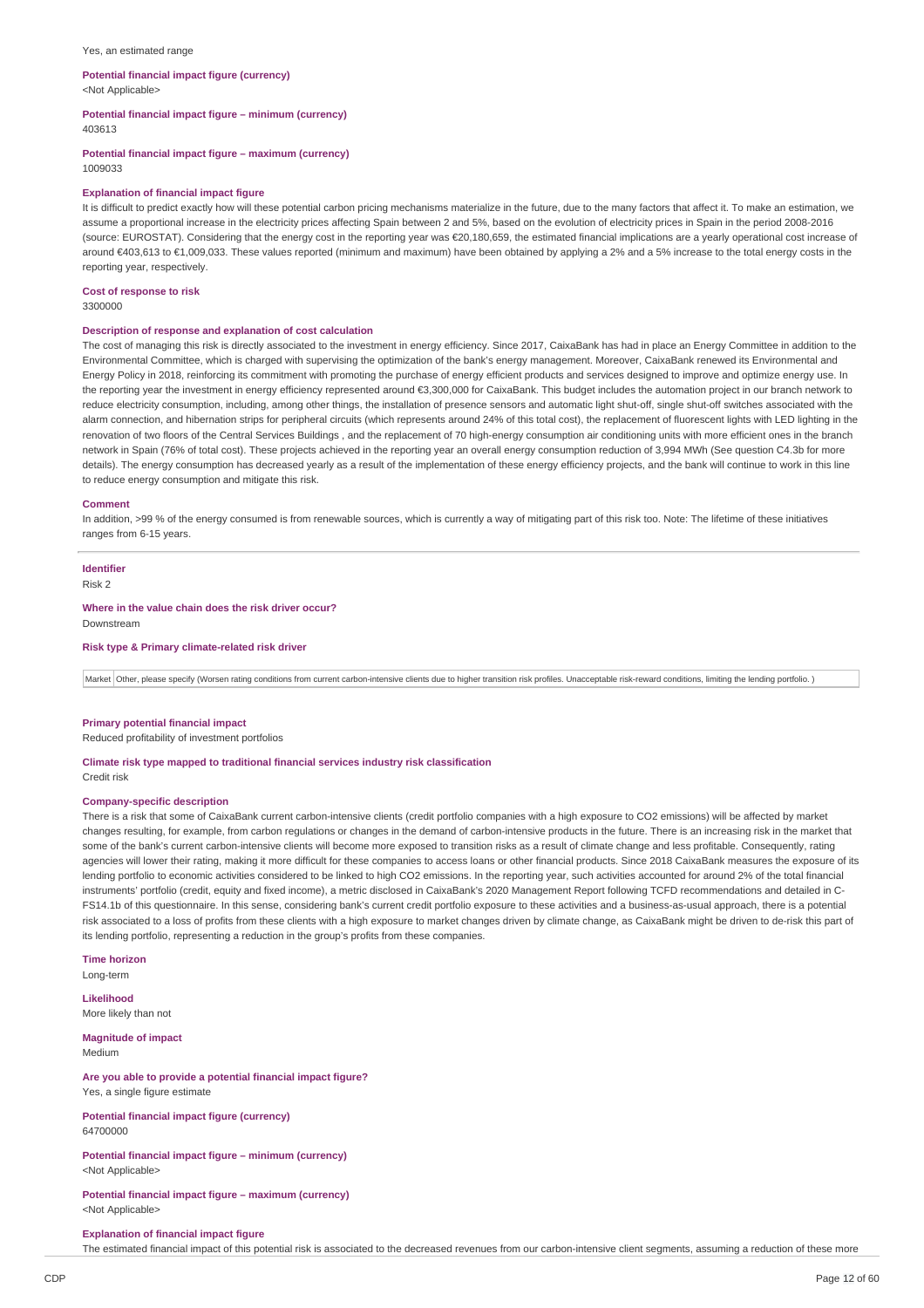Yes, an estimated range

**Potential financial impact figure (currency)**
<Not Applicable>

**Potential financial impact figure – minimum (currency)**
403613

**Potential financial impact figure – maximum (currency)**
1009033

**Explanation of financial impact figure**
It is difficult to predict exactly how will these potential carbon pricing mechanisms materialize in the future, due to the many factors that affect it. To make an estimation, we assume a proportional increase in the electricity prices affecting Spain between 2 and 5%, based on the evolution of electricity prices in Spain in the period 2008-2016 (source: EUROSTAT). Considering that the energy cost in the reporting year was €20,180,659, the estimated financial implications are a yearly operational cost increase of around €403,613 to €1,009,033. These values reported (minimum and maximum) have been obtained by applying a 2% and a 5% increase to the total energy costs in the reporting year, respectively.

**Cost of response to risk**
3300000

**Description of response and explanation of cost calculation**
The cost of managing this risk is directly associated to the investment in energy efficiency. Since 2017, CaixaBank has had in place an Energy Committee in addition to the Environmental Committee, which is charged with supervising the optimization of the bank's energy management. Moreover, CaixaBank renewed its Environmental and Energy Policy in 2018, reinforcing its commitment with promoting the purchase of energy efficient products and services designed to improve and optimize energy use. In the reporting year the investment in energy efficiency represented around €3,300,000 for CaixaBank. This budget includes the automation project in our branch network to reduce electricity consumption, including, among other things, the installation of presence sensors and automatic light shut-off, single shut-off switches associated with the alarm connection, and hibernation strips for peripheral circuits (which represents around 24% of this total cost), the replacement of fluorescent lights with LED lighting in the renovation of two floors of the Central Services Buildings , and the replacement of 70 high-energy consumption air conditioning units with more efficient ones in the branch network in Spain (76% of total cost). These projects achieved in the reporting year an overall energy consumption reduction of 3,994 MWh (See question C4.3b for more details). The energy consumption has decreased yearly as a result of the implementation of these energy efficiency projects, and the bank will continue to work in this line to reduce energy consumption and mitigate this risk.

**Comment**
In addition, >99 % of the energy consumed is from renewable sources, which is currently a way of mitigating part of this risk too. Note: The lifetime of these initiatives ranges from 6-15 years.

---

**Identifier**
Risk 2

**Where in the value chain does the risk driver occur?**
Downstream

**Risk type & Primary climate-related risk driver**

| Market | Other, please specify (Worsen rating conditions from current carbon-intensive clients due to higher transition risk profiles. Unacceptable risk-reward conditions, limiting the lending portfolio. ) |
|---|---|

**Primary potential financial impact**
Reduced profitability of investment portfolios

**Climate risk type mapped to traditional financial services industry risk classification**
Credit risk

**Company-specific description**
There is a risk that some of CaixaBank current carbon-intensive clients (credit portfolio companies with a high exposure to CO2 emissions) will be affected by market changes resulting, for example, from carbon regulations or changes in the demand of carbon-intensive products in the future. There is an increasing risk in the market that some of the bank's current carbon-intensive clients will become more exposed to transition risks as a result of climate change and less profitable. Consequently, rating agencies will lower their rating, making it more difficult for these companies to access loans or other financial products. Since 2018 CaixaBank measures the exposure of its lending portfolio to economic activities considered to be linked to high CO2 emissions. In the reporting year, such activities accounted for around 2% of the total financial instruments' portfolio (credit, equity and fixed income), a metric disclosed in CaixaBank's 2020 Management Report following TCFD recommendations and detailed in C-FS14.1b of this questionnaire. In this sense, considering bank's current credit portfolio exposure to these activities and a business-as-usual approach, there is a potential risk associated to a loss of profits from these clients with a high exposure to market changes driven by climate change, as CaixaBank might be driven to de-risk this part of its lending portfolio, representing a reduction in the group's profits from these companies.

**Time horizon**
Long-term

**Likelihood**
More likely than not

**Magnitude of impact**
Medium

**Are you able to provide a potential financial impact figure?**
Yes, a single figure estimate

**Potential financial impact figure (currency)**
64700000

**Potential financial impact figure – minimum (currency)**
<Not Applicable>

**Potential financial impact figure – maximum (currency)**
<Not Applicable>

**Explanation of financial impact figure**
The estimated financial impact of this potential risk is associated to the decreased revenues from our carbon-intensive client segments, assuming a reduction of these more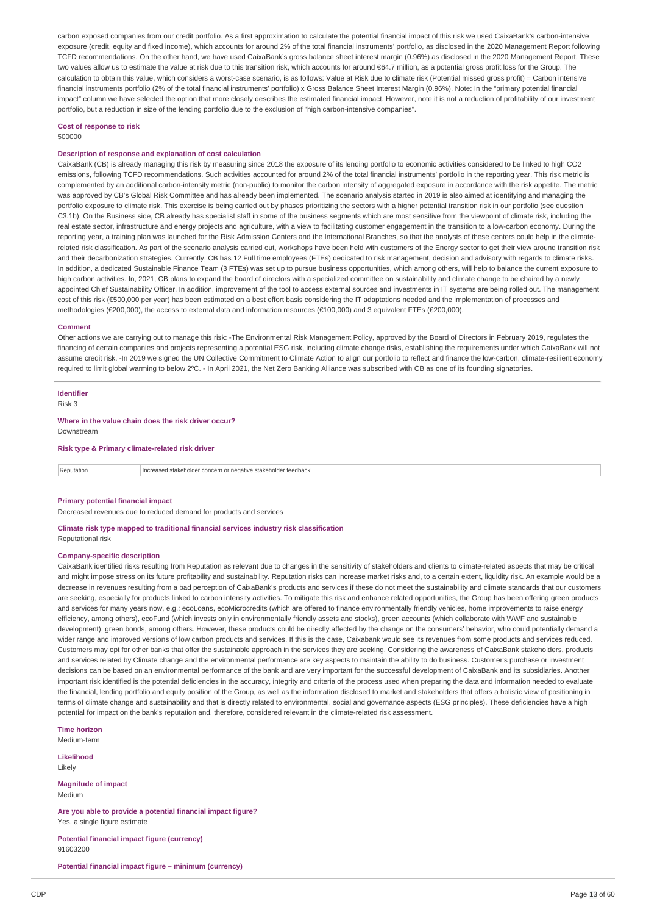carbon exposed companies from our credit portfolio. As a first approximation to calculate the potential financial impact of this risk we used CaixaBank's carbon-intensive exposure (credit, equity and fixed income), which accounts for around 2% of the total financial instruments' portfolio, as disclosed in the 2020 Management Report following TCFD recommendations. On the other hand, we have used CaixaBank's gross balance sheet interest margin (0.96%) as disclosed in the 2020 Management Report. These two values allow us to estimate the value at risk due to this transition risk, which accounts for around €64.7 million, as a potential gross profit loss for the Group. The calculation to obtain this value, which considers a worst-case scenario, is as follows: Value at Risk due to climate risk (Potential missed gross profit) = Carbon intensive financial instruments portfolio (2% of the total financial instruments' portfolio) x Gross Balance Sheet Interest Margin (0.96%). Note: In the "primary potential financial impact" column we have selected the option that more closely describes the estimated financial impact. However, note it is not a reduction of profitability of our investment portfolio, but a reduction in size of the lending portfolio due to the exclusion of "high carbon-intensive companies".

**Cost of response to risk**

500000

**Description of response and explanation of cost calculation**

CaixaBank (CB) is already managing this risk by measuring since 2018 the exposure of its lending portfolio to economic activities considered to be linked to high CO2 emissions, following TCFD recommendations. Such activities accounted for around 2% of the total financial instruments' portfolio in the reporting year. This risk metric is complemented by an additional carbon-intensity metric (non-public) to monitor the carbon intensity of aggregated exposure in accordance with the risk appetite. The metric was approved by CB's Global Risk Committee and has already been implemented. The scenario analysis started in 2019 is also aimed at identifying and managing the portfolio exposure to climate risk. This exercise is being carried out by phases prioritizing the sectors with a higher potential transition risk in our portfolio (see question C3.1b). On the Business side, CB already has specialist staff in some of the business segments which are most sensitive from the viewpoint of climate risk, including the real estate sector, infrastructure and energy projects and agriculture, with a view to facilitating customer engagement in the transition to a low-carbon economy. During the reporting year, a training plan was launched for the Risk Admission Centers and the International Branches, so that the analysts of these centers could help in the climate-related risk classification. As part of the scenario analysis carried out, workshops have been held with customers of the Energy sector to get their view around transition risk and their decarbonization strategies. Currently, CB has 12 Full time employees (FTEs) dedicated to risk management, decision and advisory with regards to climate risks. In addition, a dedicated Sustainable Finance Team (3 FTEs) was set up to pursue business opportunities, which among others, will help to balance the current exposure to high carbon activities. In, 2021, CB plans to expand the board of directors with a specialized committee on sustainability and climate change to be chaired by a newly appointed Chief Sustainability Officer. In addition, improvement of the tool to access external sources and investments in IT systems are being rolled out. The management cost of this risk (€500,000 per year) has been estimated on a best effort basis considering the IT adaptations needed and the implementation of processes and methodologies (€200,000), the access to external data and information resources (€100,000) and 3 equivalent FTEs (€200,000).

**Comment**

Other actions we are carrying out to manage this risk: -The Environmental Risk Management Policy, approved by the Board of Directors in February 2019, regulates the financing of certain companies and projects representing a potential ESG risk, including climate change risks, establishing the requirements under which CaixaBank will not assume credit risk. -In 2019 we signed the UN Collective Commitment to Climate Action to align our portfolio to reflect and finance the low-carbon, climate-resilient economy required to limit global warming to below 2ºC. - In April 2021, the Net Zero Banking Alliance was subscribed with CB as one of its founding signatories.

**Identifier**

Risk 3

**Where in the value chain does the risk driver occur?**

Downstream

**Risk type & Primary climate-related risk driver**

| Reputation | Increased stakeholder concern or negative stakeholder feedback |
|---|---|

**Primary potential financial impact**

Decreased revenues due to reduced demand for products and services

**Climate risk type mapped to traditional financial services industry risk classification**

Reputational risk

**Company-specific description**

CaixaBank identified risks resulting from Reputation as relevant due to changes in the sensitivity of stakeholders and clients to climate-related aspects that may be critical and might impose stress on its future profitability and sustainability. Reputation risks can increase market risks and, to a certain extent, liquidity risk. An example would be a decrease in revenues resulting from a bad perception of CaixaBank's products and services if these do not meet the sustainability and climate standards that our customers are seeking, especially for products linked to carbon intensity activities. To mitigate this risk and enhance related opportunities, the Group has been offering green products and services for many years now, e.g.: ecoLoans, ecoMicrocredits (which are offered to finance environmentally friendly vehicles, home improvements to raise energy efficiency, among others), ecoFund (which invests only in environmentally friendly assets and stocks), green accounts (which collaborate with WWF and sustainable development), green bonds, among others. However, these products could be directly affected by the change on the consumers' behavior, who could potentially demand a wider range and improved versions of low carbon products and services. If this is the case, Caixabank would see its revenues from some products and services reduced. Customers may opt for other banks that offer the sustainable approach in the services they are seeking. Considering the awareness of CaixaBank stakeholders, products and services related by Climate change and the environmental performance are key aspects to maintain the ability to do business. Customer's purchase or investment decisions can be based on an environmental performance of the bank and are very important for the successful development of CaixaBank and its subsidiaries. Another important risk identified is the potential deficiencies in the accuracy, integrity and criteria of the process used when preparing the data and information needed to evaluate the financial, lending portfolio and equity position of the Group, as well as the information disclosed to market and stakeholders that offers a holistic view of positioning in terms of climate change and sustainability and that is directly related to environmental, social and governance aspects (ESG principles). These deficiencies have a high potential for impact on the bank's reputation and, therefore, considered relevant in the climate-related risk assessment.

**Time horizon**

Medium-term

**Likelihood**

Likely

**Magnitude of impact**

Medium

**Are you able to provide a potential financial impact figure?**

Yes, a single figure estimate

**Potential financial impact figure (currency)**

91603200

**Potential financial impact figure – minimum (currency)**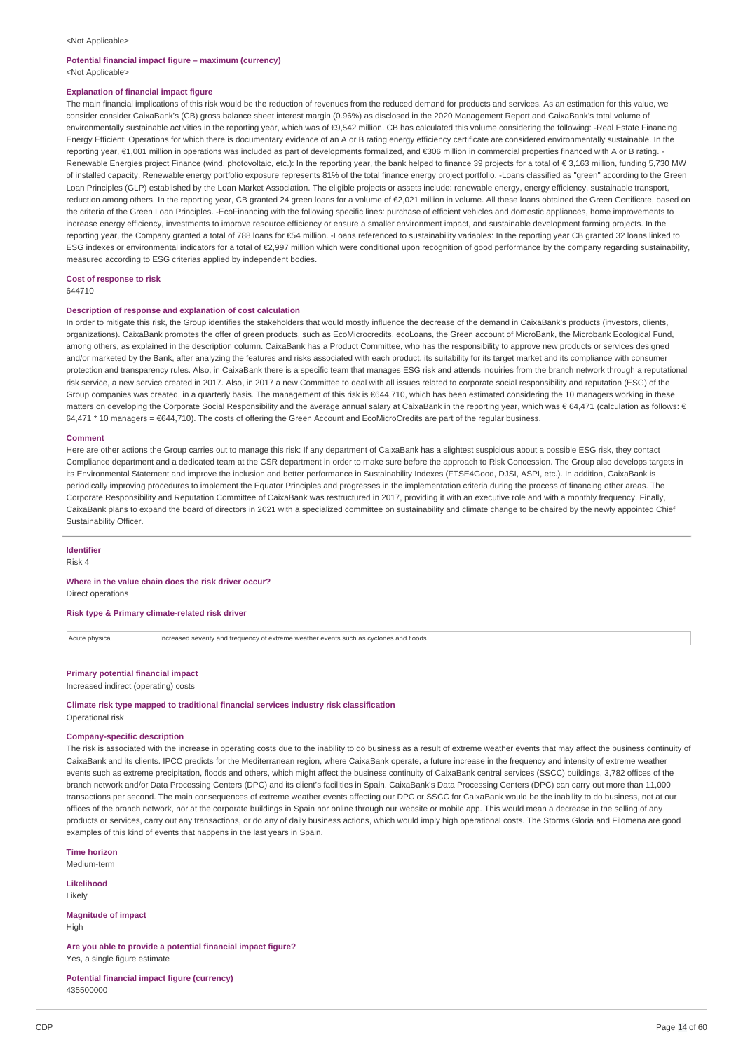<Not Applicable>

**Potential financial impact figure – maximum (currency)**

<Not Applicable>

**Explanation of financial impact figure**

The main financial implications of this risk would be the reduction of revenues from the reduced demand for products and services. As an estimation for this value, we consider consider CaixaBank's (CB) gross balance sheet interest margin (0.96%) as disclosed in the 2020 Management Report and CaixaBank's total volume of environmentally sustainable activities in the reporting year, which was of €9,542 million. CB has calculated this volume considering the following: -Real Estate Financing Energy Efficient: Operations for which there is documentary evidence of an A or B rating energy efficiency certificate are considered environmentally sustainable. In the reporting year, €1,001 million in operations was included as part of developments formalized, and €306 million in commercial properties financed with A or B rating. - Renewable Energies project Finance (wind, photovoltaic, etc.): In the reporting year, the bank helped to finance 39 projects for a total of € 3,163 million, funding 5,730 MW of installed capacity. Renewable energy portfolio exposure represents 81% of the total finance energy project portfolio. -Loans classified as "green" according to the Green Loan Principles (GLP) established by the Loan Market Association. The eligible projects or assets include: renewable energy, energy efficiency, sustainable transport, reduction among others. In the reporting year, CB granted 24 green loans for a volume of €2,021 million in volume. All these loans obtained the Green Certificate, based on the criteria of the Green Loan Principles. -EcoFinancing with the following specific lines: purchase of efficient vehicles and domestic appliances, home improvements to increase energy efficiency, investments to improve resource efficiency or ensure a smaller environment impact, and sustainable development farming projects. In the reporting year, the Company granted a total of 788 loans for €54 million. -Loans referenced to sustainability variables: In the reporting year CB granted 32 loans linked to ESG indexes or environmental indicators for a total of €2,997 million which were conditional upon recognition of good performance by the company regarding sustainability, measured according to ESG criterias applied by independent bodies.

**Cost of response to risk**

644710

**Description of response and explanation of cost calculation**

In order to mitigate this risk, the Group identifies the stakeholders that would mostly influence the decrease of the demand in CaixaBank's products (investors, clients, organizations). CaixaBank promotes the offer of green products, such as EcoMicrocredits, ecoLoans, the Green account of MicroBank, the Microbank Ecological Fund, among others, as explained in the description column. CaixaBank has a Product Committee, who has the responsibility to approve new products or services designed and/or marketed by the Bank, after analyzing the features and risks associated with each product, its suitability for its target market and its compliance with consumer protection and transparency rules. Also, in CaixaBank there is a specific team that manages ESG risk and attends inquiries from the branch network through a reputational risk service, a new service created in 2017. Also, in 2017 a new Committee to deal with all issues related to corporate social responsibility and reputation (ESG) of the Group companies was created, in a quarterly basis. The management of this risk is €644,710, which has been estimated considering the 10 managers working in these matters on developing the Corporate Social Responsibility and the average annual salary at CaixaBank in the reporting year, which was € 64,471 (calculation as follows: € 64,471 * 10 managers = €644,710). The costs of offering the Green Account and EcoMicroCredits are part of the regular business.

**Comment**

Here are other actions the Group carries out to manage this risk: If any department of CaixaBank has a slightest suspicious about a possible ESG risk, they contact Compliance department and a dedicated team at the CSR department in order to make sure before the approach to Risk Concession. The Group also develops targets in its Environmental Statement and improve the inclusion and better performance in Sustainability Indexes (FTSE4Good, DJSI, ASPI, etc.). In addition, CaixaBank is periodically improving procedures to implement the Equator Principles and progresses in the implementation criteria during the process of financing other areas. The Corporate Responsibility and Reputation Committee of CaixaBank was restructured in 2017, providing it with an executive role and with a monthly frequency. Finally, CaixaBank plans to expand the board of directors in 2021 with a specialized committee on sustainability and climate change to be chaired by the newly appointed Chief Sustainability Officer.

---

**Identifier**

Risk 4

**Where in the value chain does the risk driver occur?**

Direct operations

**Risk type & Primary climate-related risk driver**

| Acute physical | Increased severity and frequency of extreme weather events such as cyclones and floods |
|---|---|

**Primary potential financial impact**

Increased indirect (operating) costs

**Climate risk type mapped to traditional financial services industry risk classification**

Operational risk

**Company-specific description**

The risk is associated with the increase in operating costs due to the inability to do business as a result of extreme weather events that may affect the business continuity of CaixaBank and its clients. IPCC predicts for the Mediterranean region, where CaixaBank operate, a future increase in the frequency and intensity of extreme weather events such as extreme precipitation, floods and others, which might affect the business continuity of CaixaBank central services (SSCC) buildings, 3,782 offices of the branch network and/or Data Processing Centers (DPC) and its client's facilities in Spain. CaixaBank's Data Processing Centers (DPC) can carry out more than 11,000 transactions per second. The main consequences of extreme weather events affecting our DPC or SSCC for CaixaBank would be the inability to do business, not at our offices of the branch network, nor at the corporate buildings in Spain nor online through our website or mobile app. This would mean a decrease in the selling of any products or services, carry out any transactions, or do any of daily business actions, which would imply high operational costs. The Storms Gloria and Filomena are good examples of this kind of events that happens in the last years in Spain.

**Time horizon**

Medium-term

**Likelihood**

Likely

**Magnitude of impact**

High

**Are you able to provide a potential financial impact figure?**

Yes, a single figure estimate

**Potential financial impact figure (currency)**

435500000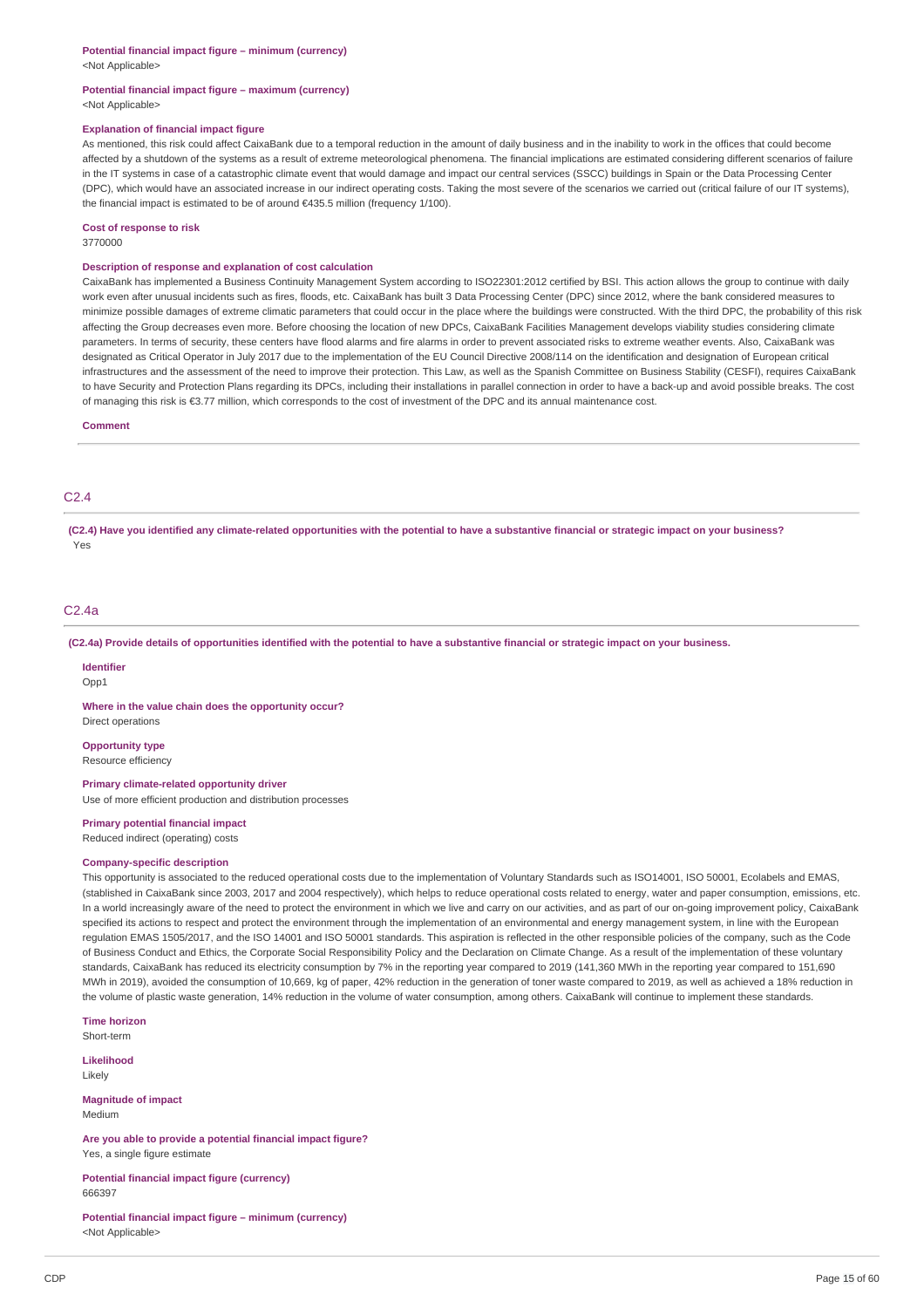**Potential financial impact figure – minimum (currency)**
<Not Applicable>

**Potential financial impact figure – maximum (currency)**
<Not Applicable>

**Explanation of financial impact figure**
As mentioned, this risk could affect CaixaBank due to a temporal reduction in the amount of daily business and in the inability to work in the offices that could become affected by a shutdown of the systems as a result of extreme meteorological phenomena. The financial implications are estimated considering different scenarios of failure in the IT systems in case of a catastrophic climate event that would damage and impact our central services (SSCC) buildings in Spain or the Data Processing Center (DPC), which would have an associated increase in our indirect operating costs. Taking the most severe of the scenarios we carried out (critical failure of our IT systems), the financial impact is estimated to be of around €435.5 million (frequency 1/100).

**Cost of response to risk**
3770000

**Description of response and explanation of cost calculation**
CaixaBank has implemented a Business Continuity Management System according to ISO22301:2012 certified by BSI. This action allows the group to continue with daily work even after unusual incidents such as fires, floods, etc. CaixaBank has built 3 Data Processing Center (DPC) since 2012, where the bank considered measures to minimize possible damages of extreme climatic parameters that could occur in the place where the buildings were constructed. With the third DPC, the probability of this risk affecting the Group decreases even more. Before choosing the location of new DPCs, CaixaBank Facilities Management develops viability studies considering climate parameters. In terms of security, these centers have flood alarms and fire alarms in order to prevent associated risks to extreme weather events. Also, CaixaBank was designated as Critical Operator in July 2017 due to the implementation of the EU Council Directive 2008/114 on the identification and designation of European critical infrastructures and the assessment of the need to improve their protection. This Law, as well as the Spanish Committee on Business Stability (CESFI), requires CaixaBank to have Security and Protection Plans regarding its DPCs, including their installations in parallel connection in order to have a back-up and avoid possible breaks. The cost of managing this risk is €3.77 million, which corresponds to the cost of investment of the DPC and its annual maintenance cost.

**Comment**

## C2.4

**(C2.4) Have you identified any climate-related opportunities with the potential to have a substantive financial or strategic impact on your business?**
Yes

## C2.4a

**(C2.4a) Provide details of opportunities identified with the potential to have a substantive financial or strategic impact on your business.**

**Identifier**
Opp1

**Where in the value chain does the opportunity occur?**
Direct operations

**Opportunity type**
Resource efficiency

**Primary climate-related opportunity driver**
Use of more efficient production and distribution processes

**Primary potential financial impact**
Reduced indirect (operating) costs

**Company-specific description**
This opportunity is associated to the reduced operational costs due to the implementation of Voluntary Standards such as ISO14001, ISO 50001, Ecolabels and EMAS, (stablished in CaixaBank since 2003, 2017 and 2004 respectively), which helps to reduce operational costs related to energy, water and paper consumption, emissions, etc. In a world increasingly aware of the need to protect the environment in which we live and carry on our activities, and as part of our on-going improvement policy, CaixaBank specified its actions to respect and protect the environment through the implementation of an environmental and energy management system, in line with the European regulation EMAS 1505/2017, and the ISO 14001 and ISO 50001 standards. This aspiration is reflected in the other responsible policies of the company, such as the Code of Business Conduct and Ethics, the Corporate Social Responsibility Policy and the Declaration on Climate Change. As a result of the implementation of these voluntary standards, CaixaBank has reduced its electricity consumption by 7% in the reporting year compared to 2019 (141,360 MWh in the reporting year compared to 151,690 MWh in 2019), avoided the consumption of 10,669, kg of paper, 42% reduction in the generation of toner waste compared to 2019, as well as achieved a 18% reduction in the volume of plastic waste generation, 14% reduction in the volume of water consumption, among others. CaixaBank will continue to implement these standards.

**Time horizon**
Short-term

**Likelihood**
Likely

**Magnitude of impact**
Medium

**Are you able to provide a potential financial impact figure?**
Yes, a single figure estimate

**Potential financial impact figure (currency)**
666397

**Potential financial impact figure – minimum (currency)**
<Not Applicable>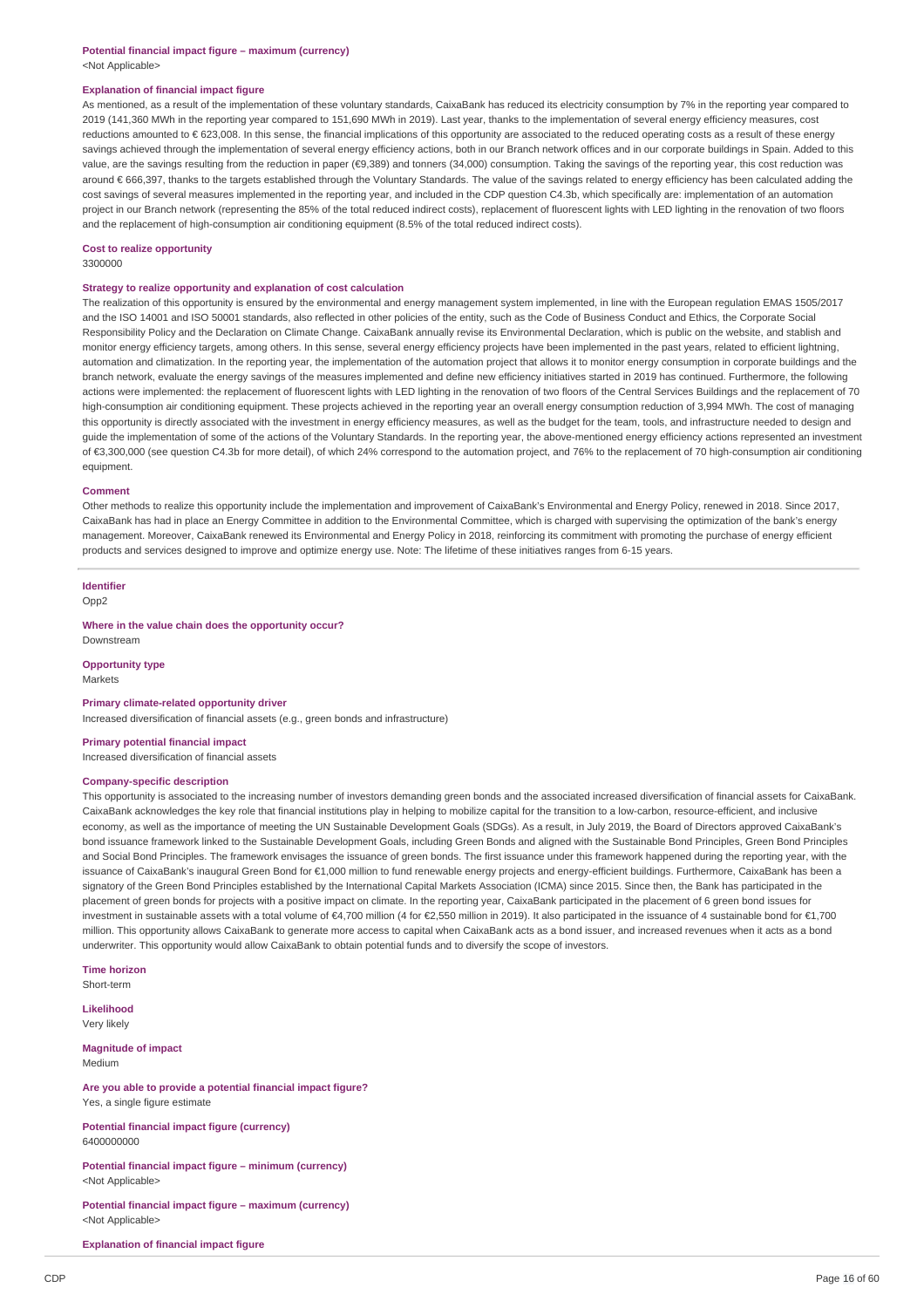**Potential financial impact figure – maximum (currency)**
<Not Applicable>

**Explanation of financial impact figure**
As mentioned, as a result of the implementation of these voluntary standards, CaixaBank has reduced its electricity consumption by 7% in the reporting year compared to 2019 (141,360 MWh in the reporting year compared to 151,690 MWh in 2019). Last year, thanks to the implementation of several energy efficiency measures, cost reductions amounted to € 623,008. In this sense, the financial implications of this opportunity are associated to the reduced operating costs as a result of these energy savings achieved through the implementation of several energy efficiency actions, both in our Branch network offices and in our corporate buildings in Spain. Added to this value, are the savings resulting from the reduction in paper (€9,389) and tonners (34,000) consumption. Taking the savings of the reporting year, this cost reduction was around € 666,397, thanks to the targets established through the Voluntary Standards. The value of the savings related to energy efficiency has been calculated adding the cost savings of several measures implemented in the reporting year, and included in the CDP question C4.3b, which specifically are: implementation of an automation project in our Branch network (representing the 85% of the total reduced indirect costs), replacement of fluorescent lights with LED lighting in the renovation of two floors and the replacement of high-consumption air conditioning equipment (8.5% of the total reduced indirect costs).

**Cost to realize opportunity**
3300000

**Strategy to realize opportunity and explanation of cost calculation**
The realization of this opportunity is ensured by the environmental and energy management system implemented, in line with the European regulation EMAS 1505/2017 and the ISO 14001 and ISO 50001 standards, also reflected in other policies of the entity, such as the Code of Business Conduct and Ethics, the Corporate Social Responsibility Policy and the Declaration on Climate Change. CaixaBank annually revise its Environmental Declaration, which is public on the website, and stablish and monitor energy efficiency targets, among others. In this sense, several energy efficiency projects have been implemented in the past years, related to efficient lightning, automation and climatization. In the reporting year, the implementation of the automation project that allows it to monitor energy consumption in corporate buildings and the branch network, evaluate the energy savings of the measures implemented and define new efficiency initiatives started in 2019 has continued. Furthermore, the following actions were implemented: the replacement of fluorescent lights with LED lighting in the renovation of two floors of the Central Services Buildings and the replacement of 70 high-consumption air conditioning equipment. These projects achieved in the reporting year an overall energy consumption reduction of 3,994 MWh. The cost of managing this opportunity is directly associated with the investment in energy efficiency measures, as well as the budget for the team, tools, and infrastructure needed to design and guide the implementation of some of the actions of the Voluntary Standards. In the reporting year, the above-mentioned energy efficiency actions represented an investment of €3,300,000 (see question C4.3b for more detail), of which 24% correspond to the automation project, and 76% to the replacement of 70 high-consumption air conditioning equipment.

**Comment**
Other methods to realize this opportunity include the implementation and improvement of CaixaBank's Environmental and Energy Policy, renewed in 2018. Since 2017, CaixaBank has had in place an Energy Committee in addition to the Environmental Committee, which is charged with supervising the optimization of the bank's energy management. Moreover, CaixaBank renewed its Environmental and Energy Policy in 2018, reinforcing its commitment with promoting the purchase of energy efficient products and services designed to improve and optimize energy use. Note: The lifetime of these initiatives ranges from 6-15 years.

**Identifier**
Opp2

**Where in the value chain does the opportunity occur?**
Downstream

**Opportunity type**
Markets

**Primary climate-related opportunity driver**
Increased diversification of financial assets (e.g., green bonds and infrastructure)

**Primary potential financial impact**
Increased diversification of financial assets

**Company-specific description**
This opportunity is associated to the increasing number of investors demanding green bonds and the associated increased diversification of financial assets for CaixaBank. CaixaBank acknowledges the key role that financial institutions play in helping to mobilize capital for the transition to a low-carbon, resource-efficient, and inclusive economy, as well as the importance of meeting the UN Sustainable Development Goals (SDGs). As a result, in July 2019, the Board of Directors approved CaixaBank's bond issuance framework linked to the Sustainable Development Goals, including Green Bonds and aligned with the Sustainable Bond Principles, Green Bond Principles and Social Bond Principles. The framework envisages the issuance of green bonds. The first issuance under this framework happened during the reporting year, with the issuance of CaixaBank's inaugural Green Bond for €1,000 million to fund renewable energy projects and energy-efficient buildings. Furthermore, CaixaBank has been a signatory of the Green Bond Principles established by the International Capital Markets Association (ICMA) since 2015. Since then, the Bank has participated in the placement of green bonds for projects with a positive impact on climate. In the reporting year, CaixaBank participated in the placement of 6 green bond issues for investment in sustainable assets with a total volume of €4,700 million (4 for €2,550 million in 2019). It also participated in the issuance of 4 sustainable bond for €1,700 million. This opportunity allows CaixaBank to generate more access to capital when CaixaBank acts as a bond issuer, and increased revenues when it acts as a bond underwriter. This opportunity would allow CaixaBank to obtain potential funds and to diversify the scope of investors.

**Time horizon**
Short-term

**Likelihood**
Very likely

**Magnitude of impact**
Medium

**Are you able to provide a potential financial impact figure?**
Yes, a single figure estimate

**Potential financial impact figure (currency)**
6400000000

**Potential financial impact figure – minimum (currency)**
<Not Applicable>

**Potential financial impact figure – maximum (currency)**
<Not Applicable>

**Explanation of financial impact figure**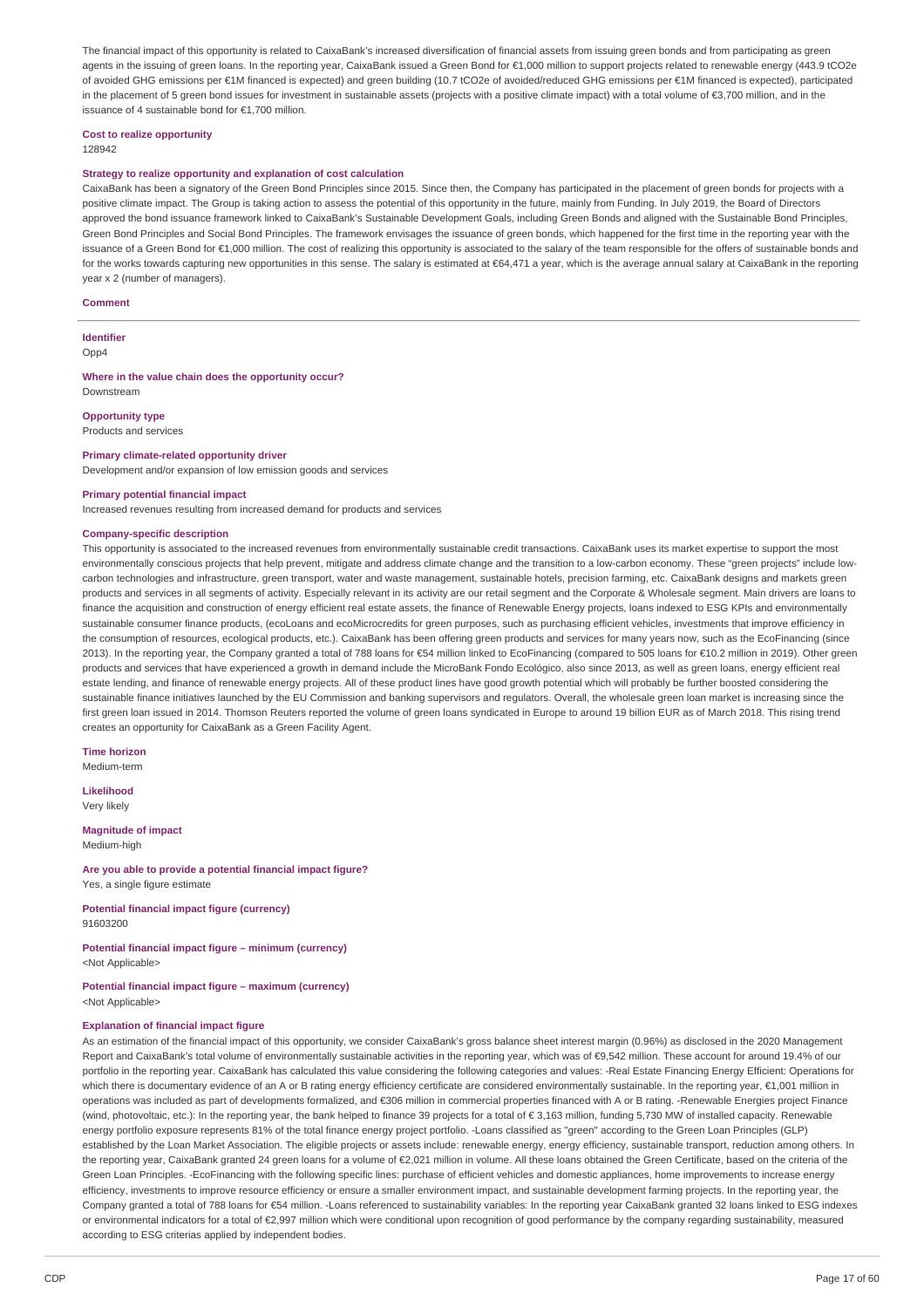The financial impact of this opportunity is related to CaixaBank's increased diversification of financial assets from issuing green bonds and from participating as green agents in the issuing of green loans. In the reporting year, CaixaBank issued a Green Bond for €1,000 million to support projects related to renewable energy (443.9 tCO2e of avoided GHG emissions per €1M financed is expected) and green building (10.7 tCO2e of avoided/reduced GHG emissions per €1M financed is expected), participated in the placement of 5 green bond issues for investment in sustainable assets (projects with a positive climate impact) with a total volume of €3,700 million, and in the issuance of 4 sustainable bond for €1,700 million.

**Cost to realize opportunity**

128942

**Strategy to realize opportunity and explanation of cost calculation**

CaixaBank has been a signatory of the Green Bond Principles since 2015. Since then, the Company has participated in the placement of green bonds for projects with a positive climate impact. The Group is taking action to assess the potential of this opportunity in the future, mainly from Funding. In July 2019, the Board of Directors approved the bond issuance framework linked to CaixaBank's Sustainable Development Goals, including Green Bonds and aligned with the Sustainable Bond Principles, Green Bond Principles and Social Bond Principles. The framework envisages the issuance of green bonds, which happened for the first time in the reporting year with the issuance of a Green Bond for €1,000 million. The cost of realizing this opportunity is associated to the salary of the team responsible for the offers of sustainable bonds and for the works towards capturing new opportunities in this sense. The salary is estimated at €64,471 a year, which is the average annual salary at CaixaBank in the reporting year x 2 (number of managers).

**Comment**

---

**Identifier**

Opp4

**Where in the value chain does the opportunity occur?**

Downstream

**Opportunity type**

Products and services

**Primary climate-related opportunity driver**

Development and/or expansion of low emission goods and services

**Primary potential financial impact**

Increased revenues resulting from increased demand for products and services

**Company-specific description**

This opportunity is associated to the increased revenues from environmentally sustainable credit transactions. CaixaBank uses its market expertise to support the most environmentally conscious projects that help prevent, mitigate and address climate change and the transition to a low-carbon economy. These "green projects" include low-carbon technologies and infrastructure, green transport, water and waste management, sustainable hotels, precision farming, etc. CaixaBank designs and markets green products and services in all segments of activity. Especially relevant in its activity are our retail segment and the Corporate & Wholesale segment. Main drivers are loans to finance the acquisition and construction of energy efficient real estate assets, the finance of Renewable Energy projects, loans indexed to ESG KPIs and environmentally sustainable consumer finance products, (ecoLoans and ecoMicrocredits for green purposes, such as purchasing efficient vehicles, investments that improve efficiency in the consumption of resources, ecological products, etc.). CaixaBank has been offering green products and services for many years now, such as the EcoFinancing (since 2013). In the reporting year, the Company granted a total of 788 loans for €54 million linked to EcoFinancing (compared to 505 loans for €10.2 million in 2019). Other green products and services that have experienced a growth in demand include the MicroBank Fondo Ecológico, also since 2013, as well as green loans, energy efficient real estate lending, and finance of renewable energy projects. All of these product lines have good growth potential which will probably be further boosted considering the sustainable finance initiatives launched by the EU Commission and banking supervisors and regulators. Overall, the wholesale green loan market is increasing since the first green loan issued in 2014. Thomson Reuters reported the volume of green loans syndicated in Europe to around 19 billion EUR as of March 2018. This rising trend creates an opportunity for CaixaBank as a Green Facility Agent.

**Time horizon**

Medium-term

**Likelihood**

Very likely

**Magnitude of impact**

Medium-high

**Are you able to provide a potential financial impact figure?**

Yes, a single figure estimate

**Potential financial impact figure (currency)**

91603200

**Potential financial impact figure – minimum (currency)**

<Not Applicable>

**Potential financial impact figure – maximum (currency)**

<Not Applicable>

**Explanation of financial impact figure**

As an estimation of the financial impact of this opportunity, we consider CaixaBank's gross balance sheet interest margin (0.96%) as disclosed in the 2020 Management Report and CaixaBank's total volume of environmentally sustainable activities in the reporting year, which was of €9,542 million. These account for around 19.4% of our portfolio in the reporting year. CaixaBank has calculated this value considering the following categories and values: -Real Estate Financing Energy Efficient: Operations for which there is documentary evidence of an A or B rating energy efficiency certificate are considered environmentally sustainable. In the reporting year, €1,001 million in operations was included as part of developments formalized, and €306 million in commercial properties financed with A or B rating. -Renewable Energies project Finance (wind, photovoltaic, etc.): In the reporting year, the bank helped to finance 39 projects for a total of € 3,163 million, funding 5,730 MW of installed capacity. Renewable energy portfolio exposure represents 81% of the total finance energy project portfolio. -Loans classified as "green" according to the Green Loan Principles (GLP) established by the Loan Market Association. The eligible projects or assets include: renewable energy, energy efficiency, sustainable transport, reduction among others. In the reporting year, CaixaBank granted 24 green loans for a volume of €2,021 million in volume. All these loans obtained the Green Certificate, based on the criteria of the Green Loan Principles. -EcoFinancing with the following specific lines: purchase of efficient vehicles and domestic appliances, home improvements to increase energy efficiency, investments to improve resource efficiency or ensure a smaller environment impact, and sustainable development farming projects. In the reporting year, the Company granted a total of 788 loans for €54 million. -Loans referenced to sustainability variables: In the reporting year CaixaBank granted 32 loans linked to ESG indexes or environmental indicators for a total of €2,997 million which were conditional upon recognition of good performance by the company regarding sustainability, measured according to ESG criterias applied by independent bodies.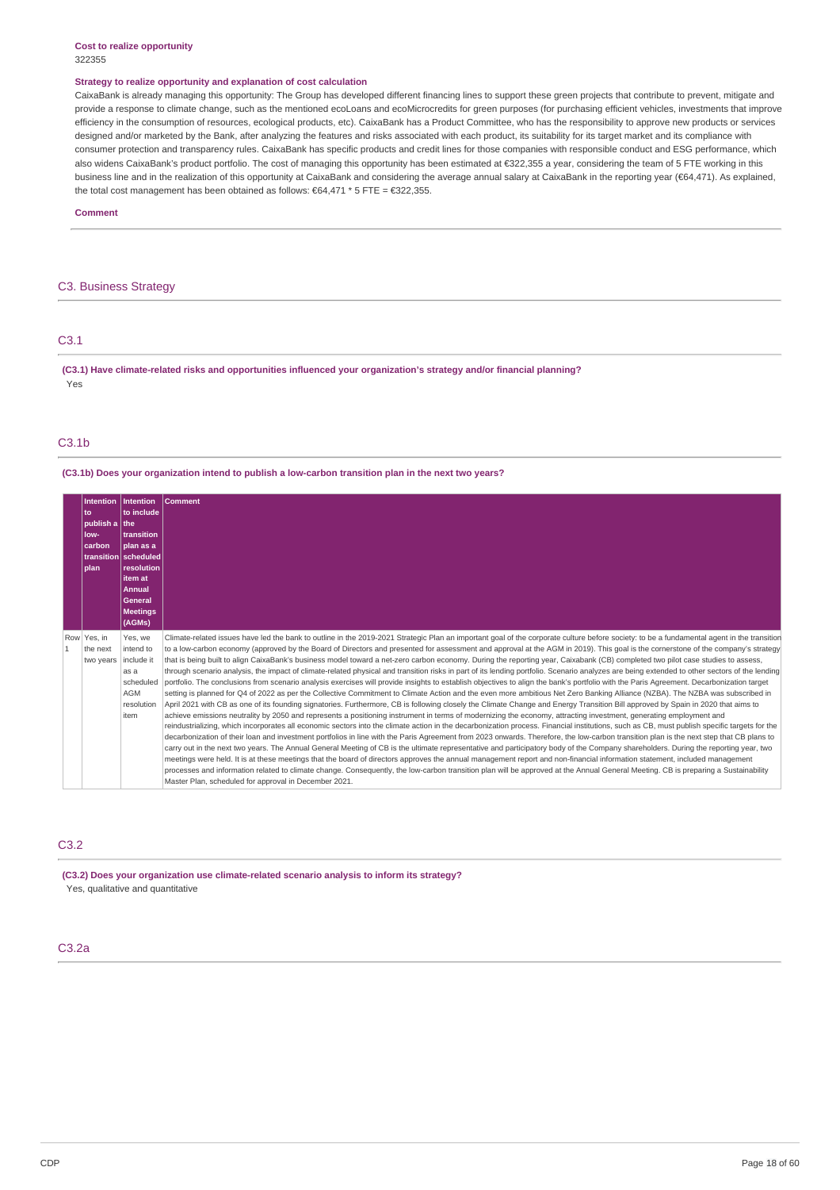**Cost to realize opportunity**
322355

**Strategy to realize opportunity and explanation of cost calculation**
CaixaBank is already managing this opportunity: The Group has developed different financing lines to support these green projects that contribute to prevent, mitigate and provide a response to climate change, such as the mentioned ecoLoans and ecoMicrocredits for green purposes (for purchasing efficient vehicles, investments that improve efficiency in the consumption of resources, ecological products, etc). CaixaBank has a Product Committee, who has the responsibility to approve new products or services designed and/or marketed by the Bank, after analyzing the features and risks associated with each product, its suitability for its target market and its compliance with consumer protection and transparency rules. CaixaBank has specific products and credit lines for those companies with responsible conduct and ESG performance, which also widens CaixaBank's product portfolio. The cost of managing this opportunity has been estimated at €322,355 a year, considering the team of 5 FTE working in this business line and in the realization of this opportunity at CaixaBank and considering the average annual salary at CaixaBank in the reporting year (€64,471). As explained, the total cost management has been obtained as follows: €64,471 * 5 FTE = €322,355.

**Comment**

## C3. Business Strategy

### C3.1

**(C3.1) Have climate-related risks and opportunities influenced your organization's strategy and/or financial planning?**
Yes

### C3.1b

**(C3.1b) Does your organization intend to publish a low-carbon transition plan in the next two years?**

| | Intention to publish a low-carbon transition plan | Intention to include the transition plan as a scheduled resolution item at Annual General Meetings (AGMs) | Comment |
|---|---|---|---|
| Row 1 | Yes, in the next two years | Yes, we intend to include it as a scheduled AGM resolution item | Climate-related issues have led the bank to outline in the 2019-2021 Strategic Plan an important goal of the corporate culture before society: to be a fundamental agent in the transition to a low-carbon economy (approved by the Board of Directors and presented for assessment and approval at the AGM in 2019). This goal is the cornerstone of the company's strategy that is being built to align CaixaBank's business model toward a net-zero carbon economy. During the reporting year, Caixabank (CB) completed two pilot case studies to assess, through scenario analysis, the impact of climate-related physical and transition risks in part of its lending portfolio. Scenario analyzes are being extended to other sectors of the lending portfolio. The conclusions from scenario analysis exercises will provide insights to establish objectives to align the bank's portfolio with the Paris Agreement. Decarbonization target setting is planned for Q4 of 2022 as per the Collective Commitment to Climate Action and the even more ambitious Net Zero Banking Alliance (NZBA). The NZBA was subscribed in April 2021 with CB as one of its founding signatories. Furthermore, CB is following closely the Climate Change and Energy Transition Bill approved by Spain in 2020 that aims to achieve emissions neutrality by 2050 and represents a positioning instrument in terms of modernizing the economy, attracting investment, generating employment and reindustrializing, which incorporates all economic sectors into the climate action in the decarbonization process. Financial institutions, such as CB, must publish specific targets for the decarbonization of their loan and investment portfolios in line with the Paris Agreement from 2023 onwards. Therefore, the low-carbon transition plan is the next step that CB plans to carry out in the next two years. The Annual General Meeting of CB is the ultimate representative and participatory body of the Company shareholders. During the reporting year, two meetings were held. It is at these meetings that the board of directors approves the annual management report and non-financial information statement, included management processes and information related to climate change. Consequently, the low-carbon transition plan will be approved at the Annual General Meeting. CB is preparing a Sustainability Master Plan, scheduled for approval in December 2021. |

### C3.2

**(C3.2) Does your organization use climate-related scenario analysis to inform its strategy?**
Yes, qualitative and quantitative

### C3.2a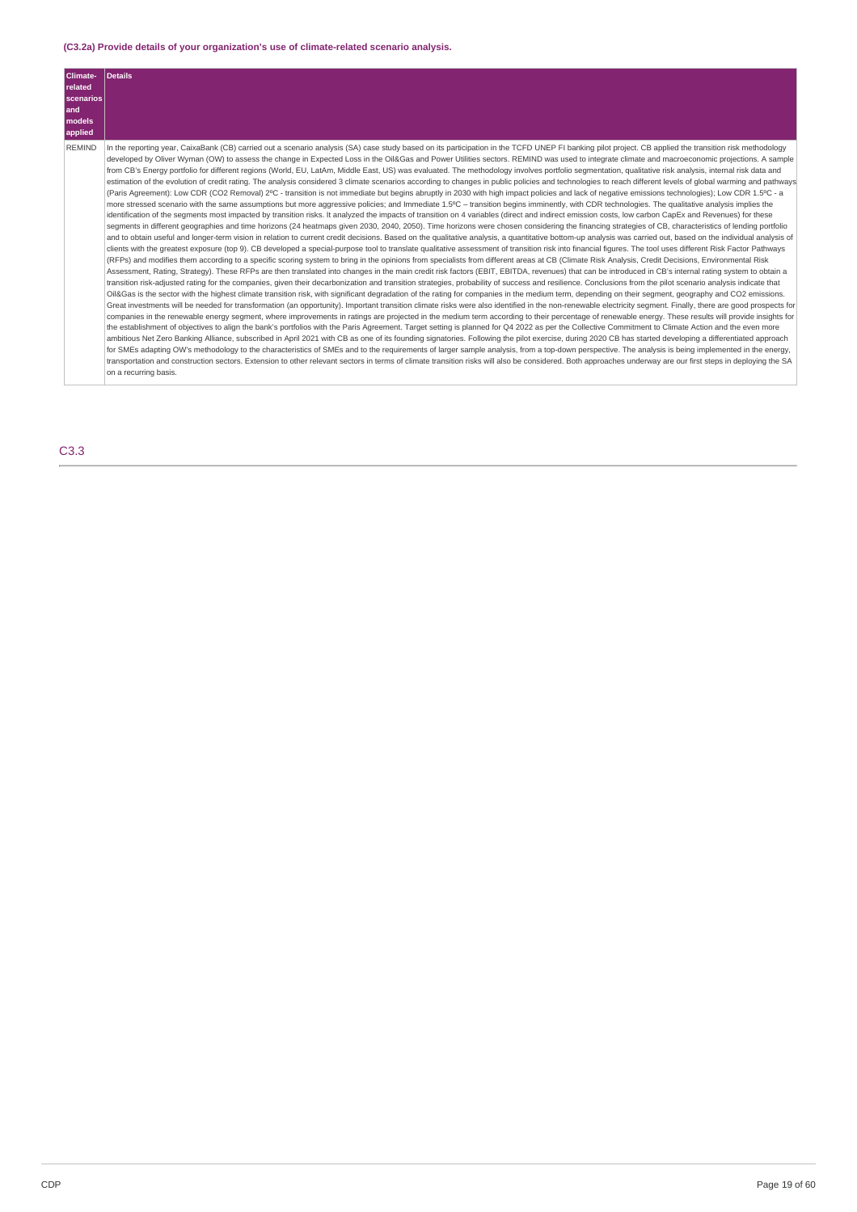### (C3.2a) Provide details of your organization's use of climate-related scenario analysis.

| Climate-related scenarios and models applied | Details |
|---|---|
| REMIND | In the reporting year, CaixaBank (CB) carried out a scenario analysis (SA) case study based on its participation in the TCFD UNEP FI banking pilot project. CB applied the transition risk methodology developed by Oliver Wyman (OW) to assess the change in Expected Loss in the Oil&Gas and Power Utilities sectors. REMIND was used to integrate climate and macroeconomic projections. A sample from CB's Energy portfolio for different regions (World, EU, LatAm, Middle East, US) was evaluated. The methodology involves portfolio segmentation, qualitative risk analysis, internal risk data and estimation of the evolution of credit rating. The analysis considered 3 climate scenarios according to changes in public policies and technologies to reach different levels of global warming and pathways (Paris Agreement): Low CDR (CO2 Removal) 2ºC - transition is not immediate but begins abruptly in 2030 with high impact policies and lack of negative emissions technologies); Low CDR 1.5ºC - a more stressed scenario with the same assumptions but more aggressive policies; and Immediate 1.5ºC – transition begins imminently, with CDR technologies. The qualitative analysis implies the identification of the segments most impacted by transition risks. It analyzed the impacts of transition on 4 variables (direct and indirect emission costs, low carbon CapEx and Revenues) for these segments in different geographies and time horizons (24 heatmaps given 2030, 2040, 2050). Time horizons were chosen considering the financing strategies of CB, characteristics of lending portfolio and to obtain useful and longer-term vision in relation to current credit decisions. Based on the qualitative analysis, a quantitative bottom-up analysis was carried out, based on the individual analysis of clients with the greatest exposure (top 9). CB developed a special-purpose tool to translate qualitative assessment of transition risk into financial figures. The tool uses different Risk Factor Pathways (RFPs) and modifies them according to a specific scoring system to bring in the opinions from specialists from different areas at CB (Climate Risk Analysis, Credit Decisions, Environmental Risk Assessment, Rating, Strategy). These RFPs are then translated into changes in the main credit risk factors (EBIT, EBITDA, revenues) that can be introduced in CB's internal rating system to obtain a transition risk-adjusted rating for the companies, given their decarbonization and transition strategies, probability of success and resilience. Conclusions from the pilot scenario analysis indicate that Oil&Gas is the sector with the highest climate transition risk, with significant degradation of the rating for companies in the medium term, depending on their segment, geography and CO2 emissions. Great investments will be needed for transformation (an opportunity). Important transition climate risks were also identified in the non-renewable electricity segment. Finally, there are good prospects for companies in the renewable energy segment, where improvements in ratings are projected in the medium term according to their percentage of renewable energy. These results will provide insights for the establishment of objectives to align the bank's portfolios with the Paris Agreement. Target setting is planned for Q4 2022 as per the Collective Commitment to Climate Action and the even more ambitious Net Zero Banking Alliance, subscribed in April 2021 with CB as one of its founding signatories. Following the pilot exercise, during 2020 CB has started developing a differentiated approach for SMEs adapting OW's methodology to the characteristics of SMEs and to the requirements of larger sample analysis, from a top-down perspective. The analysis is being implemented in the energy, transportation and construction sectors. Extension to other relevant sectors in terms of climate transition risks will also be considered. Both approaches underway are our first steps in deploying the SA on a recurring basis. |

## C3.3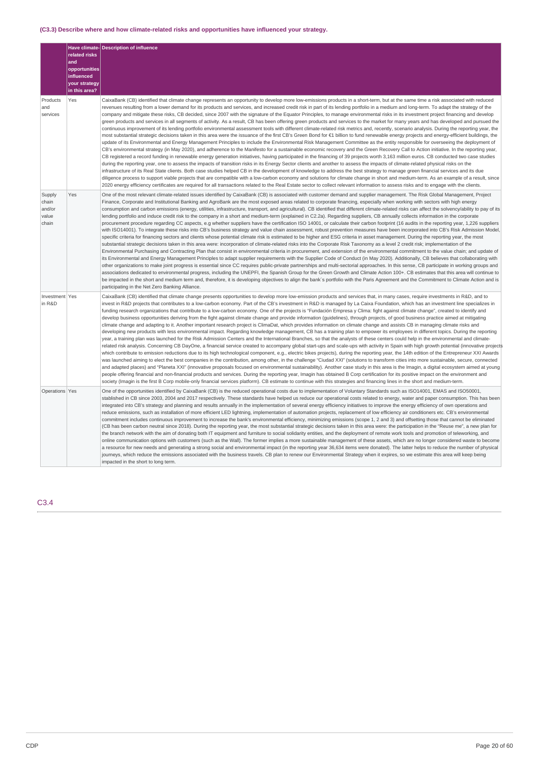**(C3.3) Describe where and how climate-related risks and opportunities have influenced your strategy.**

| | Have climate-related risks and opportunities influenced your strategy in this area? | Description of influence |
|---|---|---|
| Products and services | Yes | CaixaBank (CB) identified that climate change represents an opportunity to develop more low-emissions products in a short-term, but at the same time a risk associated with reduced revenues resulting from a lower demand for its products and services, and increased credit risk in part of its lending portfolio in a medium and long-term. To adapt the strategy of the company and mitigate these risks, CB decided, since 2007 with the signature of the Equator Principles, to manage environmental risks in its investment project financing and develop green products and services in all segments of activity. As a result, CB has been offering green products and services to the market for many years and has developed and pursued the continuous improvement of its lending portfolio environmental assessment tools with different climate-related risk metrics and, recently, scenario analysis. During the reporting year, the most substantial strategic decisions taken in this area were the issuance of the first CB's Green Bond for €1 billion to fund renewable energy projects and energy-efficient buildings, the update of its Environmental and Energy Management Principles to include the Environmental Risk Management Committee as the entity responsible for overseeing the deployment of CB's environmental strategy (in May 2020), and adherence to the Manifesto for a sustainable economic recovery and the Green Recovery Call to Action initiative. In the reporting year, CB registered a record funding in renewable energy generation initiatives, having participated in the financing of 39 projects worth 3,163 million euros. CB conducted two case studies during the reporting year, one to assess the impacts of transition risks in its Energy Sector clients and another to assess the impacts of climate-related physical risks on the infrastructure of its Real State clients. Both case studies helped CB in the development of knowledge to address the best strategy to manage green financial services and its due diligence process to support viable projects that are compatible with a low-carbon economy and solutions for climate change in short and medium-term. As an example of a result, since 2020 energy efficiency certificates are required for all transactions related to the Real Estate sector to collect relevant information to assess risks and to engage with the clients. |
| Supply chain and/or value chain | Yes | One of the most relevant climate-related issues identified by CaixaBank (CB) is associated with customer demand and supplier management. The Risk Global Management, Project Finance, Corporate and Institutional Banking and AgroBank are the most exposed areas related to corporate financing, especially when working with sectors with high energy consumption and carbon emissions (energy, utilities, infrastructure, transport, and agricultural). CB identified that different climate-related risks can affect the solvency/ability to pay of its lending portfolio and induce credit risk to the company in a short and medium-term (explained in C2.2a). Regarding suppliers, CB annually collects information in the corporate procurement procedure regarding CC aspects, e.g whether suppliers have the certification ISO 14001, or calculate their carbon footprint (16 audits in the reporting year, 1,226 suppliers with ISO14001). To integrate these risks into CB's business strategy and value chain assessment, robust prevention measures have been incorporated into CB's Risk Admission Model, specific criteria for financing sectors and clients whose potential climate risk is estimated to be higher and ESG criteria in asset management. During the reporting year, the most substantial strategic decisions taken in this area were: incorporation of climate-related risks into the Corporate Risk Taxonomy as a level 2 credit risk; implementation of the Environmental Purchasing and Contracting Plan that consist in environmental criteria in procurement, and extension of the environmental commitment to the value chain; and update of its Environmental and Energy Management Principles to adapt supplier requirements with the Supplier Code of Conduct (in May 2020). Additionally, CB believes that collaborating with other organizations to make joint progress is essential since CC requires public-private partnerships and multi-sectorial approaches. In this sense, CB participate in working groups and associations dedicated to environmental progress, including the UNEPFI, the Spanish Group for the Green Growth and Climate Action 100+. CB estimates that this area will continue to be impacted in the short and medium term and, therefore, it is developing objectives to align the bank´s portfolio with the Paris Agreement and the Commitment to Climate Action and is participating in the Net Zero Banking Alliance. |
| Investment in R&D | Yes | CaixaBank (CB) identified that climate change presents opportunities to develop more low-emission products and services that, in many cases, require investments in R&D, and to invest in R&D projects that contributes to a low-carbon economy. Part of the CB's investment in R&D is managed by La Caixa Foundation, which has an investment line specializes in funding research organizations that contribute to a low-carbon economy. One of the projects is "Fundación Empresa y Clima: fight against climate change", created to identify and develop business opportunities deriving from the fight against climate change and provide information (guidelines), through projects, of good business practice aimed at mitigating climate change and adapting to it. Another important research project is ClimaDat, which provides information on climate change and assists CB in managing climate risks and developing new products with less environmental impact. Regarding knowledge management, CB has a training plan to empower its employees in different topics. During the reporting year, a training plan was launched for the Risk Admission Centers and the International Branches, so that the analysts of these centers could help in the environmental and climate-related risk analysis. Concerning CB DayOne, a financial service created to accompany global start-ups and scale-ups with activity in Spain with high growth potential (innovative projects which contribute to emission reductions due to its high technological component, e.g., electric bikes projects), during the reporting year, the 14th edition of the Entrepreneur XXI Awards was launched aiming to elect the best companies in the contribution, among other, in the challenge "Ciudad XXI" (solutions to transform cities into more sustainable, secure, connected and adapted places) and "Planeta XXI" (innovative proposals focused on environmental sustainability). Another case study in this area is the Imagin, a digital ecosystem aimed at young people offering financial and non-financial products and services. During the reporting year, Imagin has obtained B Corp certification for its positive impact on the environment and society (Imagin is the first B Corp mobile-only financial services platform). CB estimate to continue with this strategies and financing lines in the short and medium-term. |
| Operations | Yes | One of the opportunities identified by CaixaBank (CB) is the reduced operational costs due to implementation of Voluntary Standards such as ISO14001, EMAS and ISO50001, stablished in CB since 2003, 2004 and 2017 respectively. These standards have helped us reduce our operational costs related to energy, water and paper consumption. This has been integrated into CB's strategy and planning and results annually in the implementation of several energy efficiency initiatives to improve the energy efficiency of own operations and reduce emissions, such as installation of more efficient LED lightning, implementation of automation projects, replacement of low efficiency air conditioners etc. CB's environmental commitment includes continuous improvement to increase the bank's environmental efficiency, minimizing emissions (scope 1, 2 and 3) and offsetting those that cannot be eliminated (CB has been carbon neutral since 2018). During the reporting year, the most substantial strategic decisions taken in this area were: the participation in the "Reuse me", a new plan for the branch network with the aim of donating both IT equipment and furniture to social solidarity entities, and the deployment of remote work tools and promotion of teleworking, and online communication options with customers (such as the Wall). The former implies a more sustainable management of these assets, which are no longer considered waste to become a resource for new needs and generating a strong social and environmental impact (in the reporting year 36,634 items were donated). The latter helps to reduce the number of physical journeys, which reduce the emissions associated with the business travels. CB plan to renew our Environmental Strategy when it expires, so we estimate this area will keep being impacted in the short to long term. |

## C3.4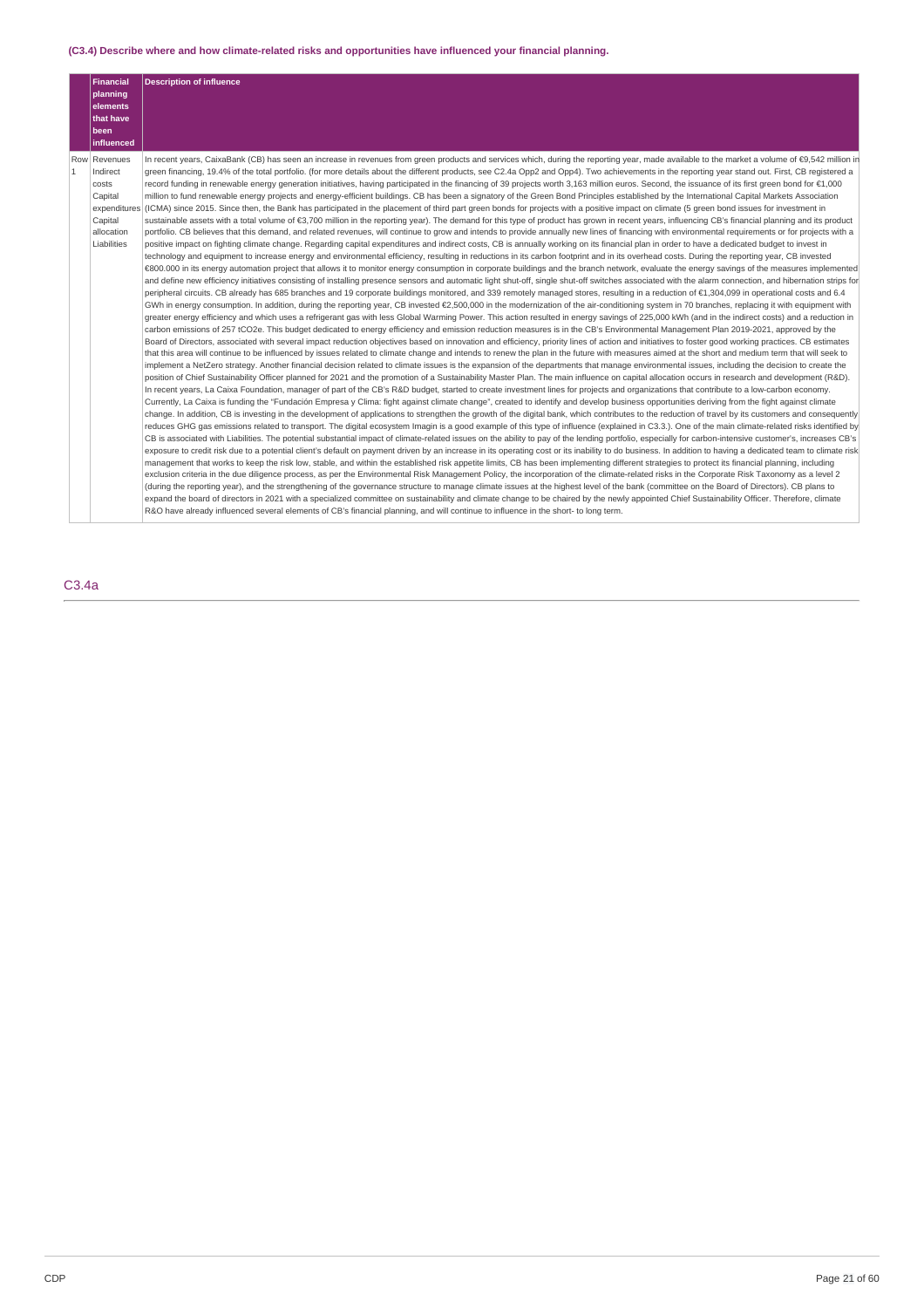### (C3.4) Describe where and how climate-related risks and opportunities have influenced your financial planning.

| | Financial planning elements that have been influenced | Description of influence |
|---|---|---|
| Row 1 | Revenues<br>Indirect costs<br>Capital expenditures<br>Capital allocation<br>Liabilities | In recent years, CaixaBank (CB) has seen an increase in revenues from green products and services which, during the reporting year, made available to the market a volume of €9,542 million in green financing, 19.4% of the total portfolio. (for more details about the different products, see C2.4a Opp2 and Opp4). Two achievements in the reporting year stand out. First, CB registered a record funding in renewable energy generation initiatives, having participated in the financing of 39 projects worth 3,163 million euros. Second, the issuance of its first green bond for €1,000 million to fund renewable energy projects and energy-efficient buildings. CB has been a signatory of the Green Bond Principles established by the International Capital Markets Association (ICMA) since 2015. Since then, the Bank has participated in the placement of third part green bonds for projects with a positive impact on climate (5 green bond issues for investment in sustainable assets with a total volume of €3,700 million in the reporting year). The demand for this type of product has grown in recent years, influencing CB's financial planning and its product portfolio. CB believes that this demand, and related revenues, will continue to grow and intends to provide annually new lines of financing with environmental requirements or for projects with a positive impact on fighting climate change. Regarding capital expenditures and indirect costs, CB is annually working on its financial plan in order to have a dedicated budget to invest in technology and equipment to increase energy and environmental efficiency, resulting in reductions in its carbon footprint and in its overhead costs. During the reporting year, CB invested €800.000 in its energy automation project that allows it to monitor energy consumption in corporate buildings and the branch network, evaluate the energy savings of the measures implemented and define new efficiency initiatives consisting of installing presence sensors and automatic light shut-off, single shut-off switches associated with the alarm connection, and hibernation strips for peripheral circuits. CB already has 685 branches and 19 corporate buildings monitored, and 339 remotely managed stores, resulting in a reduction of €1,304,099 in operational costs and 6.4 GWh in energy consumption. In addition, during the reporting year, CB invested €2,500,000 in the modernization of the air-conditioning system in 70 branches, replacing it with equipment with greater energy efficiency and which uses a refrigerant gas with less Global Warming Power. This action resulted in energy savings of 225,000 kWh (and in the indirect costs) and a reduction in carbon emissions of 257 tCO2e. This budget dedicated to energy efficiency and emission reduction measures is in the CB's Environmental Management Plan 2019-2021, approved by the Board of Directors, associated with several impact reduction objectives based on innovation and efficiency, priority lines of action and initiatives to foster good working practices. CB estimates that this area will continue to be influenced by issues related to climate change and intends to renew the plan in the future with measures aimed at the short and medium term that will seek to implement a NetZero strategy. Another financial decision related to climate issues is the expansion of the departments that manage environmental issues, including the decision to create the position of Chief Sustainability Officer planned for 2021 and the promotion of a Sustainability Master Plan. The main influence on capital allocation occurs in research and development (R&D). In recent years, La Caixa Foundation, manager of part of the CB's R&D budget, started to create investment lines for projects and organizations that contribute to a low-carbon economy. Currently, La Caixa is funding the "Fundación Empresa y Clima: fight against climate change", created to identify and develop business opportunities deriving from the fight against climate change. In addition, CB is investing in the development of applications to strengthen the growth of the digital bank, which contributes to the reduction of travel by its customers and consequently reduces GHG gas emissions related to transport. The digital ecosystem Imagin is a good example of this type of influence (explained in C3.3.). One of the main climate-related risks identified by CB is associated with Liabilities. The potential substantial impact of climate-related issues on the ability to pay of the lending portfolio, especially for carbon-intensive customer's, increases CB's exposure to credit risk due to a potential client's default on payment driven by an increase in its operating cost or its inability to do business. In addition to having a dedicated team to climate risk management that works to keep the risk low, stable, and within the established risk appetite limits, CB has been implementing different strategies to protect its financial planning, including exclusion criteria in the due diligence process, as per the Environmental Risk Management Policy, the incorporation of the climate-related risks in the Corporate Risk Taxonomy as a level 2 (during the reporting year), and the strengthening of the governance structure to manage climate issues at the highest level of the bank (committee on the Board of Directors). CB plans to expand the board of directors in 2021 with a specialized committee on sustainability and climate change to be chaired by the newly appointed Chief Sustainability Officer. Therefore, climate R&O have already influenced several elements of CB's financial planning, and will continue to influence in the short- to long term. |

## C3.4a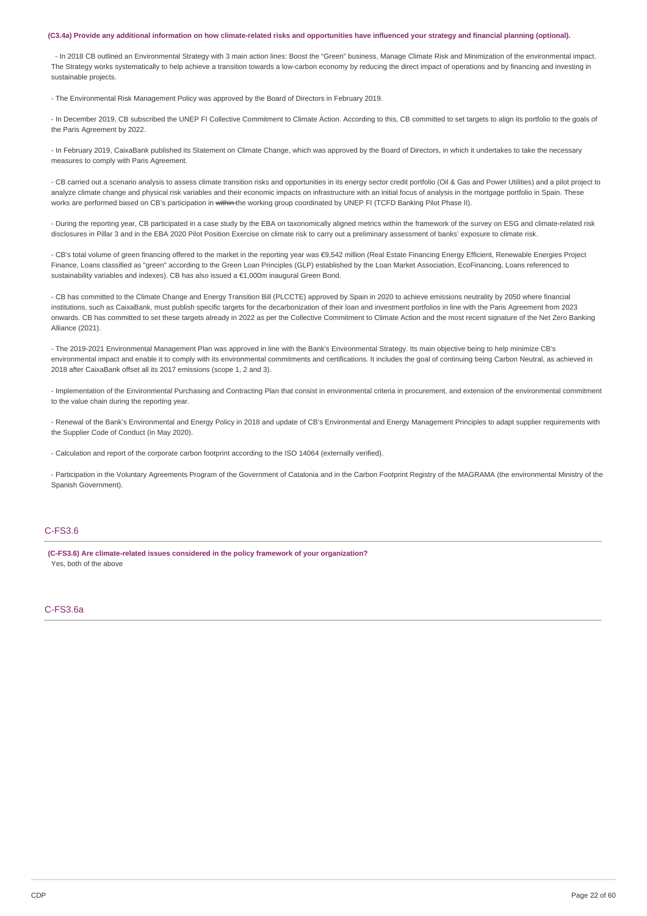**(C3.4a) Provide any additional information on how climate-related risks and opportunities have influenced your strategy and financial planning (optional).**

- In 2018 CB outlined an Environmental Strategy with 3 main action lines: Boost the "Green" business, Manage Climate Risk and Minimization of the environmental impact. The Strategy works systematically to help achieve a transition towards a low-carbon economy by reducing the direct impact of operations and by financing and investing in sustainable projects.

- The Environmental Risk Management Policy was approved by the Board of Directors in February 2019.

- In December 2019, CB subscribed the UNEP FI Collective Commitment to Climate Action. According to this, CB committed to set targets to align its portfolio to the goals of the Paris Agreement by 2022.

- In February 2019, CaixaBank published its Statement on Climate Change, which was approved by the Board of Directors, in which it undertakes to take the necessary measures to comply with Paris Agreement.

- CB carried out a scenario analysis to assess climate transition risks and opportunities in its energy sector credit portfolio (Oil & Gas and Power Utilities) and a pilot project to analyze climate change and physical risk variables and their economic impacts on infrastructure with an initial focus of analysis in the mortgage portfolio in Spain. These works are performed based on CB's participation in ~~within~~ the working group coordinated by UNEP FI (TCFD Banking Pilot Phase II).

- During the reporting year, CB participated in a case study by the EBA on taxonomically aligned metrics within the framework of the survey on ESG and climate-related risk disclosures in Pillar 3 and in the EBA 2020 Pilot Position Exercise on climate risk to carry out a preliminary assessment of banks' exposure to climate risk.

- CB's total volume of green financing offered to the market in the reporting year was €9,542 million (Real Estate Financing Energy Efficient, Renewable Energies Project Finance, Loans classified as "green" according to the Green Loan Principles (GLP) established by the Loan Market Association, EcoFinancing, Loans referenced to sustainability variables and indexes). CB has also issued a €1,000m inaugural Green Bond.

- CB has committed to the Climate Change and Energy Transition Bill (PLCCTE) approved by Spain in 2020 to achieve emissions neutrality by 2050 where financial institutions, such as CaixaBank, must publish specific targets for the decarbonization of their loan and investment portfolios in line with the Paris Agreement from 2023 onwards. CB has committed to set these targets already in 2022 as per the Collective Commitment to Climate Action and the most recent signature of the Net Zero Banking Alliance (2021).

- The 2019-2021 Environmental Management Plan was approved in line with the Bank's Environmental Strategy. Its main objective being to help minimize CB's environmental impact and enable it to comply with its environmental commitments and certifications. It includes the goal of continuing being Carbon Neutral, as achieved in 2018 after CaixaBank offset all its 2017 emissions (scope 1, 2 and 3).

- Implementation of the Environmental Purchasing and Contracting Plan that consist in environmental criteria in procurement, and extension of the environmental commitment to the value chain during the reporting year.

- Renewal of the Bank's Environmental and Energy Policy in 2018 and update of CB's Environmental and Energy Management Principles to adapt supplier requirements with the Supplier Code of Conduct (in May 2020).

- Calculation and report of the corporate carbon footprint according to the ISO 14064 (externally verified).

- Participation in the Voluntary Agreements Program of the Government of Catalonia and in the Carbon Footprint Registry of the MAGRAMA (the environmental Ministry of the Spanish Government).

## C-FS3.6

**(C-FS3.6) Are climate-related issues considered in the policy framework of your organization?**

Yes, both of the above

## C-FS3.6a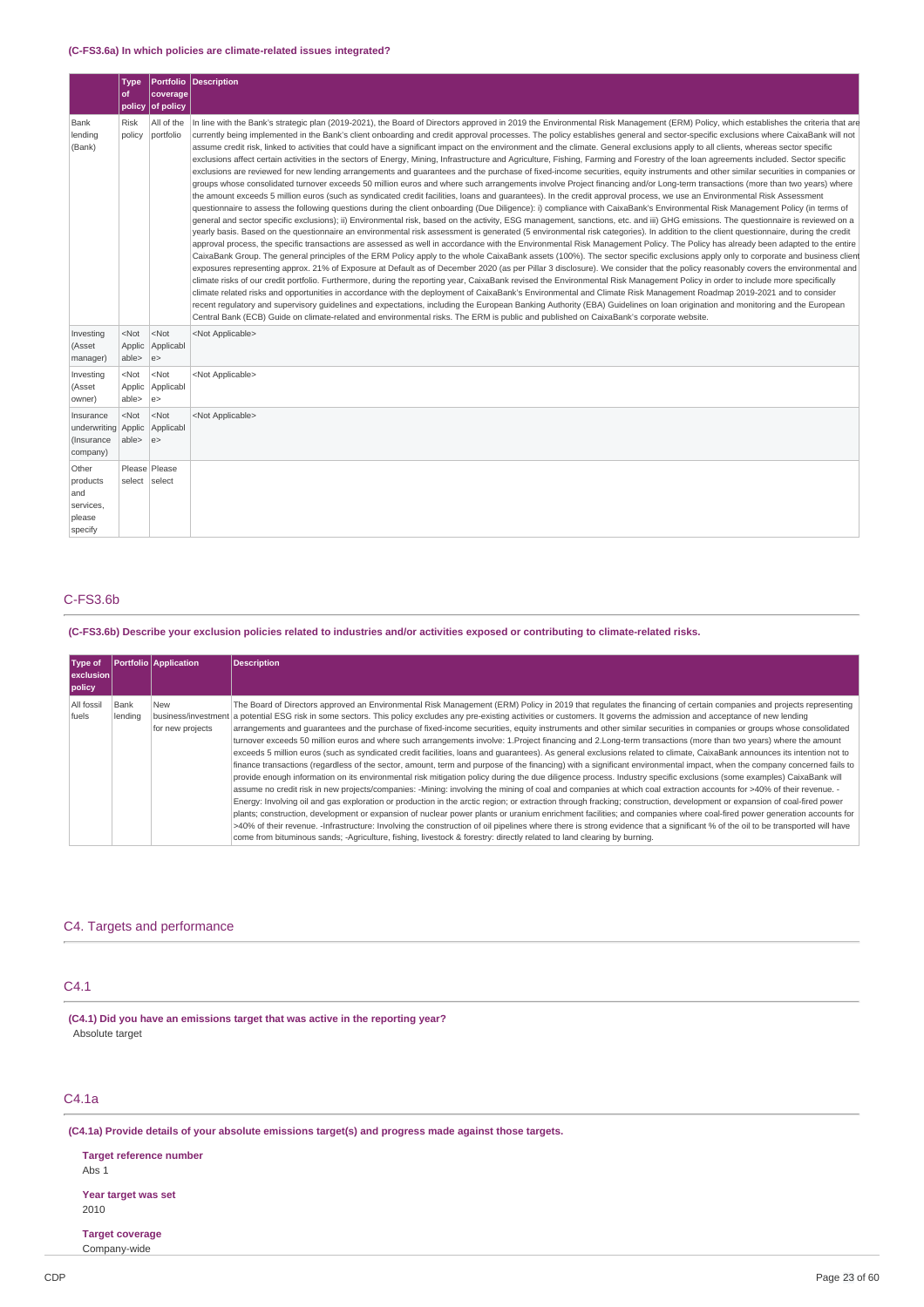**(C-FS3.6a) In which policies are climate-related issues integrated?**

| | Type of policy | Portfolio coverage of policy | Description |
|---|---|---|---|
| Bank lending (Bank) | Risk policy | All of the portfolio | In line with the Bank's strategic plan (2019-2021), the Board of Directors approved in 2019 the Environmental Risk Management (ERM) Policy, which establishes the criteria that are currently being implemented in the Bank's client onboarding and credit approval processes. The policy establishes general and sector-specific exclusions where CaixaBank will not assume credit risk, linked to activities that could have a significant impact on the environment and the climate. General exclusions apply to all clients, whereas sector specific exclusions affect certain activities in the sectors of Energy, Mining, Infrastructure and Agriculture, Fishing, Farming and Forestry of the loan agreements included. Sector specific exclusions are reviewed for new lending arrangements and guarantees and the purchase of fixed-income securities, equity instruments and other similar securities in companies or groups whose consolidated turnover exceeds 50 million euros and where such arrangements involve Project financing and/or Long-term transactions (more than two years) where the amount exceeds 5 million euros (such as syndicated credit facilities, loans and guarantees). In the credit approval process, we use an Environmental Risk Assessment questionnaire to assess the following questions during the client onboarding (Due Diligence): i) compliance with CaixaBank's Environmental Risk Management Policy (in terms of general and sector specific exclusions); ii) Environmental risk, based on the activity, ESG management, sanctions, etc. and iii) GHG emissions. The questionnaire is reviewed on a yearly basis. Based on the questionnaire an environmental risk assessment is generated (5 environmental risk categories). In addition to the client questionnaire, during the credit approval process, the specific transactions are assessed as well in accordance with the Environmental Risk Management Policy. The Policy has already been adapted to the entire CaixaBank Group. The general principles of the ERM Policy apply to the whole CaixaBank assets (100%). The sector specific exclusions apply only to corporate and business client exposures representing approx. 21% of Exposure at Default as of December 2020 (as per Pillar 3 disclosure). We consider that the policy reasonably covers the environmental and climate risks of our credit portfolio. Furthermore, during the reporting year, CaixaBank revised the Environmental Risk Management Policy in order to include more specifically climate related risks and opportunities in accordance with the deployment of CaixaBank's Environmental and Climate Risk Management Roadmap 2019-2021 and to consider recent regulatory and supervisory guidelines and expectations, including the European Banking Authority (EBA) Guidelines on loan origination and monitoring and the European Central Bank (ECB) Guide on climate-related and environmental risks. The ERM is public and published on CaixaBank's corporate website. |
| Investing (Asset manager) | <Not Applicable> | <Not Applicable> | <Not Applicable> |
| Investing (Asset owner) | <Not Applicable> | <Not Applicable> | <Not Applicable> |
| Insurance underwriting (Insurance company) | <Not Applicable> | <Not Applicable> | <Not Applicable> |
| Other products and services, please specify | Please select | Please select | |

## C-FS3.6b

**(C-FS3.6b) Describe your exclusion policies related to industries and/or activities exposed or contributing to climate-related risks.**

| Type of exclusion policy | Portfolio | Application | Description |
|---|---|---|---|
| All fossil fuels | Bank lending | New business/investment for new projects | The Board of Directors approved an Environmental Risk Management (ERM) Policy in 2019 that regulates the financing of certain companies and projects representing a potential ESG risk in some sectors. This policy excludes any pre-existing activities or customers. It governs the admission and acceptance of new lending arrangements and guarantees and the purchase of fixed-income securities, equity instruments and other similar securities in companies or groups whose consolidated turnover exceeds 50 million euros and where such arrangements involve: 1.Project financing and 2.Long-term transactions (more than two years) where the amount exceeds 5 million euros (such as syndicated credit facilities, loans and guarantees). As general exclusions related to climate, CaixaBank announces its intention not to finance transactions (regardless of the sector, amount, term and purpose of the financing) with a significant environmental impact, when the company concerned fails to provide enough information on its environmental risk mitigation policy during the due diligence process. Industry specific exclusions (some examples) CaixaBank will assume no credit risk in new projects/companies: -Mining: involving the mining of coal and companies at which coal extraction accounts for >40% of their revenue. -Energy: Involving oil and gas exploration or production in the arctic region; or extraction through fracking; construction, development or expansion of coal-fired power plants; construction, development or expansion of nuclear power plants or uranium enrichment facilities; and companies where coal-fired power generation accounts for >40% of their revenue. -Infrastructure: Involving the construction of oil pipelines where there is strong evidence that a significant % of the oil to be transported will have come from bituminous sands; -Agriculture, fishing, livestock & forestry: directly related to land clearing by burning. |

## C4. Targets and performance

## C4.1

**(C4.1) Did you have an emissions target that was active in the reporting year?**

Absolute target

## C4.1a

**(C4.1a) Provide details of your absolute emissions target(s) and progress made against those targets.**

**Target reference number**
Abs 1

**Year target was set**
2010

**Target coverage**
Company-wide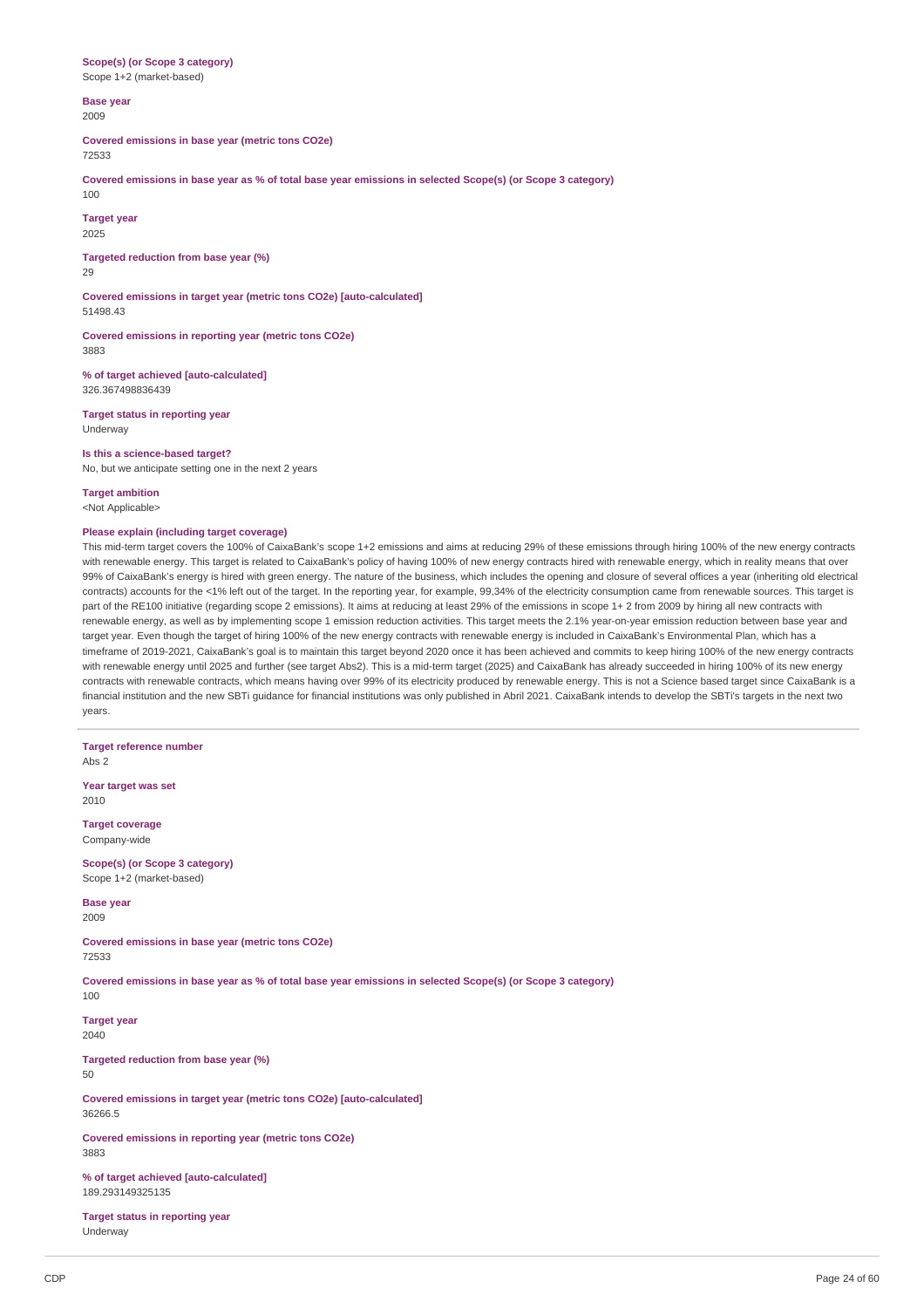**Scope(s) (or Scope 3 category)**
Scope 1+2 (market-based)

**Base year**
2009

**Covered emissions in base year (metric tons CO2e)**
72533

**Covered emissions in base year as % of total base year emissions in selected Scope(s) (or Scope 3 category)**
100

**Target year**
2025

**Targeted reduction from base year (%)**
29

**Covered emissions in target year (metric tons CO2e) [auto-calculated]**
51498.43

**Covered emissions in reporting year (metric tons CO2e)**
3883

**% of target achieved [auto-calculated]**
326.367498836439

**Target status in reporting year**
Underway

**Is this a science-based target?**
No, but we anticipate setting one in the next 2 years

**Target ambition**
<Not Applicable>

**Please explain (including target coverage)**
This mid-term target covers the 100% of CaixaBank's scope 1+2 emissions and aims at reducing 29% of these emissions through hiring 100% of the new energy contracts with renewable energy. This target is related to CaixaBank's policy of having 100% of new energy contracts hired with renewable energy, which in reality means that over 99% of CaixaBank's energy is hired with green energy. The nature of the business, which includes the opening and closure of several offices a year (inheriting old electrical contracts) accounts for the <1% left out of the target. In the reporting year, for example, 99,34% of the electricity consumption came from renewable sources. This target is part of the RE100 initiative (regarding scope 2 emissions). It aims at reducing at least 29% of the emissions in scope 1+ 2 from 2009 by hiring all new contracts with renewable energy, as well as by implementing scope 1 emission reduction activities. This target meets the 2.1% year-on-year emission reduction between base year and target year. Even though the target of hiring 100% of the new energy contracts with renewable energy is included in CaixaBank's Environmental Plan, which has a timeframe of 2019-2021, CaixaBank's goal is to maintain this target beyond 2020 once it has been achieved and commits to keep hiring 100% of the new energy contracts with renewable energy until 2025 and further (see target Abs2). This is a mid-term target (2025) and CaixaBank has already succeeded in hiring 100% of its new energy contracts with renewable contracts, which means having over 99% of its electricity produced by renewable energy. This is not a Science based target since CaixaBank is a financial institution and the new SBTi guidance for financial institutions was only published in Abril 2021. CaixaBank intends to develop the SBTi's targets in the next two years.

---

**Target reference number**
Abs 2

**Year target was set**
2010

**Target coverage**
Company-wide

**Scope(s) (or Scope 3 category)**
Scope 1+2 (market-based)

**Base year**
2009

**Covered emissions in base year (metric tons CO2e)**
72533

**Covered emissions in base year as % of total base year emissions in selected Scope(s) (or Scope 3 category)**
100

**Target year**
2040

**Targeted reduction from base year (%)**
50

**Covered emissions in target year (metric tons CO2e) [auto-calculated]**
36266.5

**Covered emissions in reporting year (metric tons CO2e)**
3883

**% of target achieved [auto-calculated]**
189.293149325135

**Target status in reporting year**
Underway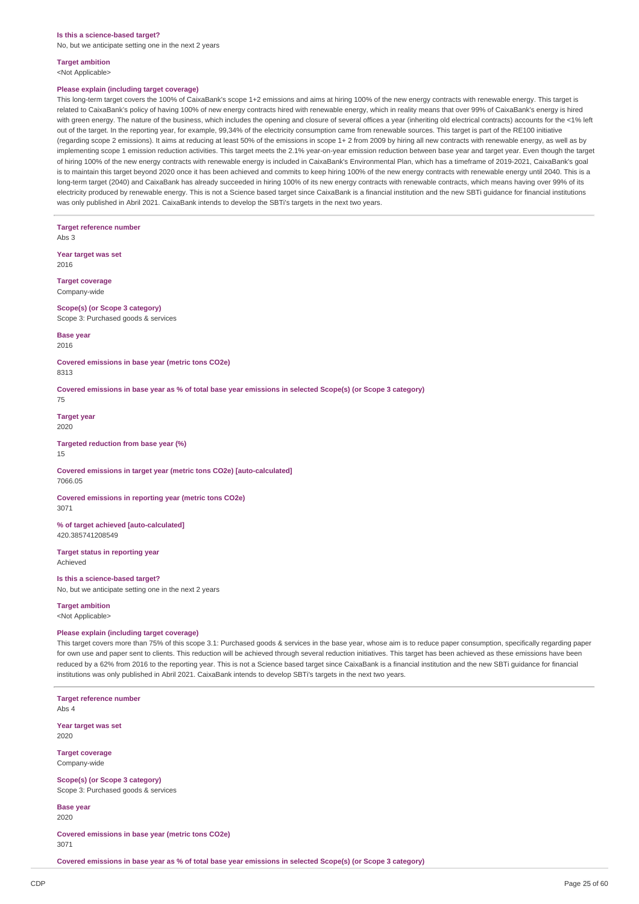**Is this a science-based target?**

No, but we anticipate setting one in the next 2 years

**Target ambition**

<Not Applicable>

**Please explain (including target coverage)**

This long-term target covers the 100% of CaixaBank's scope 1+2 emissions and aims at hiring 100% of the new energy contracts with renewable energy. This target is related to CaixaBank's policy of having 100% of new energy contracts hired with renewable energy, which in reality means that over 99% of CaixaBank's energy is hired with green energy. The nature of the business, which includes the opening and closure of several offices a year (inheriting old electrical contracts) accounts for the <1% left out of the target. In the reporting year, for example, 99,34% of the electricity consumption came from renewable sources. This target is part of the RE100 initiative (regarding scope 2 emissions). It aims at reducing at least 50% of the emissions in scope 1+ 2 from 2009 by hiring all new contracts with renewable energy, as well as by implementing scope 1 emission reduction activities. This target meets the 2.1% year-on-year emission reduction between base year and target year. Even though the target of hiring 100% of the new energy contracts with renewable energy is included in CaixaBank's Environmental Plan, which has a timeframe of 2019-2021, CaixaBank's goal is to maintain this target beyond 2020 once it has been achieved and commits to keep hiring 100% of the new energy contracts with renewable energy until 2040. This is a long-term target (2040) and CaixaBank has already succeeded in hiring 100% of its new energy contracts with renewable contracts, which means having over 99% of its electricity produced by renewable energy. This is not a Science based target since CaixaBank is a financial institution and the new SBTi guidance for financial institutions was only published in Abril 2021. CaixaBank intends to develop the SBTi's targets in the next two years.

---

**Target reference number**

Abs 3

**Year target was set**

2016

**Target coverage**

Company-wide

**Scope(s) (or Scope 3 category)**

Scope 3: Purchased goods & services

**Base year**

2016

**Covered emissions in base year (metric tons CO2e)**

8313

**Covered emissions in base year as % of total base year emissions in selected Scope(s) (or Scope 3 category)**

75

**Target year**

2020

**Targeted reduction from base year (%)**

15

**Covered emissions in target year (metric tons CO2e) [auto-calculated]**

7066.05

**Covered emissions in reporting year (metric tons CO2e)**

3071

**% of target achieved [auto-calculated]**

420.385741208549

**Target status in reporting year**

Achieved

**Is this a science-based target?**

No, but we anticipate setting one in the next 2 years

**Target ambition**

<Not Applicable>

**Please explain (including target coverage)**

This target covers more than 75% of this scope 3.1: Purchased goods & services in the base year, whose aim is to reduce paper consumption, specifically regarding paper for own use and paper sent to clients. This reduction will be achieved through several reduction initiatives. This target has been achieved as these emissions have been reduced by a 62% from 2016 to the reporting year. This is not a Science based target since CaixaBank is a financial institution and the new SBTi guidance for financial institutions was only published in Abril 2021. CaixaBank intends to develop SBTi's targets in the next two years.

---

**Target reference number**

Abs 4

**Year target was set**

2020

**Target coverage**

Company-wide

**Scope(s) (or Scope 3 category)**

Scope 3: Purchased goods & services

**Base year**

2020

**Covered emissions in base year (metric tons CO2e)**

3071

**Covered emissions in base year as % of total base year emissions in selected Scope(s) (or Scope 3 category)**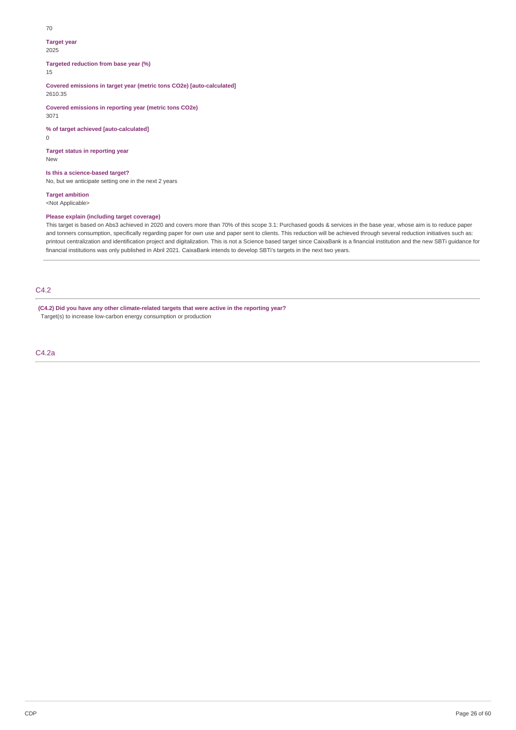70

**Target year**
2025

**Targeted reduction from base year (%)**
15

**Covered emissions in target year (metric tons CO2e) [auto-calculated]**
2610.35

**Covered emissions in reporting year (metric tons CO2e)**
3071

**% of target achieved [auto-calculated]**
0

**Target status in reporting year**
New

**Is this a science-based target?**
No, but we anticipate setting one in the next 2 years

**Target ambition**
<Not Applicable>

**Please explain (including target coverage)**
This target is based on Abs3 achieved in 2020 and covers more than 70% of this scope 3.1: Purchased goods & services in the base year, whose aim is to reduce paper and tonners consumption, specifically regarding paper for own use and paper sent to clients. This reduction will be achieved through several reduction initiatives such as: printout centralization and identification project and digitalization. This is not a Science based target since CaixaBank is a financial institution and the new SBTi guidance for financial institutions was only published in Abril 2021. CaixaBank intends to develop SBTi's targets in the next two years.

## C4.2

**(C4.2) Did you have any other climate-related targets that were active in the reporting year?**
Target(s) to increase low-carbon energy consumption or production

## C4.2a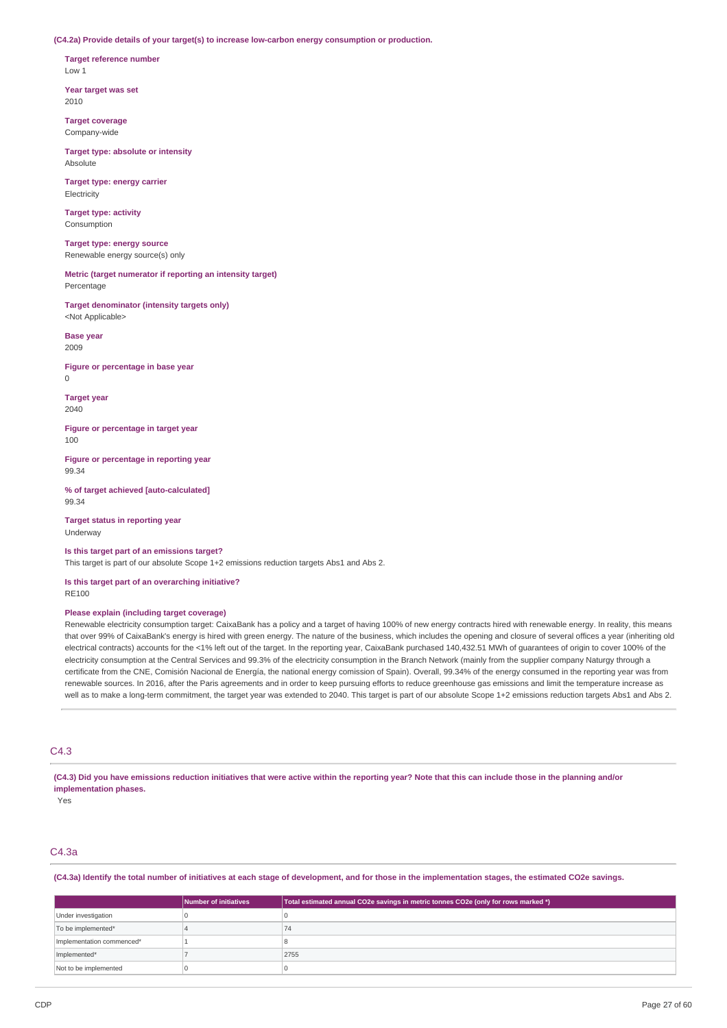**(C4.2a) Provide details of your target(s) to increase low-carbon energy consumption or production.**

**Target reference number**
Low 1

**Year target was set**
2010

**Target coverage**
Company-wide

**Target type: absolute or intensity**
Absolute

**Target type: energy carrier**
Electricity

**Target type: activity**
Consumption

**Target type: energy source**
Renewable energy source(s) only

**Metric (target numerator if reporting an intensity target)**
Percentage

**Target denominator (intensity targets only)**
<Not Applicable>

**Base year**
2009

**Figure or percentage in base year**
0

**Target year**
2040

**Figure or percentage in target year**
100

**Figure or percentage in reporting year**
99.34

**% of target achieved [auto-calculated]**
99.34

**Target status in reporting year**
Underway

**Is this target part of an emissions target?**
This target is part of our absolute Scope 1+2 emissions reduction targets Abs1 and Abs 2.

**Is this target part of an overarching initiative?**
RE100

**Please explain (including target coverage)**
Renewable electricity consumption target: CaixaBank has a policy and a target of having 100% of new energy contracts hired with renewable energy. In reality, this means that over 99% of CaixaBank's energy is hired with green energy. The nature of the business, which includes the opening and closure of several offices a year (inheriting old electrical contracts) accounts for the <1% left out of the target. In the reporting year, CaixaBank purchased 140,432.51 MWh of guarantees of origin to cover 100% of the electricity consumption at the Central Services and 99.3% of the electricity consumption in the Branch Network (mainly from the supplier company Naturgy through a certificate from the CNE, Comisión Nacional de Energía, the national energy comission of Spain). Overall, 99.34% of the energy consumed in the reporting year was from renewable sources. In 2016, after the Paris agreements and in order to keep pursuing efforts to reduce greenhouse gas emissions and limit the temperature increase as well as to make a long-term commitment, the target year was extended to 2040. This target is part of our absolute Scope 1+2 emissions reduction targets Abs1 and Abs 2.

## C4.3

**(C4.3) Did you have emissions reduction initiatives that were active within the reporting year? Note that this can include those in the planning and/or implementation phases.**
Yes

## C4.3a

**(C4.3a) Identify the total number of initiatives at each stage of development, and for those in the implementation stages, the estimated CO2e savings.**

| | Number of initiatives | Total estimated annual CO2e savings in metric tonnes CO2e (only for rows marked *) |
|---|---|---|
| Under investigation | 0 | 0 |
| To be implemented* | 4 | 74 |
| Implementation commenced* | 1 | 8 |
| Implemented* | 7 | 2755 |
| Not to be implemented | 0 | 0 |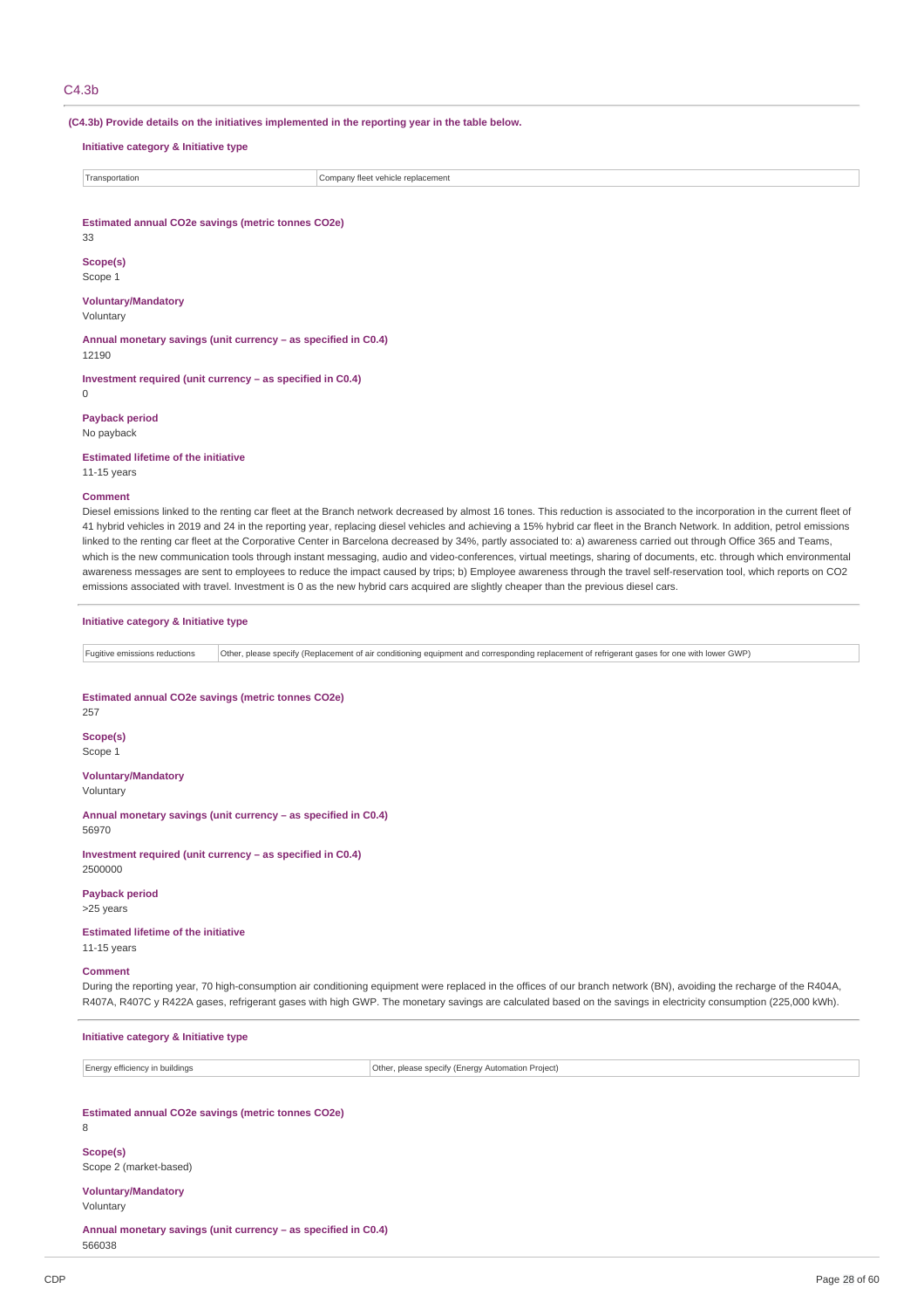## C4.3b

**(C4.3b) Provide details on the initiatives implemented in the reporting year in the table below.**

**Initiative category & Initiative type**

| Transportation | Company fleet vehicle replacement |
|---|---|

**Estimated annual CO2e savings (metric tonnes CO2e)**
33

**Scope(s)**
Scope 1

**Voluntary/Mandatory**
Voluntary

**Annual monetary savings (unit currency – as specified in C0.4)**
12190

**Investment required (unit currency – as specified in C0.4)**
0

**Payback period**
No payback

**Estimated lifetime of the initiative**
11-15 years

**Comment**
Diesel emissions linked to the renting car fleet at the Branch network decreased by almost 16 tones. This reduction is associated to the incorporation in the current fleet of 41 hybrid vehicles in 2019 and 24 in the reporting year, replacing diesel vehicles and achieving a 15% hybrid car fleet in the Branch Network. In addition, petrol emissions linked to the renting car fleet at the Corporative Center in Barcelona decreased by 34%, partly associated to: a) awareness carried out through Office 365 and Teams, which is the new communication tools through instant messaging, audio and video-conferences, virtual meetings, sharing of documents, etc. through which environmental awareness messages are sent to employees to reduce the impact caused by trips; b) Employee awareness through the travel self-reservation tool, which reports on CO2 emissions associated with travel. Investment is 0 as the new hybrid cars acquired are slightly cheaper than the previous diesel cars.

**Initiative category & Initiative type**

| Fugitive emissions reductions | Other, please specify (Replacement of air conditioning equipment and corresponding replacement of refrigerant gases for one with lower GWP) |
|---|---|

**Estimated annual CO2e savings (metric tonnes CO2e)**
257

**Scope(s)**
Scope 1

**Voluntary/Mandatory**
Voluntary

**Annual monetary savings (unit currency – as specified in C0.4)**
56970

**Investment required (unit currency – as specified in C0.4)**
2500000

**Payback period**
>25 years

**Estimated lifetime of the initiative**
11-15 years

**Comment**
During the reporting year, 70 high-consumption air conditioning equipment were replaced in the offices of our branch network (BN), avoiding the recharge of the R404A, R407A, R407C y R422A gases, refrigerant gases with high GWP. The monetary savings are calculated based on the savings in electricity consumption (225,000 kWh).

**Initiative category & Initiative type**

| Energy efficiency in buildings | Other, please specify (Energy Automation Project) |
|---|---|

**Estimated annual CO2e savings (metric tonnes CO2e)**
8

**Scope(s)**
Scope 2 (market-based)

**Voluntary/Mandatory**
Voluntary

**Annual monetary savings (unit currency – as specified in C0.4)**
566038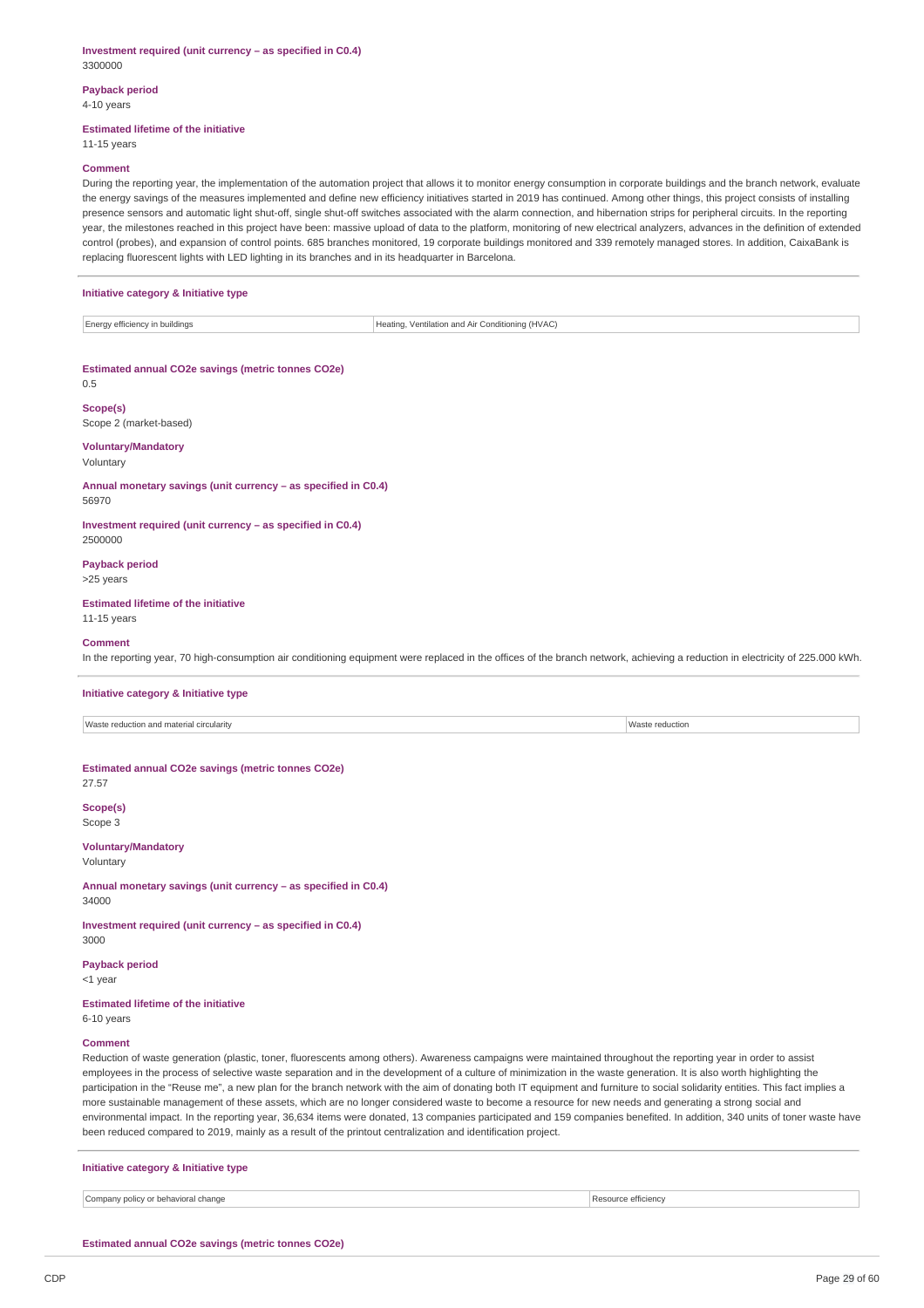**Investment required (unit currency – as specified in C0.4)**
3300000

**Payback period**
4-10 years

**Estimated lifetime of the initiative**
11-15 years

**Comment**
During the reporting year, the implementation of the automation project that allows it to monitor energy consumption in corporate buildings and the branch network, evaluate the energy savings of the measures implemented and define new efficiency initiatives started in 2019 has continued. Among other things, this project consists of installing presence sensors and automatic light shut-off, single shut-off switches associated with the alarm connection, and hibernation strips for peripheral circuits. In the reporting year, the milestones reached in this project have been: massive upload of data to the platform, monitoring of new electrical analyzers, advances in the definition of extended control (probes), and expansion of control points. 685 branches monitored, 19 corporate buildings monitored and 339 remotely managed stores. In addition, CaixaBank is replacing fluorescent lights with LED lighting in its branches and in its headquarter in Barcelona.

**Initiative category & Initiative type**

| Energy efficiency in buildings | Heating, Ventilation and Air Conditioning (HVAC) |
|---|---|

**Estimated annual CO2e savings (metric tonnes CO2e)**
0.5

**Scope(s)**
Scope 2 (market-based)

**Voluntary/Mandatory**
Voluntary

**Annual monetary savings (unit currency – as specified in C0.4)**
56970

**Investment required (unit currency – as specified in C0.4)**
2500000

**Payback period**
>25 years

**Estimated lifetime of the initiative**
11-15 years

**Comment**
In the reporting year, 70 high-consumption air conditioning equipment were replaced in the offices of the branch network, achieving a reduction in electricity of 225.000 kWh.

**Initiative category & Initiative type**

| Waste reduction and material circularity | Waste reduction |
|---|---|

**Estimated annual CO2e savings (metric tonnes CO2e)**
27.57

**Scope(s)**
Scope 3

**Voluntary/Mandatory**
Voluntary

**Annual monetary savings (unit currency – as specified in C0.4)**
34000

**Investment required (unit currency – as specified in C0.4)**
3000

**Payback period**
<1 year

**Estimated lifetime of the initiative**
6-10 years

**Comment**
Reduction of waste generation (plastic, toner, fluorescents among others). Awareness campaigns were maintained throughout the reporting year in order to assist employees in the process of selective waste separation and in the development of a culture of minimization in the waste generation. It is also worth highlighting the participation in the "Reuse me", a new plan for the branch network with the aim of donating both IT equipment and furniture to social solidarity entities. This fact implies a more sustainable management of these assets, which are no longer considered waste to become a resource for new needs and generating a strong social and environmental impact. In the reporting year, 36,634 items were donated, 13 companies participated and 159 companies benefited. In addition, 340 units of toner waste have been reduced compared to 2019, mainly as a result of the printout centralization and identification project.

**Initiative category & Initiative type**

| Company policy or behavioral change | Resource efficiency |
|---|---|

**Estimated annual CO2e savings (metric tonnes CO2e)**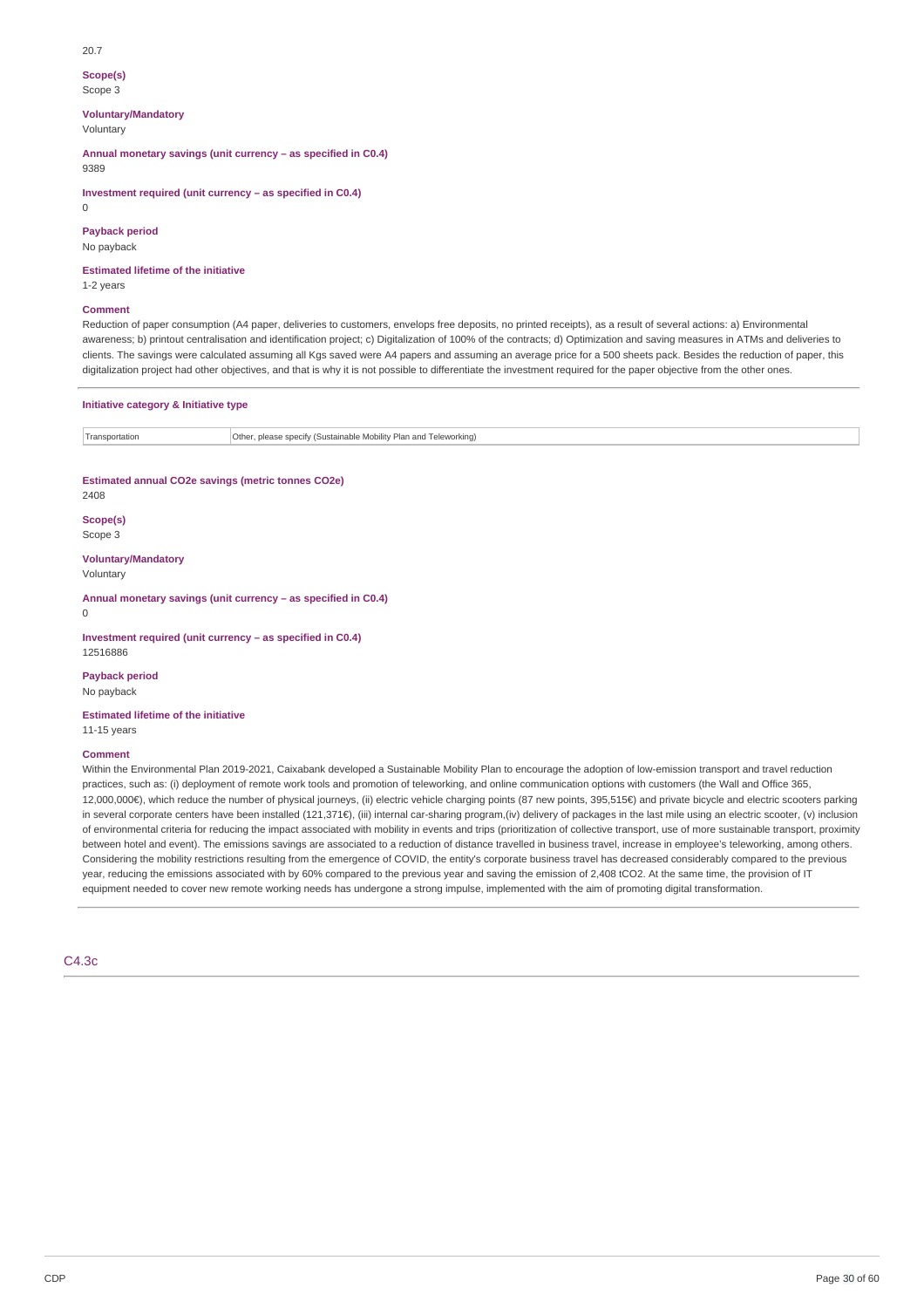20.7

**Scope(s)**
Scope 3

**Voluntary/Mandatory**
Voluntary

**Annual monetary savings (unit currency – as specified in C0.4)**
9389

**Investment required (unit currency – as specified in C0.4)**
0

**Payback period**
No payback

**Estimated lifetime of the initiative**
1-2 years

**Comment**
Reduction of paper consumption (A4 paper, deliveries to customers, envelops free deposits, no printed receipts), as a result of several actions: a) Environmental awareness; b) printout centralisation and identification project; c) Digitalization of 100% of the contracts; d) Optimization and saving measures in ATMs and deliveries to clients. The savings were calculated assuming all Kgs saved were A4 papers and assuming an average price for a 500 sheets pack. Besides the reduction of paper, this digitalization project had other objectives, and that is why it is not possible to differentiate the investment required for the paper objective from the other ones.

**Initiative category & Initiative type**

| | |
|---|---|
| Transportation | Other, please specify (Sustainable Mobility Plan and Teleworking) |

**Estimated annual CO2e savings (metric tonnes CO2e)**
2408

**Scope(s)**
Scope 3

**Voluntary/Mandatory**
Voluntary

**Annual monetary savings (unit currency – as specified in C0.4)**
0

**Investment required (unit currency – as specified in C0.4)**
12516886

**Payback period**
No payback

**Estimated lifetime of the initiative**
11-15 years

**Comment**
Within the Environmental Plan 2019-2021, Caixabank developed a Sustainable Mobility Plan to encourage the adoption of low-emission transport and travel reduction practices, such as: (i) deployment of remote work tools and promotion of teleworking, and online communication options with customers (the Wall and Office 365, 12,000,000€), which reduce the number of physical journeys, (ii) electric vehicle charging points (87 new points, 395,515€) and private bicycle and electric scooters parking in several corporate centers have been installed (121,371€), (iii) internal car-sharing program,(iv) delivery of packages in the last mile using an electric scooter, (v) inclusion of environmental criteria for reducing the impact associated with mobility in events and trips (prioritization of collective transport, use of more sustainable transport, proximity between hotel and event). The emissions savings are associated to a reduction of distance travelled in business travel, increase in employee's teleworking, among others. Considering the mobility restrictions resulting from the emergence of COVID, the entity's corporate business travel has decreased considerably compared to the previous year, reducing the emissions associated with by 60% compared to the previous year and saving the emission of 2,408 tCO2. At the same time, the provision of IT equipment needed to cover new remote working needs has undergone a strong impulse, implemented with the aim of promoting digital transformation.

## C4.3c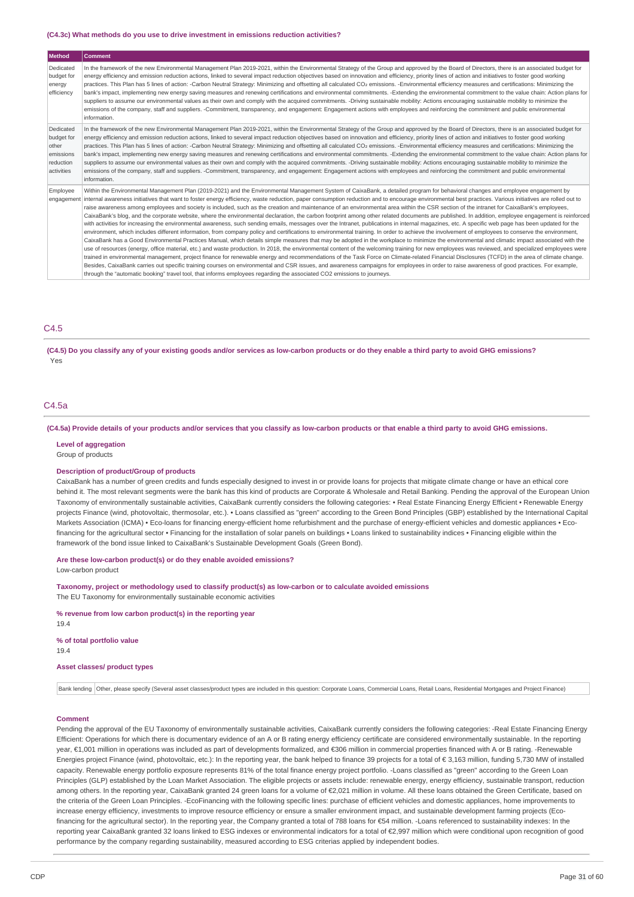**(C4.3c) What methods do you use to drive investment in emissions reduction activities?**

| Method | Comment |
|---|---|
| Dedicated budget for energy efficiency | In the framework of the new Environmental Management Plan 2019-2021, within the Environmental Strategy of the Group and approved by the Board of Directors, there is an associated budget for energy efficiency and emission reduction actions, linked to several impact reduction objectives based on innovation and efficiency, priority lines of action and initiatives to foster good working practices. This Plan has 5 lines of action: -Carbon Neutral Strategy: Minimizing and offsetting all calculated $CO_2$ emissions. -Environmental efficiency measures and certifications: Minimizing the bank's impact, implementing new energy saving measures and renewing certifications and environmental commitments. -Extending the environmental commitment to the value chain: Action plans for suppliers to assume our environmental values as their own and comply with the acquired commitments. -Driving sustainable mobility: Actions encouraging sustainable mobility to minimize the emissions of the company, staff and suppliers. -Commitment, transparency, and engagement: Engagement actions with employees and reinforcing the commitment and public environmental information. |
| Dedicated budget for other emissions reduction activities | In the framework of the new Environmental Management Plan 2019-2021, within the Environmental Strategy of the Group and approved by the Board of Directors, there is an associated budget for energy efficiency and emission reduction actions, linked to several impact reduction objectives based on innovation and efficiency, priority lines of action and initiatives to foster good working practices. This Plan has 5 lines of action: -Carbon Neutral Strategy: Minimizing and offsetting all calculated $CO_2$ emissions. -Environmental efficiency measures and certifications: Minimizing the bank's impact, implementing new energy saving measures and renewing certifications and environmental commitments. -Extending the environmental commitment to the value chain: Action plans for suppliers to assume our environmental values as their own and comply with the acquired commitments. -Driving sustainable mobility: Actions encouraging sustainable mobility to minimize the emissions of the company, staff and suppliers. -Commitment, transparency, and engagement: Engagement actions with employees and reinforcing the commitment and public environmental information. |
| Employee engagement | Within the Environmental Management Plan (2019-2021) and the Environmental Management System of CaixaBank, a detailed program for behavioral changes and employee engagement by internal awareness initiatives that want to foster energy efficiency, waste reduction, paper consumption reduction and to encourage environmental best practices. Various initiatives are rolled out to raise awareness among employees and society is included, such as the creation and maintenance of an environmental area within the CSR section of the intranet for CaixaBank's employees, CaixaBank's blog, and the corporate website, where the environmental declaration, the carbon footprint among other related documents are published. In addition, employee engagement is reinforced with activities for increasing the environmental awareness, such sending emails, messages over the Intranet, publications in internal magazines, etc. A specific web page has been updated for the environment, which includes different information, from company policy and certifications to environmental training. In order to achieve the involvement of employees to conserve the environment, CaixaBank has a Good Environmental Practices Manual, which details simple measures that may be adopted in the workplace to minimize the environmental and climatic impact associated with the use of resources (energy, office material, etc.) and waste production. In 2018, the environmental content of the welcoming training for new employees was reviewed, and specialized employees were trained in environmental management, project finance for renewable energy and recommendations of the Task Force on Climate-related Financial Disclosures (TCFD) in the area of climate change. Besides, CaixaBank carries out specific training courses on environmental and CSR issues, and awareness campaigns for employees in order to raise awareness of good practices. For example, through the "automatic booking" travel tool, that informs employees regarding the associated CO2 emissions to journeys. |

## C4.5

**(C4.5) Do you classify any of your existing goods and/or services as low-carbon products or do they enable a third party to avoid GHG emissions?**

Yes

## C4.5a

**(C4.5a) Provide details of your products and/or services that you classify as low-carbon products or that enable a third party to avoid GHG emissions.**

**Level of aggregation**

Group of products

**Description of product/Group of products**

CaixaBank has a number of green credits and funds especially designed to invest in or provide loans for projects that mitigate climate change or have an ethical core behind it. The most relevant segments were the bank has this kind of products are Corporate & Wholesale and Retail Banking. Pending the approval of the European Union Taxonomy of environmentally sustainable activities, CaixaBank currently considers the following categories: • Real Estate Financing Energy Efficient • Renewable Energy projects Finance (wind, photovoltaic, thermosolar, etc.). • Loans classified as "green" according to the Green Bond Principles (GBP) established by the International Capital Markets Association (ICMA) • Eco-loans for financing energy-efficient home refurbishment and the purchase of energy-efficient vehicles and domestic appliances • Eco-financing for the agricultural sector • Financing for the installation of solar panels on buildings • Loans linked to sustainability indices • Financing eligible within the framework of the bond issue linked to CaixaBank's Sustainable Development Goals (Green Bond).

**Are these low-carbon product(s) or do they enable avoided emissions?**

Low-carbon product

**Taxonomy, project or methodology used to classify product(s) as low-carbon or to calculate avoided emissions**

The EU Taxonomy for environmentally sustainable economic activities

**% revenue from low carbon product(s) in the reporting year**

19.4

**% of total portfolio value**

19.4

**Asset classes/ product types**

| Bank lending | Other, please specify (Several asset classes/product types are included in this question: Corporate Loans, Commercial Loans, Retail Loans, Residential Mortgages and Project Finance) |
|---|---|

**Comment**

Pending the approval of the EU Taxonomy of environmentally sustainable activities, CaixaBank currently considers the following categories: -Real Estate Financing Energy Efficient: Operations for which there is documentary evidence of an A or B rating energy efficiency certificate are considered environmentally sustainable. In the reporting year, €1,001 million in operations was included as part of developments formalized, and €306 million in commercial properties financed with A or B rating. -Renewable Energies project Finance (wind, photovoltaic, etc.): In the reporting year, the bank helped to finance 39 projects for a total of € 3,163 million, funding 5,730 MW of installed capacity. Renewable energy portfolio exposure represents 81% of the total finance energy project portfolio. -Loans classified as "green" according to the Green Loan Principles (GLP) established by the Loan Market Association. The eligible projects or assets include: renewable energy, energy efficiency, sustainable transport, reduction among others. In the reporting year, CaixaBank granted 24 green loans for a volume of €2,021 million in volume. All these loans obtained the Green Certificate, based on the criteria of the Green Loan Principles. -EcoFinancing with the following specific lines: purchase of efficient vehicles and domestic appliances, home improvements to increase energy efficiency, investments to improve resource efficiency or ensure a smaller environment impact, and sustainable development farming projects (Eco-financing for the agricultural sector). In the reporting year, the Company granted a total of 788 loans for €54 million. -Loans referenced to sustainability indexes: In the reporting year CaixaBank granted 32 loans linked to ESG indexes or environmental indicators for a total of €2,997 million which were conditional upon recognition of good performance by the company regarding sustainability, measured according to ESG criterias applied by independent bodies.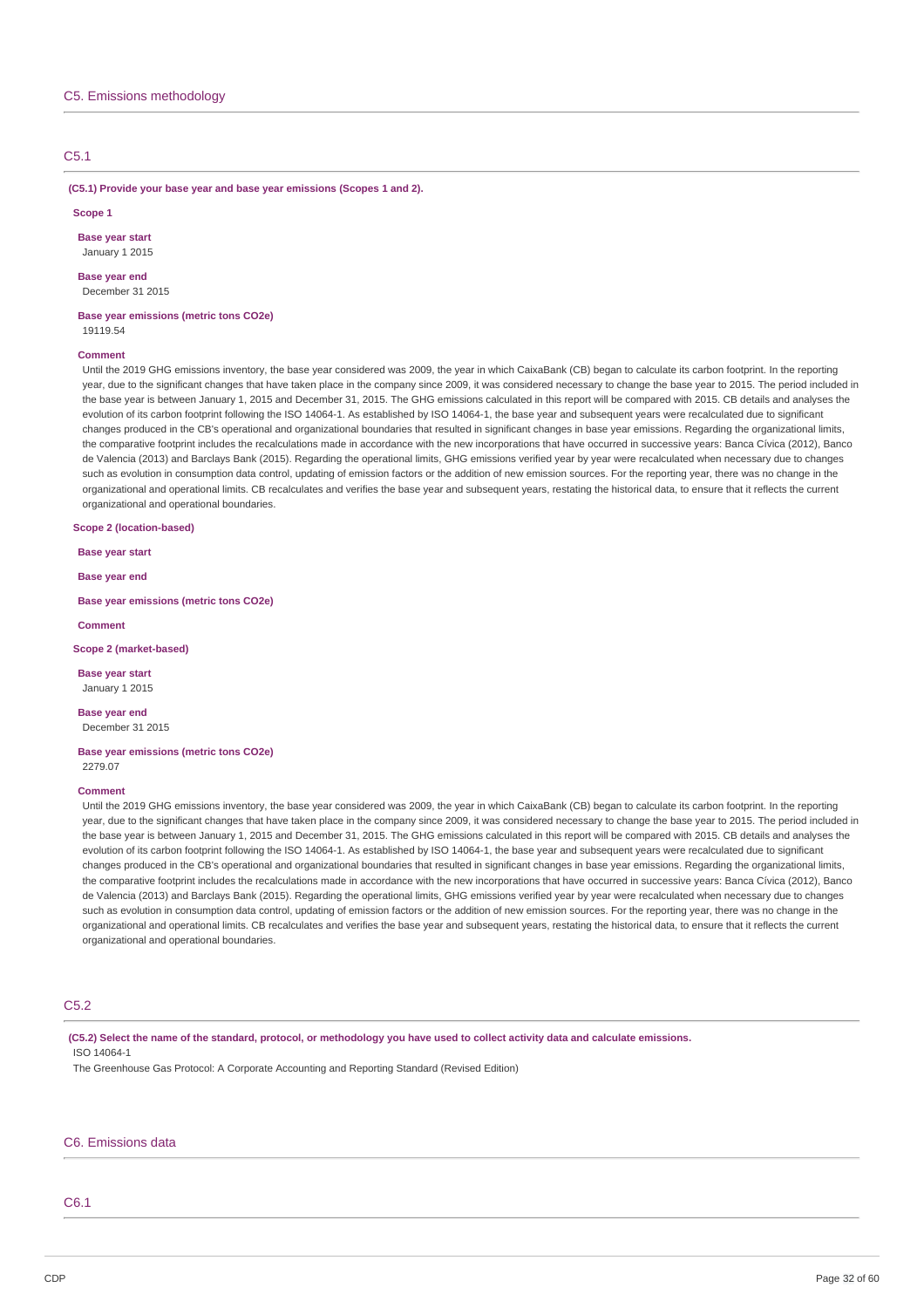## C5. Emissions methodology

### C5.1

**(C5.1) Provide your base year and base year emissions (Scopes 1 and 2).**

**Scope 1**

**Base year start**
January 1 2015

**Base year end**
December 31 2015

**Base year emissions (metric tons CO2e)**
19119.54

**Comment**
Until the 2019 GHG emissions inventory, the base year considered was 2009, the year in which CaixaBank (CB) began to calculate its carbon footprint. In the reporting year, due to the significant changes that have taken place in the company since 2009, it was considered necessary to change the base year to 2015. The period included in the base year is between January 1, 2015 and December 31, 2015. The GHG emissions calculated in this report will be compared with 2015. CB details and analyses the evolution of its carbon footprint following the ISO 14064-1. As established by ISO 14064-1, the base year and subsequent years were recalculated due to significant changes produced in the CB's operational and organizational boundaries that resulted in significant changes in base year emissions. Regarding the organizational limits, the comparative footprint includes the recalculations made in accordance with the new incorporations that have occurred in successive years: Banca Cívica (2012), Banco de Valencia (2013) and Barclays Bank (2015). Regarding the operational limits, GHG emissions verified year by year were recalculated when necessary due to changes such as evolution in consumption data control, updating of emission factors or the addition of new emission sources. For the reporting year, there was no change in the organizational and operational limits. CB recalculates and verifies the base year and subsequent years, restating the historical data, to ensure that it reflects the current organizational and operational boundaries.

**Scope 2 (location-based)**

**Base year start**

**Base year end**

**Base year emissions (metric tons CO2e)**

**Comment**

**Scope 2 (market-based)**

**Base year start**
January 1 2015

**Base year end**
December 31 2015

**Base year emissions (metric tons CO2e)**
2279.07

**Comment**
Until the 2019 GHG emissions inventory, the base year considered was 2009, the year in which CaixaBank (CB) began to calculate its carbon footprint. In the reporting year, due to the significant changes that have taken place in the company since 2009, it was considered necessary to change the base year to 2015. The period included in the base year is between January 1, 2015 and December 31, 2015. The GHG emissions calculated in this report will be compared with 2015. CB details and analyses the evolution of its carbon footprint following the ISO 14064-1. As established by ISO 14064-1, the base year and subsequent years were recalculated due to significant changes produced in the CB's operational and organizational boundaries that resulted in significant changes in base year emissions. Regarding the organizational limits, the comparative footprint includes the recalculations made in accordance with the new incorporations that have occurred in successive years: Banca Cívica (2012), Banco de Valencia (2013) and Barclays Bank (2015). Regarding the operational limits, GHG emissions verified year by year were recalculated when necessary due to changes such as evolution in consumption data control, updating of emission factors or the addition of new emission sources. For the reporting year, there was no change in the organizational and operational limits. CB recalculates and verifies the base year and subsequent years, restating the historical data, to ensure that it reflects the current organizational and operational boundaries.

### C5.2

**(C5.2) Select the name of the standard, protocol, or methodology you have used to collect activity data and calculate emissions.**
ISO 14064-1
The Greenhouse Gas Protocol: A Corporate Accounting and Reporting Standard (Revised Edition)

## C6. Emissions data

### C6.1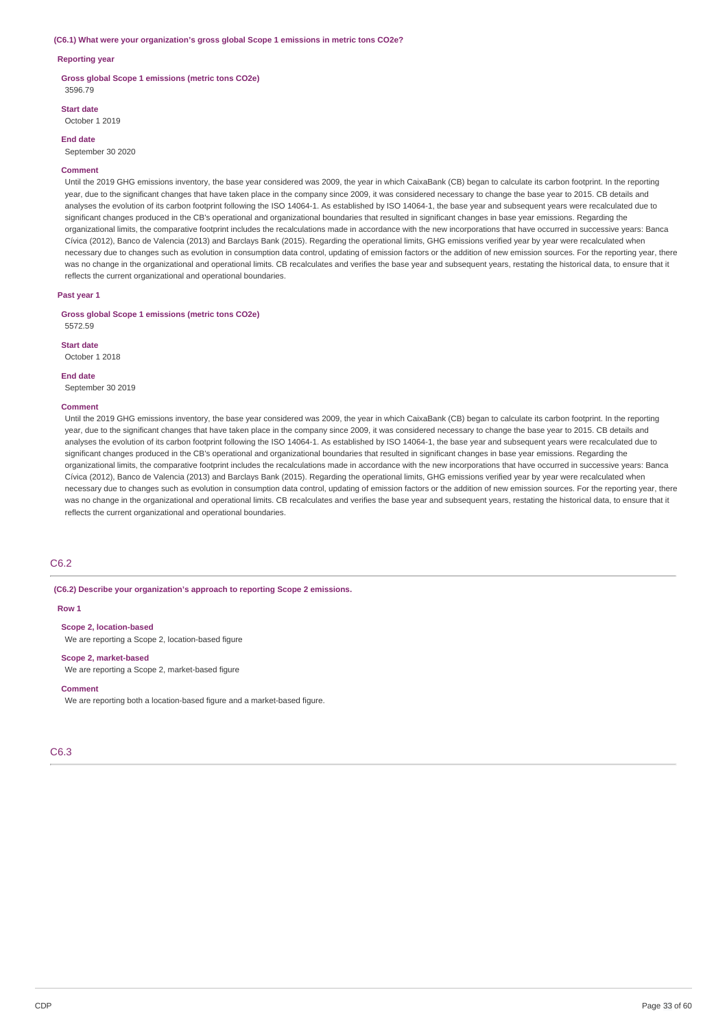**(C6.1) What were your organization's gross global Scope 1 emissions in metric tons CO2e?**

**Reporting year**

**Gross global Scope 1 emissions (metric tons CO2e)**

3596.79

**Start date**

October 1 2019

**End date**

September 30 2020

**Comment**

Until the 2019 GHG emissions inventory, the base year considered was 2009, the year in which CaixaBank (CB) began to calculate its carbon footprint. In the reporting year, due to the significant changes that have taken place in the company since 2009, it was considered necessary to change the base year to 2015. CB details and analyses the evolution of its carbon footprint following the ISO 14064-1. As established by ISO 14064-1, the base year and subsequent years were recalculated due to significant changes produced in the CB's operational and organizational boundaries that resulted in significant changes in base year emissions. Regarding the organizational limits, the comparative footprint includes the recalculations made in accordance with the new incorporations that have occurred in successive years: Banca Cívica (2012), Banco de Valencia (2013) and Barclays Bank (2015). Regarding the operational limits, GHG emissions verified year by year were recalculated when necessary due to changes such as evolution in consumption data control, updating of emission factors or the addition of new emission sources. For the reporting year, there was no change in the organizational and operational limits. CB recalculates and verifies the base year and subsequent years, restating the historical data, to ensure that it reflects the current organizational and operational boundaries.

**Past year 1**

**Gross global Scope 1 emissions (metric tons CO2e)**

5572.59

**Start date**

October 1 2018

**End date**

September 30 2019

**Comment**

Until the 2019 GHG emissions inventory, the base year considered was 2009, the year in which CaixaBank (CB) began to calculate its carbon footprint. In the reporting year, due to the significant changes that have taken place in the company since 2009, it was considered necessary to change the base year to 2015. CB details and analyses the evolution of its carbon footprint following the ISO 14064-1. As established by ISO 14064-1, the base year and subsequent years were recalculated due to significant changes produced in the CB's operational and organizational boundaries that resulted in significant changes in base year emissions. Regarding the organizational limits, the comparative footprint includes the recalculations made in accordance with the new incorporations that have occurred in successive years: Banca Cívica (2012), Banco de Valencia (2013) and Barclays Bank (2015). Regarding the operational limits, GHG emissions verified year by year were recalculated when necessary due to changes such as evolution in consumption data control, updating of emission factors or the addition of new emission sources. For the reporting year, there was no change in the organizational and operational limits. CB recalculates and verifies the base year and subsequent years, restating the historical data, to ensure that it reflects the current organizational and operational boundaries.

## C6.2

**(C6.2) Describe your organization's approach to reporting Scope 2 emissions.**

**Row 1**

**Scope 2, location-based**

We are reporting a Scope 2, location-based figure

**Scope 2, market-based**

We are reporting a Scope 2, market-based figure

**Comment**

We are reporting both a location-based figure and a market-based figure.

## C6.3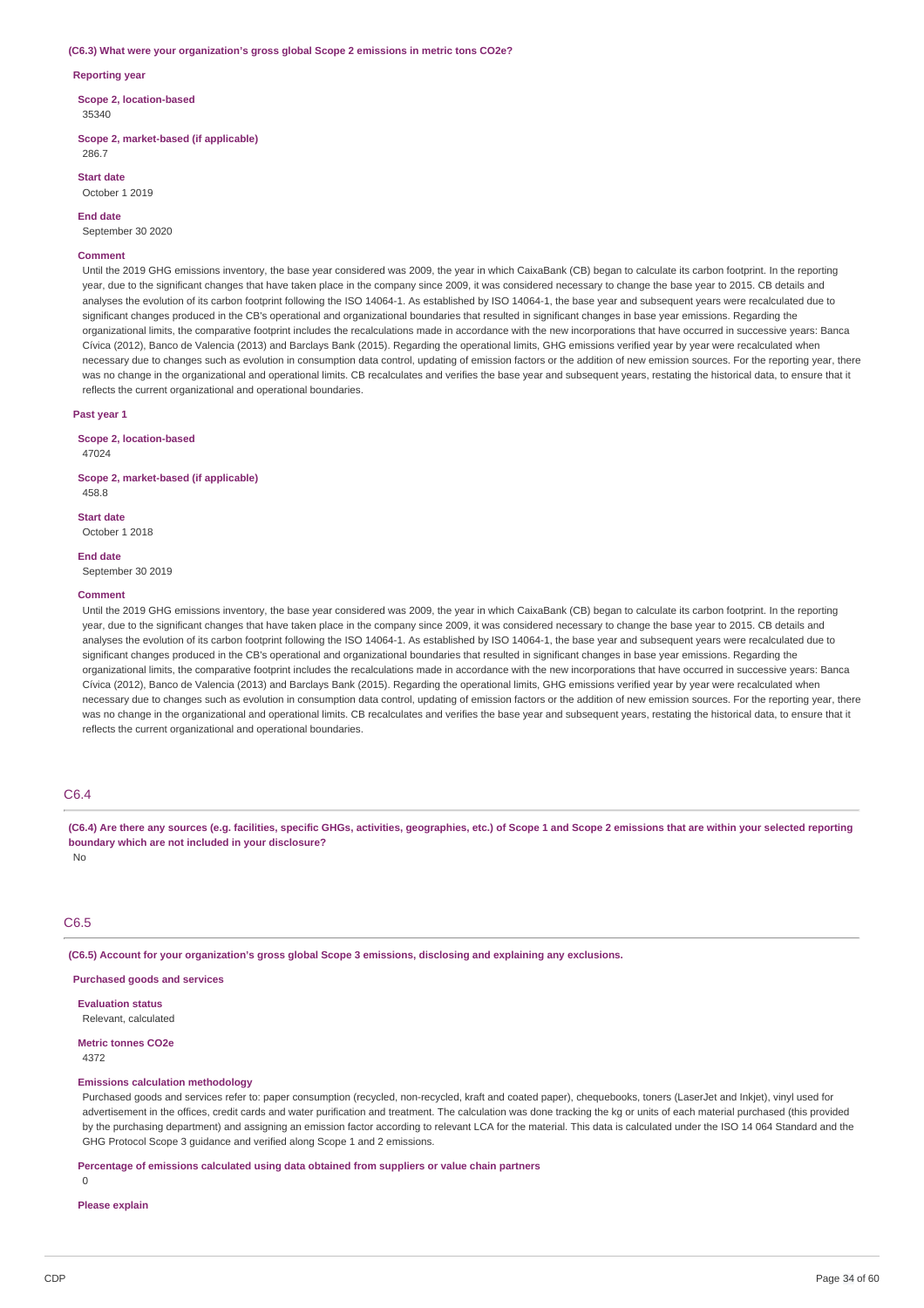**(C6.3) What were your organization's gross global Scope 2 emissions in metric tons CO2e?**

**Reporting year**

**Scope 2, location-based**

35340

**Scope 2, market-based (if applicable)**

286.7

**Start date**

October 1 2019

**End date**

September 30 2020

**Comment**

Until the 2019 GHG emissions inventory, the base year considered was 2009, the year in which CaixaBank (CB) began to calculate its carbon footprint. In the reporting year, due to the significant changes that have taken place in the company since 2009, it was considered necessary to change the base year to 2015. CB details and analyses the evolution of its carbon footprint following the ISO 14064-1. As established by ISO 14064-1, the base year and subsequent years were recalculated due to significant changes produced in the CB's operational and organizational boundaries that resulted in significant changes in base year emissions. Regarding the organizational limits, the comparative footprint includes the recalculations made in accordance with the new incorporations that have occurred in successive years: Banca Cívica (2012), Banco de Valencia (2013) and Barclays Bank (2015). Regarding the operational limits, GHG emissions verified year by year were recalculated when necessary due to changes such as evolution in consumption data control, updating of emission factors or the addition of new emission sources. For the reporting year, there was no change in the organizational and operational limits. CB recalculates and verifies the base year and subsequent years, restating the historical data, to ensure that it reflects the current organizational and operational boundaries.

**Past year 1**

**Scope 2, location-based**

47024

**Scope 2, market-based (if applicable)**

458.8

**Start date**

October 1 2018

**End date**

September 30 2019

**Comment**

Until the 2019 GHG emissions inventory, the base year considered was 2009, the year in which CaixaBank (CB) began to calculate its carbon footprint. In the reporting year, due to the significant changes that have taken place in the company since 2009, it was considered necessary to change the base year to 2015. CB details and analyses the evolution of its carbon footprint following the ISO 14064-1. As established by ISO 14064-1, the base year and subsequent years were recalculated due to significant changes produced in the CB's operational and organizational boundaries that resulted in significant changes in base year emissions. Regarding the organizational limits, the comparative footprint includes the recalculations made in accordance with the new incorporations that have occurred in successive years: Banca Cívica (2012), Banco de Valencia (2013) and Barclays Bank (2015). Regarding the operational limits, GHG emissions verified year by year were recalculated when necessary due to changes such as evolution in consumption data control, updating of emission factors or the addition of new emission sources. For the reporting year, there was no change in the organizational and operational limits. CB recalculates and verifies the base year and subsequent years, restating the historical data, to ensure that it reflects the current organizational and operational boundaries.

## C6.4

**(C6.4) Are there any sources (e.g. facilities, specific GHGs, activities, geographies, etc.) of Scope 1 and Scope 2 emissions that are within your selected reporting boundary which are not included in your disclosure?**

No

## C6.5

**(C6.5) Account for your organization's gross global Scope 3 emissions, disclosing and explaining any exclusions.**

**Purchased goods and services**

**Evaluation status**

Relevant, calculated

**Metric tonnes CO2e**

4372

**Emissions calculation methodology**

Purchased goods and services refer to: paper consumption (recycled, non-recycled, kraft and coated paper), chequebooks, toners (LaserJet and Inkjet), vinyl used for advertisement in the offices, credit cards and water purification and treatment. The calculation was done tracking the kg or units of each material purchased (this provided by the purchasing department) and assigning an emission factor according to relevant LCA for the material. This data is calculated under the ISO 14 064 Standard and the GHG Protocol Scope 3 guidance and verified along Scope 1 and 2 emissions.

**Percentage of emissions calculated using data obtained from suppliers or value chain partners**

0

**Please explain**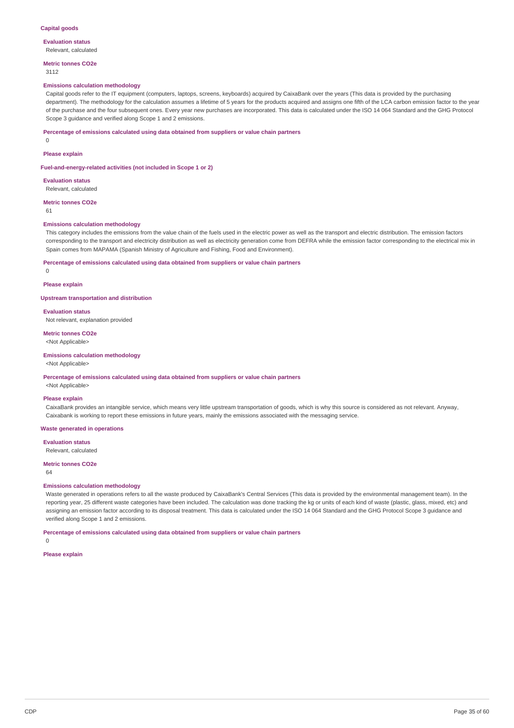### Capital goods

**Evaluation status**

Relevant, calculated

**Metric tonnes CO2e**

3112

**Emissions calculation methodology**

Capital goods refer to the IT equipment (computers, laptops, screens, keyboards) acquired by CaixaBank over the years (This data is provided by the purchasing department). The methodology for the calculation assumes a lifetime of 5 years for the products acquired and assigns one fifth of the LCA carbon emission factor to the year of the purchase and the four subsequent ones. Every year new purchases are incorporated. This data is calculated under the ISO 14 064 Standard and the GHG Protocol Scope 3 guidance and verified along Scope 1 and 2 emissions.

**Percentage of emissions calculated using data obtained from suppliers or value chain partners**

0

**Please explain**

### Fuel-and-energy-related activities (not included in Scope 1 or 2)

**Evaluation status**

Relevant, calculated

**Metric tonnes CO2e**

61

**Emissions calculation methodology**

This category includes the emissions from the value chain of the fuels used in the electric power as well as the transport and electric distribution. The emission factors corresponding to the transport and electricity distribution as well as electricity generation come from DEFRA while the emission factor corresponding to the electrical mix in Spain comes from MAPAMA (Spanish Ministry of Agriculture and Fishing, Food and Environment).

**Percentage of emissions calculated using data obtained from suppliers or value chain partners**

0

**Please explain**

### Upstream transportation and distribution

**Evaluation status**

Not relevant, explanation provided

**Metric tonnes CO2e**

<Not Applicable>

**Emissions calculation methodology**

<Not Applicable>

**Percentage of emissions calculated using data obtained from suppliers or value chain partners**

<Not Applicable>

**Please explain**

CaixaBank provides an intangible service, which means very little upstream transportation of goods, which is why this source is considered as not relevant. Anyway, Caixabank is working to report these emissions in future years, mainly the emissions associated with the messaging service.

### Waste generated in operations

**Evaluation status**

Relevant, calculated

**Metric tonnes CO2e**

64

**Emissions calculation methodology**

Waste generated in operations refers to all the waste produced by CaixaBank's Central Services (This data is provided by the environmental management team). In the reporting year, 25 different waste categories have been included. The calculation was done tracking the kg or units of each kind of waste (plastic, glass, mixed, etc) and assigning an emission factor according to its disposal treatment. This data is calculated under the ISO 14 064 Standard and the GHG Protocol Scope 3 guidance and verified along Scope 1 and 2 emissions.

**Percentage of emissions calculated using data obtained from suppliers or value chain partners**

0

**Please explain**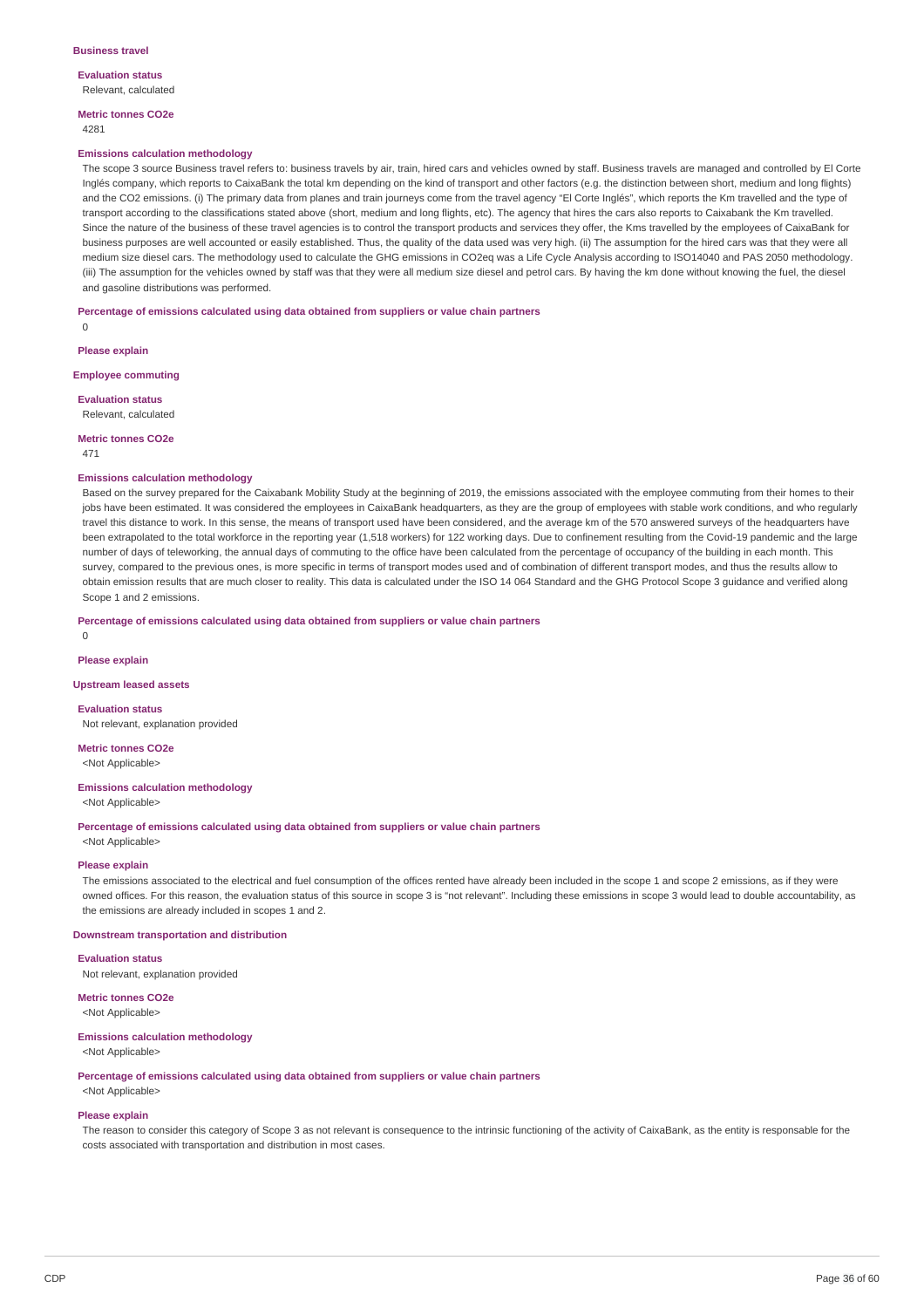**Business travel**

**Evaluation status**
Relevant, calculated

**Metric tonnes CO2e**
4281

**Emissions calculation methodology**
The scope 3 source Business travel refers to: business travels by air, train, hired cars and vehicles owned by staff. Business travels are managed and controlled by El Corte Inglés company, which reports to CaixaBank the total km depending on the kind of transport and other factors (e.g. the distinction between short, medium and long flights) and the CO2 emissions. (i) The primary data from planes and train journeys come from the travel agency "El Corte Inglés", which reports the Km travelled and the type of transport according to the classifications stated above (short, medium and long flights, etc). The agency that hires the cars also reports to Caixabank the Km travelled. Since the nature of the business of these travel agencies is to control the transport products and services they offer, the Kms travelled by the employees of CaixaBank for business purposes are well accounted or easily established. Thus, the quality of the data used was very high. (ii) The assumption for the hired cars was that they were all medium size diesel cars. The methodology used to calculate the GHG emissions in CO2eq was a Life Cycle Analysis according to ISO14040 and PAS 2050 methodology. (iii) The assumption for the vehicles owned by staff was that they were all medium size diesel and petrol cars. By having the km done without knowing the fuel, the diesel and gasoline distributions was performed.

**Percentage of emissions calculated using data obtained from suppliers or value chain partners**
0

**Please explain**

**Employee commuting**

**Evaluation status**
Relevant, calculated

**Metric tonnes CO2e**
471

**Emissions calculation methodology**
Based on the survey prepared for the Caixabank Mobility Study at the beginning of 2019, the emissions associated with the employee commuting from their homes to their jobs have been estimated. It was considered the employees in CaixaBank headquarters, as they are the group of employees with stable work conditions, and who regularly travel this distance to work. In this sense, the means of transport used have been considered, and the average km of the 570 answered surveys of the headquarters have been extrapolated to the total workforce in the reporting year (1,518 workers) for 122 working days. Due to confinement resulting from the Covid-19 pandemic and the large number of days of teleworking, the annual days of commuting to the office have been calculated from the percentage of occupancy of the building in each month. This survey, compared to the previous ones, is more specific in terms of transport modes used and of combination of different transport modes, and thus the results allow to obtain emission results that are much closer to reality. This data is calculated under the ISO 14 064 Standard and the GHG Protocol Scope 3 guidance and verified along Scope 1 and 2 emissions.

**Percentage of emissions calculated using data obtained from suppliers or value chain partners**
0

**Please explain**

**Upstream leased assets**

**Evaluation status**
Not relevant, explanation provided

**Metric tonnes CO2e**
<Not Applicable>

**Emissions calculation methodology**
<Not Applicable>

**Percentage of emissions calculated using data obtained from suppliers or value chain partners**
<Not Applicable>

**Please explain**
The emissions associated to the electrical and fuel consumption of the offices rented have already been included in the scope 1 and scope 2 emissions, as if they were owned offices. For this reason, the evaluation status of this source in scope 3 is "not relevant". Including these emissions in scope 3 would lead to double accountability, as the emissions are already included in scopes 1 and 2.

**Downstream transportation and distribution**

**Evaluation status**
Not relevant, explanation provided

**Metric tonnes CO2e**
<Not Applicable>

**Emissions calculation methodology**
<Not Applicable>

**Percentage of emissions calculated using data obtained from suppliers or value chain partners**
<Not Applicable>

**Please explain**
The reason to consider this category of Scope 3 as not relevant is consequence to the intrinsic functioning of the activity of CaixaBank, as the entity is responsable for the costs associated with transportation and distribution in most cases.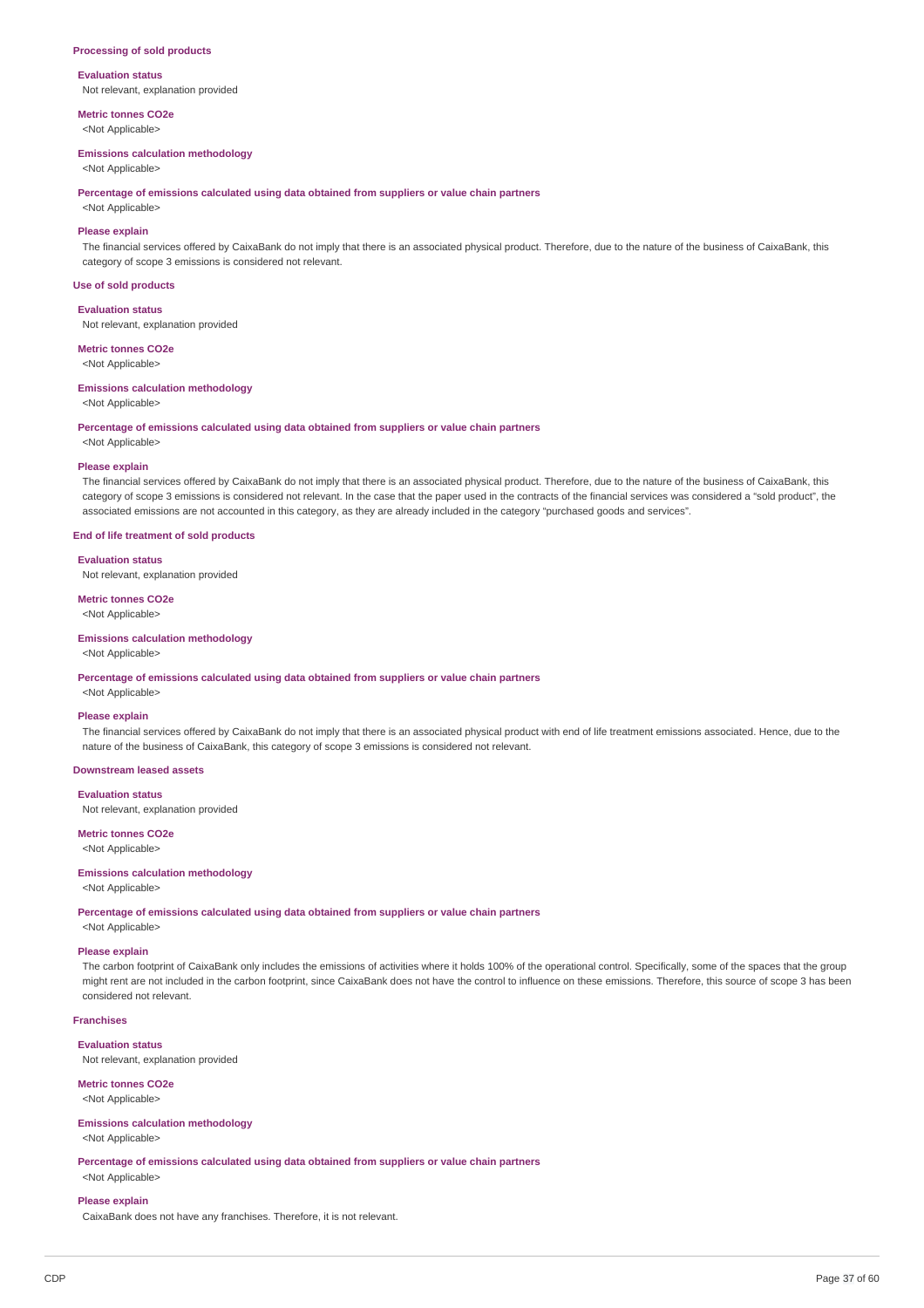### Processing of sold products

**Evaluation status**

Not relevant, explanation provided

**Metric tonnes CO2e**

<Not Applicable>

**Emissions calculation methodology**

<Not Applicable>

**Percentage of emissions calculated using data obtained from suppliers or value chain partners**

<Not Applicable>

**Please explain**

The financial services offered by CaixaBank do not imply that there is an associated physical product. Therefore, due to the nature of the business of CaixaBank, this category of scope 3 emissions is considered not relevant.

### Use of sold products

**Evaluation status**

Not relevant, explanation provided

**Metric tonnes CO2e**

<Not Applicable>

**Emissions calculation methodology**

<Not Applicable>

**Percentage of emissions calculated using data obtained from suppliers or value chain partners**

<Not Applicable>

**Please explain**

The financial services offered by CaixaBank do not imply that there is an associated physical product. Therefore, due to the nature of the business of CaixaBank, this category of scope 3 emissions is considered not relevant. In the case that the paper used in the contracts of the financial services was considered a "sold product", the associated emissions are not accounted in this category, as they are already included in the category "purchased goods and services".

### End of life treatment of sold products

**Evaluation status**

Not relevant, explanation provided

**Metric tonnes CO2e**

<Not Applicable>

**Emissions calculation methodology**

<Not Applicable>

**Percentage of emissions calculated using data obtained from suppliers or value chain partners**

<Not Applicable>

**Please explain**

The financial services offered by CaixaBank do not imply that there is an associated physical product with end of life treatment emissions associated. Hence, due to the nature of the business of CaixaBank, this category of scope 3 emissions is considered not relevant.

### Downstream leased assets

**Evaluation status**

Not relevant, explanation provided

**Metric tonnes CO2e**

<Not Applicable>

**Emissions calculation methodology**

<Not Applicable>

**Percentage of emissions calculated using data obtained from suppliers or value chain partners**

<Not Applicable>

**Please explain**

The carbon footprint of CaixaBank only includes the emissions of activities where it holds 100% of the operational control. Specifically, some of the spaces that the group might rent are not included in the carbon footprint, since CaixaBank does not have the control to influence on these emissions. Therefore, this source of scope 3 has been considered not relevant.

### Franchises

**Evaluation status**

Not relevant, explanation provided

**Metric tonnes CO2e**

<Not Applicable>

**Emissions calculation methodology**

<Not Applicable>

**Percentage of emissions calculated using data obtained from suppliers or value chain partners**

<Not Applicable>

**Please explain**

CaixaBank does not have any franchises. Therefore, it is not relevant.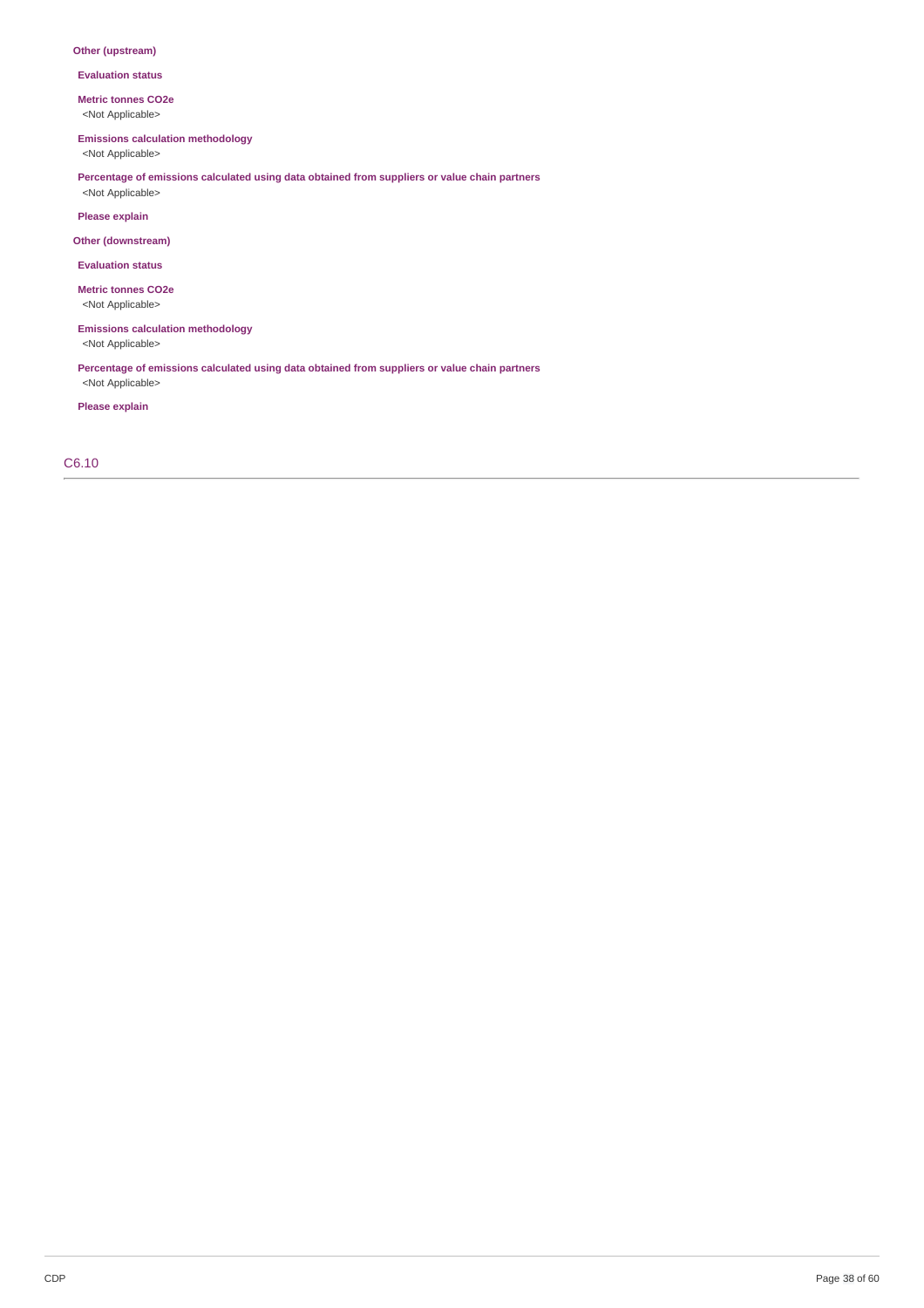**Other (upstream)**

**Evaluation status**

**Metric tonnes CO2e**

<Not Applicable>

**Emissions calculation methodology**

<Not Applicable>

**Percentage of emissions calculated using data obtained from suppliers or value chain partners**

<Not Applicable>

**Please explain**

**Other (downstream)**

**Evaluation status**

**Metric tonnes CO2e**

<Not Applicable>

**Emissions calculation methodology**

<Not Applicable>

**Percentage of emissions calculated using data obtained from suppliers or value chain partners**

<Not Applicable>

**Please explain**

## C6.10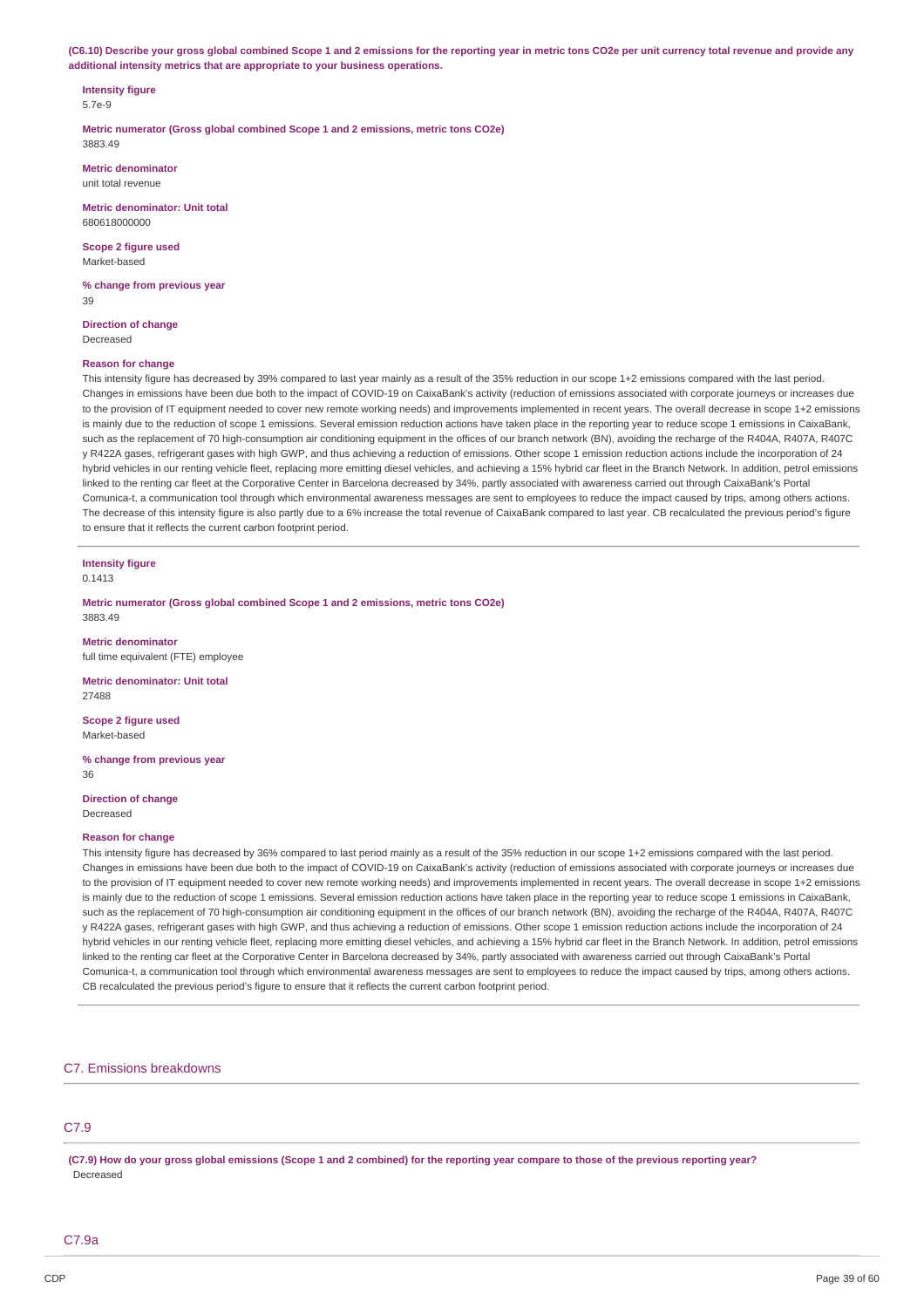**(C6.10) Describe your gross global combined Scope 1 and 2 emissions for the reporting year in metric tons CO2e per unit currency total revenue and provide any additional intensity metrics that are appropriate to your business operations.**

**Intensity figure**
5.7e-9

**Metric numerator (Gross global combined Scope 1 and 2 emissions, metric tons CO2e)**
3883.49

**Metric denominator**
unit total revenue

**Metric denominator: Unit total**
680618000000

**Scope 2 figure used**
Market-based

**% change from previous year**
39

**Direction of change**
Decreased

**Reason for change**
This intensity figure has decreased by 39% compared to last year mainly as a result of the 35% reduction in our scope 1+2 emissions compared with the last period. Changes in emissions have been due both to the impact of COVID-19 on CaixaBank's activity (reduction of emissions associated with corporate journeys or increases due to the provision of IT equipment needed to cover new remote working needs) and improvements implemented in recent years. The overall decrease in scope 1+2 emissions is mainly due to the reduction of scope 1 emissions. Several emission reduction actions have taken place in the reporting year to reduce scope 1 emissions in CaixaBank, such as the replacement of 70 high-consumption air conditioning equipment in the offices of our branch network (BN), avoiding the recharge of the R404A, R407A, R407C y R422A gases, refrigerant gases with high GWP, and thus achieving a reduction of emissions. Other scope 1 emission reduction actions include the incorporation of 24 hybrid vehicles in our renting vehicle fleet, replacing more emitting diesel vehicles, and achieving a 15% hybrid car fleet in the Branch Network. In addition, petrol emissions linked to the renting car fleet at the Corporative Center in Barcelona decreased by 34%, partly associated with awareness carried out through CaixaBank's Portal Comunica-t, a communication tool through which environmental awareness messages are sent to employees to reduce the impact caused by trips, among others actions. The decrease of this intensity figure is also partly due to a 6% increase the total revenue of CaixaBank compared to last year. CB recalculated the previous period's figure to ensure that it reflects the current carbon footprint period.

---

**Intensity figure**
0.1413

**Metric numerator (Gross global combined Scope 1 and 2 emissions, metric tons CO2e)**
3883.49

**Metric denominator**
full time equivalent (FTE) employee

**Metric denominator: Unit total**
27488

**Scope 2 figure used**
Market-based

**% change from previous year**
36

**Direction of change**
Decreased

**Reason for change**
This intensity figure has decreased by 36% compared to last period mainly as a result of the 35% reduction in our scope 1+2 emissions compared with the last period. Changes in emissions have been due both to the impact of COVID-19 on CaixaBank's activity (reduction of emissions associated with corporate journeys or increases due to the provision of IT equipment needed to cover new remote working needs) and improvements implemented in recent years. The overall decrease in scope 1+2 emissions is mainly due to the reduction of scope 1 emissions. Several emission reduction actions have taken place in the reporting year to reduce scope 1 emissions in CaixaBank, such as the replacement of 70 high-consumption air conditioning equipment in the offices of our branch network (BN), avoiding the recharge of the R404A, R407A, R407C y R422A gases, refrigerant gases with high GWP, and thus achieving a reduction of emissions. Other scope 1 emission reduction actions include the incorporation of 24 hybrid vehicles in our renting vehicle fleet, replacing more emitting diesel vehicles, and achieving a 15% hybrid car fleet in the Branch Network. In addition, petrol emissions linked to the renting car fleet at the Corporative Center in Barcelona decreased by 34%, partly associated with awareness carried out through CaixaBank's Portal Comunica-t, a communication tool through which environmental awareness messages are sent to employees to reduce the impact caused by trips, among others actions. CB recalculated the previous period's figure to ensure that it reflects the current carbon footprint period.

## C7. Emissions breakdowns

### C7.9

**(C7.9) How do your gross global emissions (Scope 1 and 2 combined) for the reporting year compare to those of the previous reporting year?**
Decreased

### C7.9a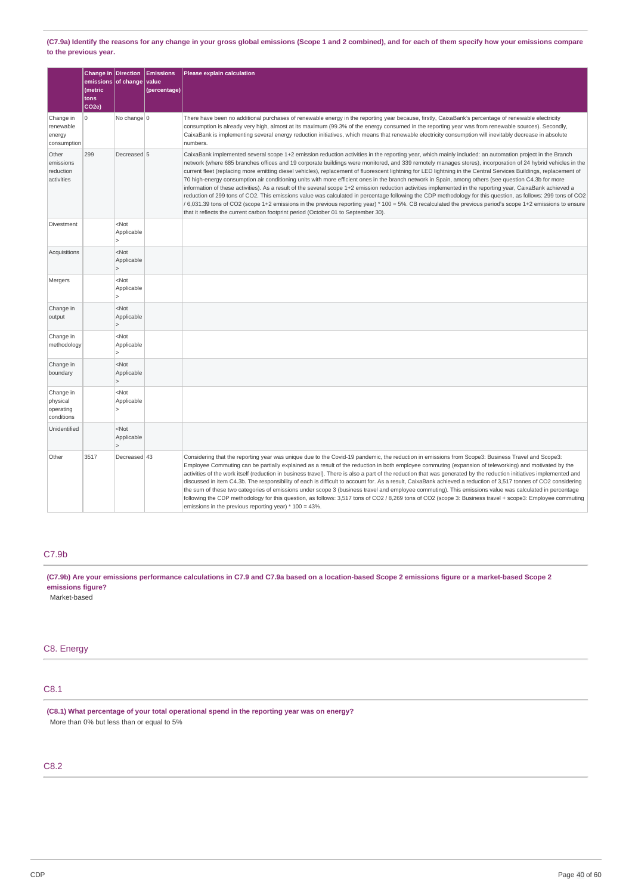**(C7.9a) Identify the reasons for any change in your gross global emissions (Scope 1 and 2 combined), and for each of them specify how your emissions compare to the previous year.**

| | Change in emissions (metric tons CO2e) | Direction of change | Emissions value (percentage) | Please explain calculation |
|---|---|---|---|---|
| Change in renewable energy consumption | 0 | No change | 0 | There have been no additional purchases of renewable energy in the reporting year because, firstly, CaixaBank's percentage of renewable electricity consumption is already very high, almost at its maximum (99.3% of the energy consumed in the reporting year was from renewable sources). Secondly, CaixaBank is implementing several energy reduction initiatives, which means that renewable electricity consumption will inevitably decrease in absolute numbers. |
| Other emissions reduction activities | 299 | Decreased | 5 | CaixaBank implemented several scope 1+2 emission reduction activities in the reporting year, which mainly included: an automation project in the Branch network (where 685 branches offices and 19 corporate buildings were monitored, and 339 remotely manages stores), incorporation of 24 hybrid vehicles in the current fleet (replacing more emitting diesel vehicles), replacement of fluorescent lightning for LED lightning in the Central Services Buildings, replacement of 70 high-energy consumption air conditioning units with more efficient ones in the branch network in Spain, among others (see question C4.3b for more information of these activities). As a result of the several scope 1+2 emission reduction activities implemented in the reporting year, CaixaBank achieved a reduction of 299 tons of CO2. This emissions value was calculated in percentage following the CDP methodology for this question, as follows: 299 tons of CO2 / 6,031.39 tons of CO2 (scope 1+2 emissions in the previous reporting year) * 100 = 5%. CB recalculated the previous period's scope 1+2 emissions to ensure that it reflects the current carbon footprint period (October 01 to September 30). |
| Divestment | | <Not Applicable> | | |
| Acquisitions | | <Not Applicable> | | |
| Mergers | | <Not Applicable> | | |
| Change in output | | <Not Applicable> | | |
| Change in methodology | | <Not Applicable> | | |
| Change in boundary | | <Not Applicable> | | |
| Change in physical operating conditions | | <Not Applicable> | | |
| Unidentified | | <Not Applicable> | | |
| Other | 3517 | Decreased | 43 | Considering that the reporting year was unique due to the Covid-19 pandemic, the reduction in emissions from Scope3: Business Travel and Scope3: Employee Commuting can be partially explained as a result of the reduction in both employee commuting (expansion of teleworking) and motivated by the activities of the work itself (reduction in business travel). There is also a part of the reduction that was generated by the reduction initiatives implemented and discussed in item C4.3b. The responsibility of each is difficult to account for. As a result, CaixaBank achieved a reduction of 3,517 tonnes of CO2 considering the sum of these two categories of emissions under scope 3 (business travel and employee commuting). This emissions value was calculated in percentage following the CDP methodology for this question, as follows: 3,517 tons of CO2 / 8,269 tons of CO2 (scope 3: Business travel + scope3: Employee commuting emissions in the previous reporting year) * 100 = 43%. |

## C7.9b

**(C7.9b) Are your emissions performance calculations in C7.9 and C7.9a based on a location-based Scope 2 emissions figure or a market-based Scope 2 emissions figure?**

Market-based

# C8. Energy

## C8.1

**(C8.1) What percentage of your total operational spend in the reporting year was on energy?**

More than 0% but less than or equal to 5%

## C8.2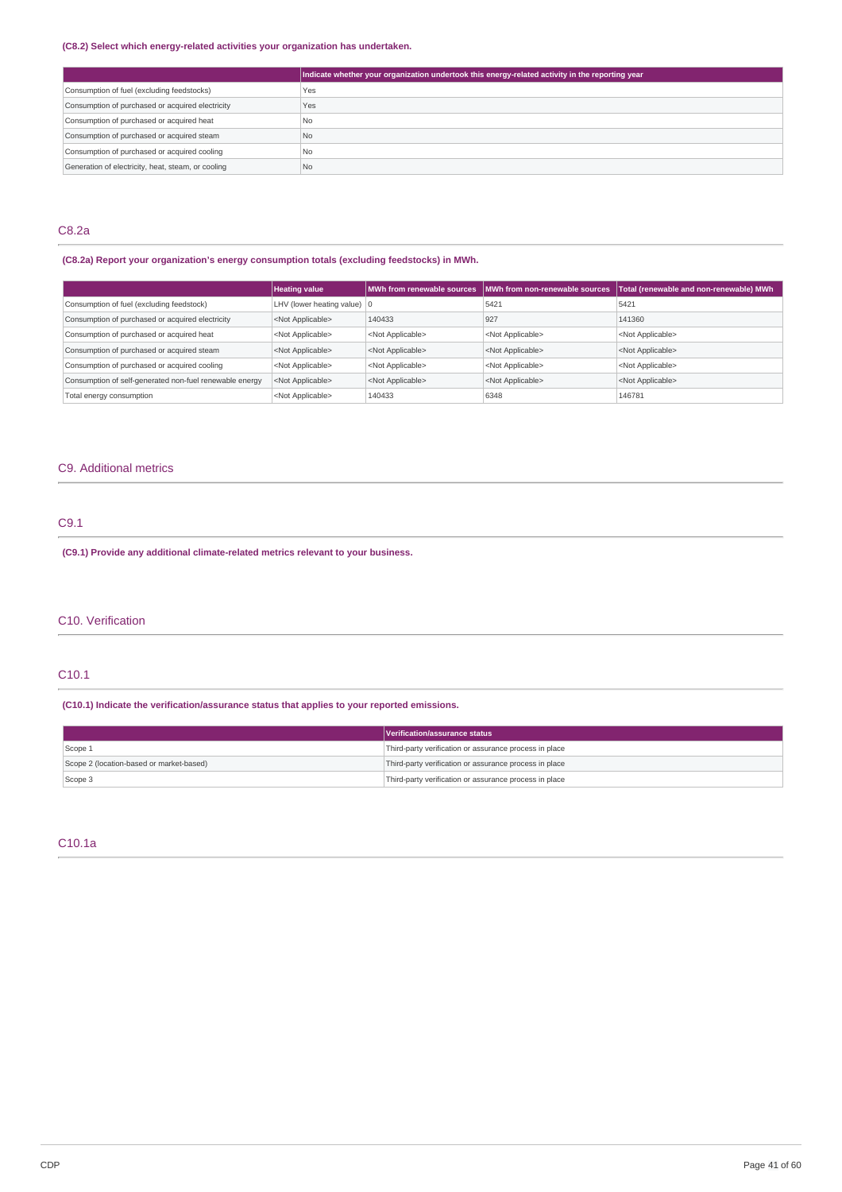**(C8.2) Select which energy-related activities your organization has undertaken.**

| | Indicate whether your organization undertook this energy-related activity in the reporting year |
|---|---|
| Consumption of fuel (excluding feedstocks) | Yes |
| Consumption of purchased or acquired electricity | Yes |
| Consumption of purchased or acquired heat | No |
| Consumption of purchased or acquired steam | No |
| Consumption of purchased or acquired cooling | No |
| Generation of electricity, heat, steam, or cooling | No |

## C8.2a

**(C8.2a) Report your organization's energy consumption totals (excluding feedstocks) in MWh.**

| | Heating value | MWh from renewable sources | MWh from non-renewable sources | Total (renewable and non-renewable) MWh |
|---|---|---|---|---|
| Consumption of fuel (excluding feedstock) | LHV (lower heating value) | 0 | 5421 | 5421 |
| Consumption of purchased or acquired electricity | <Not Applicable> | 140433 | 927 | 141360 |
| Consumption of purchased or acquired heat | <Not Applicable> | <Not Applicable> | <Not Applicable> | <Not Applicable> |
| Consumption of purchased or acquired steam | <Not Applicable> | <Not Applicable> | <Not Applicable> | <Not Applicable> |
| Consumption of purchased or acquired cooling | <Not Applicable> | <Not Applicable> | <Not Applicable> | <Not Applicable> |
| Consumption of self-generated non-fuel renewable energy | <Not Applicable> | <Not Applicable> | <Not Applicable> | <Not Applicable> |
| Total energy consumption | <Not Applicable> | 140433 | 6348 | 146781 |

## C9. Additional metrics

## C9.1

**(C9.1) Provide any additional climate-related metrics relevant to your business.**

## C10. Verification

## C10.1

**(C10.1) Indicate the verification/assurance status that applies to your reported emissions.**

| | Verification/assurance status |
|---|---|
| Scope 1 | Third-party verification or assurance process in place |
| Scope 2 (location-based or market-based) | Third-party verification or assurance process in place |
| Scope 3 | Third-party verification or assurance process in place |

## C10.1a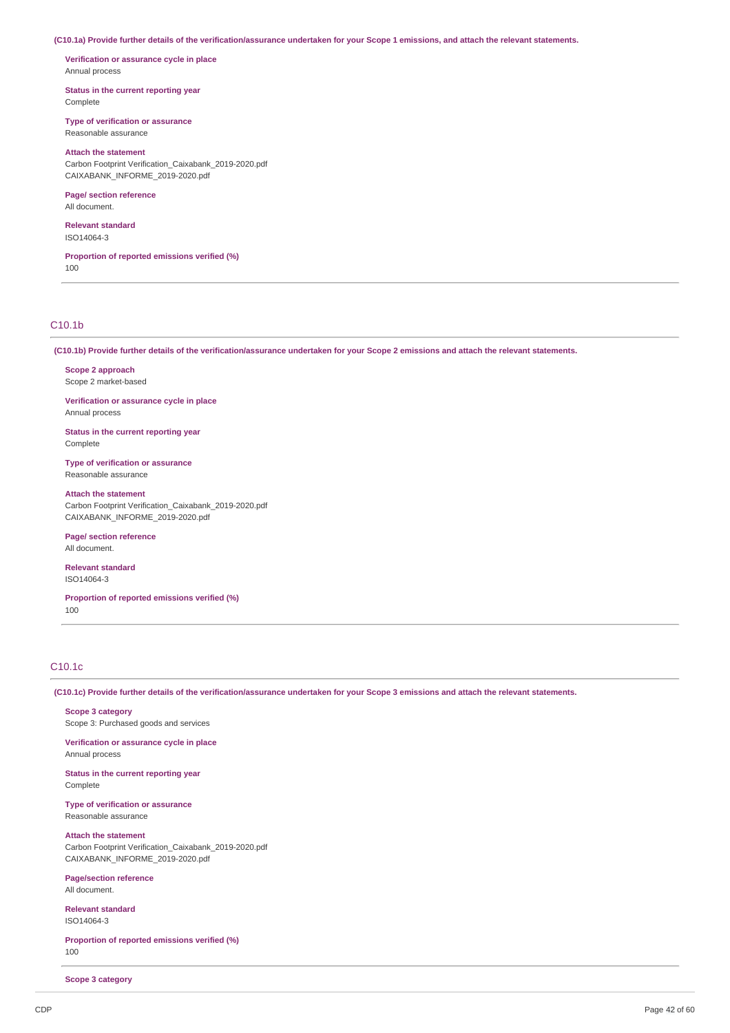**(C10.1a) Provide further details of the verification/assurance undertaken for your Scope 1 emissions, and attach the relevant statements.**

**Verification or assurance cycle in place**
Annual process

**Status in the current reporting year**
Complete

**Type of verification or assurance**
Reasonable assurance

**Attach the statement**
Carbon Footprint Verification_Caixabank_2019-2020.pdf
CAIXABANK_INFORME_2019-2020.pdf

**Page/ section reference**
All document.

**Relevant standard**
ISO14064-3

**Proportion of reported emissions verified (%)**
100

---

## C10.1b

**(C10.1b) Provide further details of the verification/assurance undertaken for your Scope 2 emissions and attach the relevant statements.**

**Scope 2 approach**
Scope 2 market-based

**Verification or assurance cycle in place**
Annual process

**Status in the current reporting year**
Complete

**Type of verification or assurance**
Reasonable assurance

**Attach the statement**
Carbon Footprint Verification_Caixabank_2019-2020.pdf
CAIXABANK_INFORME_2019-2020.pdf

**Page/ section reference**
All document.

**Relevant standard**
ISO14064-3

**Proportion of reported emissions verified (%)**
100

---

## C10.1c

**(C10.1c) Provide further details of the verification/assurance undertaken for your Scope 3 emissions and attach the relevant statements.**

**Scope 3 category**
Scope 3: Purchased goods and services

**Verification or assurance cycle in place**
Annual process

**Status in the current reporting year**
Complete

**Type of verification or assurance**
Reasonable assurance

**Attach the statement**
Carbon Footprint Verification_Caixabank_2019-2020.pdf
CAIXABANK_INFORME_2019-2020.pdf

**Page/section reference**
All document.

**Relevant standard**
ISO14064-3

**Proportion of reported emissions verified (%)**
100

---

**Scope 3 category**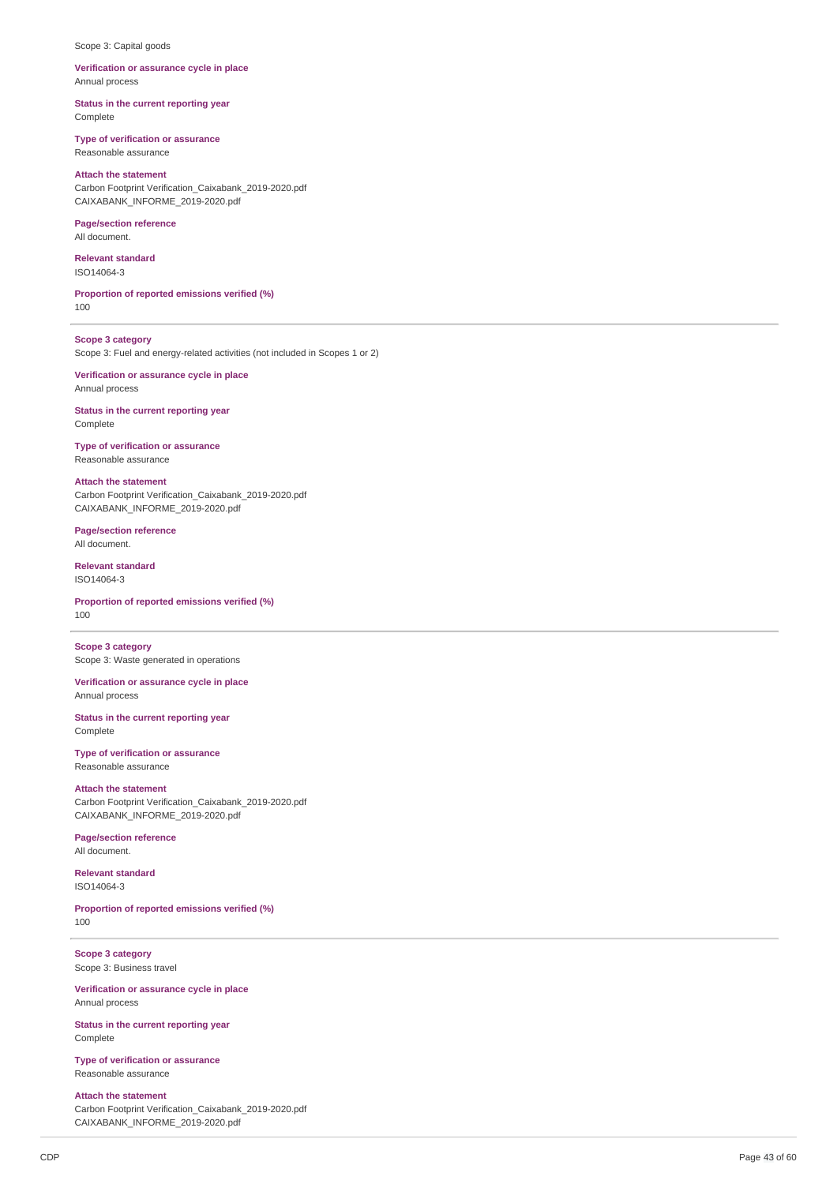Scope 3: Capital goods

**Verification or assurance cycle in place**
Annual process

**Status in the current reporting year**
Complete

**Type of verification or assurance**
Reasonable assurance

**Attach the statement**
Carbon Footprint Verification_Caixabank_2019-2020.pdf
CAIXABANK_INFORME_2019-2020.pdf

**Page/section reference**
All document.

**Relevant standard**
ISO14064-3

**Proportion of reported emissions verified (%)**
100

---

**Scope 3 category**
Scope 3: Fuel and energy-related activities (not included in Scopes 1 or 2)

**Verification or assurance cycle in place**
Annual process

**Status in the current reporting year**
Complete

**Type of verification or assurance**
Reasonable assurance

**Attach the statement**
Carbon Footprint Verification_Caixabank_2019-2020.pdf
CAIXABANK_INFORME_2019-2020.pdf

**Page/section reference**
All document.

**Relevant standard**
ISO14064-3

**Proportion of reported emissions verified (%)**
100

---

**Scope 3 category**
Scope 3: Waste generated in operations

**Verification or assurance cycle in place**
Annual process

**Status in the current reporting year**
Complete

**Type of verification or assurance**
Reasonable assurance

**Attach the statement**
Carbon Footprint Verification_Caixabank_2019-2020.pdf
CAIXABANK_INFORME_2019-2020.pdf

**Page/section reference**
All document.

**Relevant standard**
ISO14064-3

**Proportion of reported emissions verified (%)**
100

---

**Scope 3 category**
Scope 3: Business travel

**Verification or assurance cycle in place**
Annual process

**Status in the current reporting year**
Complete

**Type of verification or assurance**
Reasonable assurance

**Attach the statement**
Carbon Footprint Verification_Caixabank_2019-2020.pdf
CAIXABANK_INFORME_2019-2020.pdf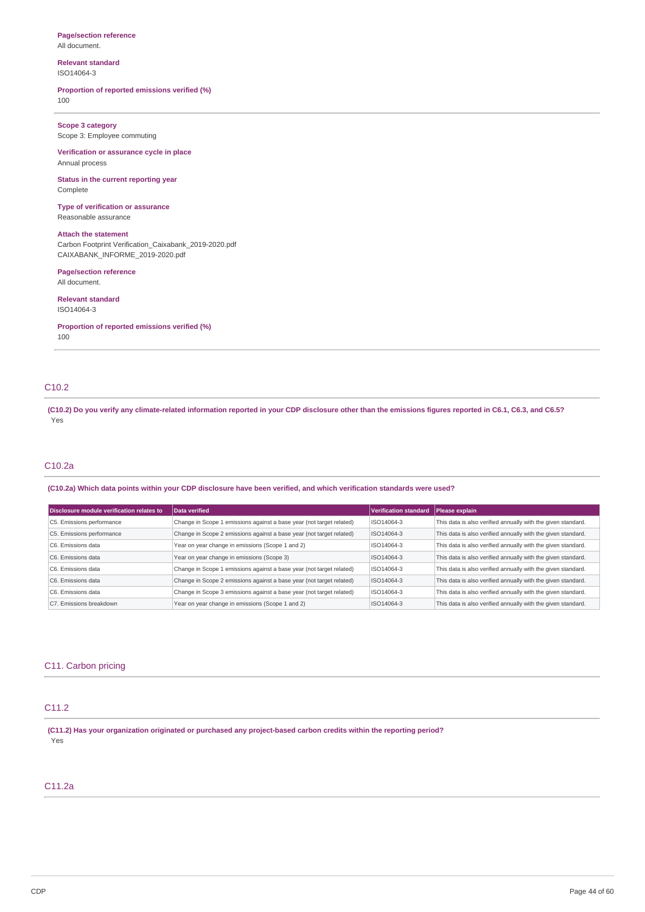**Page/section reference**
All document.

**Relevant standard**
ISO14064-3

**Proportion of reported emissions verified (%)**
100

---

**Scope 3 category**
Scope 3: Employee commuting

**Verification or assurance cycle in place**
Annual process

**Status in the current reporting year**
Complete

**Type of verification or assurance**
Reasonable assurance

**Attach the statement**
Carbon Footprint Verification_Caixabank_2019-2020.pdf
CAIXABANK_INFORME_2019-2020.pdf

**Page/section reference**
All document.

**Relevant standard**
ISO14064-3

**Proportion of reported emissions verified (%)**
100

---

## C10.2

**(C10.2) Do you verify any climate-related information reported in your CDP disclosure other than the emissions figures reported in C6.1, C6.3, and C6.5?**
Yes

## C10.2a

**(C10.2a) Which data points within your CDP disclosure have been verified, and which verification standards were used?**

| Disclosure module verification relates to | Data verified | Verification standard | Please explain |
|---|---|---|---|
| C5. Emissions performance | Change in Scope 1 emissions against a base year (not target related) | ISO14064-3 | This data is also verified annually with the given standard. |
| C5. Emissions performance | Change in Scope 2 emissions against a base year (not target related) | ISO14064-3 | This data is also verified annually with the given standard. |
| C6. Emissions data | Year on year change in emissions (Scope 1 and 2) | ISO14064-3 | This data is also verified annually with the given standard. |
| C6. Emissions data | Year on year change in emissions (Scope 3) | ISO14064-3 | This data is also verified annually with the given standard. |
| C6. Emissions data | Change in Scope 1 emissions against a base year (not target related) | ISO14064-3 | This data is also verified annually with the given standard. |
| C6. Emissions data | Change in Scope 2 emissions against a base year (not target related) | ISO14064-3 | This data is also verified annually with the given standard. |
| C6. Emissions data | Change in Scope 3 emissions against a base year (not target related) | ISO14064-3 | This data is also verified annually with the given standard. |
| C7. Emissions breakdown | Year on year change in emissions (Scope 1 and 2) | ISO14064-3 | This data is also verified annually with the given standard. |

# C11. Carbon pricing

## C11.2

**(C11.2) Has your organization originated or purchased any project-based carbon credits within the reporting period?**
Yes

## C11.2a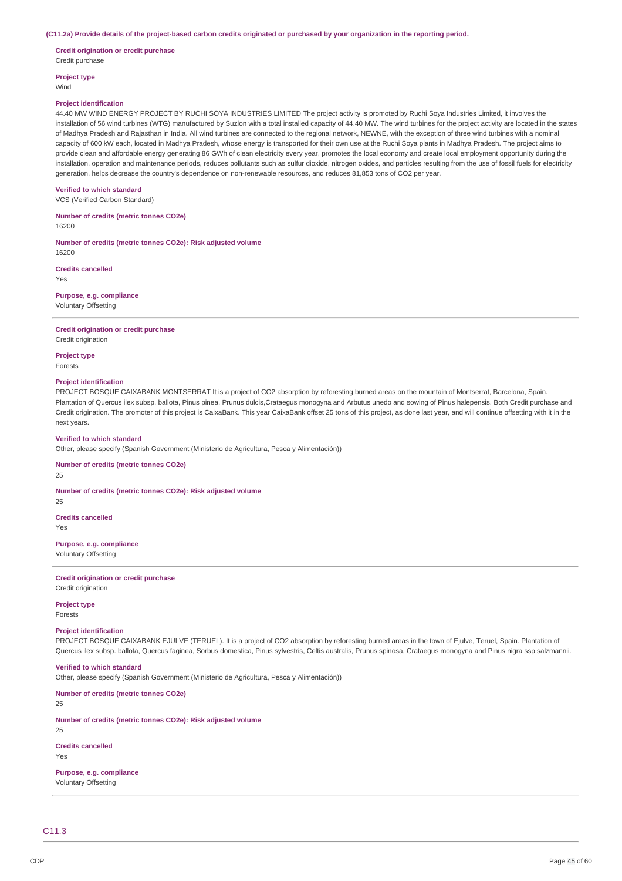**(C11.2a) Provide details of the project-based carbon credits originated or purchased by your organization in the reporting period.**

**Credit origination or credit purchase**
Credit purchase

**Project type**
Wind

**Project identification**
44.40 MW WIND ENERGY PROJECT BY RUCHI SOYA INDUSTRIES LIMITED The project activity is promoted by Ruchi Soya Industries Limited, it involves the installation of 56 wind turbines (WTG) manufactured by Suzlon with a total installed capacity of 44.40 MW. The wind turbines for the project activity are located in the states of Madhya Pradesh and Rajasthan in India. All wind turbines are connected to the regional network, NEWNE, with the exception of three wind turbines with a nominal capacity of 600 kW each, located in Madhya Pradesh, whose energy is transported for their own use at the Ruchi Soya plants in Madhya Pradesh. The project aims to provide clean and affordable energy generating 86 GWh of clean electricity every year, promotes the local economy and create local employment opportunity during the installation, operation and maintenance periods, reduces pollutants such as sulfur dioxide, nitrogen oxides, and particles resulting from the use of fossil fuels for electricity generation, helps decrease the country's dependence on non-renewable resources, and reduces 81,853 tons of CO2 per year.

**Verified to which standard**
VCS (Verified Carbon Standard)

**Number of credits (metric tonnes CO2e)**
16200

**Number of credits (metric tonnes CO2e): Risk adjusted volume**
16200

**Credits cancelled**
Yes

**Purpose, e.g. compliance**
Voluntary Offsetting

---

**Credit origination or credit purchase**
Credit origination

**Project type**
Forests

**Project identification**
PROJECT BOSQUE CAIXABANK MONTSERRAT It is a project of CO2 absorption by reforesting burned areas on the mountain of Montserrat, Barcelona, Spain. Plantation of Quercus ilex subsp. ballota, Pinus pinea, Prunus dulcis,Crataegus monogyna and Arbutus unedo and sowing of Pinus halepensis. Both Credit purchase and Credit origination. The promoter of this project is CaixaBank. This year CaixaBank offset 25 tons of this project, as done last year, and will continue offsetting with it in the next years.

**Verified to which standard**
Other, please specify (Spanish Government (Ministerio de Agricultura, Pesca y Alimentación))

**Number of credits (metric tonnes CO2e)**
25

**Number of credits (metric tonnes CO2e): Risk adjusted volume**
25

**Credits cancelled**
Yes

**Purpose, e.g. compliance**
Voluntary Offsetting

---

**Credit origination or credit purchase**
Credit origination

**Project type**
Forests

**Project identification**
PROJECT BOSQUE CAIXABANK EJULVE (TERUEL). It is a project of CO2 absorption by reforesting burned areas in the town of Ejulve, Teruel, Spain. Plantation of Quercus ilex subsp. ballota, Quercus faginea, Sorbus domestica, Pinus sylvestris, Celtis australis, Prunus spinosa, Crataegus monogyna and Pinus nigra ssp salzmannii.

**Verified to which standard**
Other, please specify (Spanish Government (Ministerio de Agricultura, Pesca y Alimentación))

**Number of credits (metric tonnes CO2e)**
25

**Number of credits (metric tonnes CO2e): Risk adjusted volume**
25

**Credits cancelled**
Yes

**Purpose, e.g. compliance**
Voluntary Offsetting

## C11.3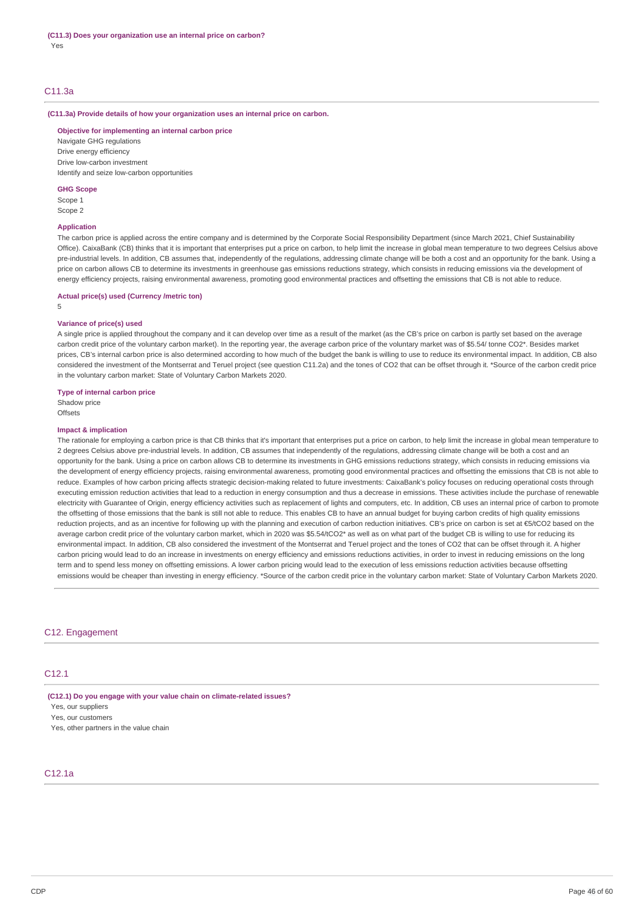**(C11.3) Does your organization use an internal price on carbon?**

Yes

## C11.3a

**(C11.3a) Provide details of how your organization uses an internal price on carbon.**

**Objective for implementing an internal carbon price**

Navigate GHG regulations
Drive energy efficiency
Drive low-carbon investment
Identify and seize low-carbon opportunities

**GHG Scope**

Scope 1
Scope 2

**Application**

The carbon price is applied across the entire company and is determined by the Corporate Social Responsibility Department (since March 2021, Chief Sustainability Office). CaixaBank (CB) thinks that it is important that enterprises put a price on carbon, to help limit the increase in global mean temperature to two degrees Celsius above pre-industrial levels. In addition, CB assumes that, independently of the regulations, addressing climate change will be both a cost and an opportunity for the bank. Using a price on carbon allows CB to determine its investments in greenhouse gas emissions reductions strategy, which consists in reducing emissions via the development of energy efficiency projects, raising environmental awareness, promoting good environmental practices and offsetting the emissions that CB is not able to reduce.

**Actual price(s) used (Currency /metric ton)**

5

**Variance of price(s) used**

A single price is applied throughout the company and it can develop over time as a result of the market (as the CB's price on carbon is partly set based on the average carbon credit price of the voluntary carbon market). In the reporting year, the average carbon price of the voluntary market was of \$5.54/ tonne $CO_2$*. Besides market prices, CB's internal carbon price is also determined according to how much of the budget the bank is willing to use to reduce its environmental impact. In addition, CB also considered the investment of the Montserrat and Teruel project (see question C11.2a) and the tones of $CO_2$ that can be offset through it. *Source of the carbon credit price in the voluntary carbon market: State of Voluntary Carbon Markets 2020.

**Type of internal carbon price**

Shadow price
Offsets

**Impact & implication**

The rationale for employing a carbon price is that CB thinks that it's important that enterprises put a price on carbon, to help limit the increase in global mean temperature to 2 degrees Celsius above pre-industrial levels. In addition, CB assumes that independently of the regulations, addressing climate change will be both a cost and an opportunity for the bank. Using a price on carbon allows CB to determine its investments in GHG emissions reductions strategy, which consists in reducing emissions via the development of energy efficiency projects, raising environmental awareness, promoting good environmental practices and offsetting the emissions that CB is not able to reduce. Examples of how carbon pricing affects strategic decision-making related to future investments: CaixaBank's policy focuses on reducing operational costs through executing emission reduction activities that lead to a reduction in energy consumption and thus a decrease in emissions. These activities include the purchase of renewable electricity with Guarantee of Origin, energy efficiency activities such as replacement of lights and computers, etc. In addition, CB uses an internal price of carbon to promote the offsetting of those emissions that the bank is still not able to reduce. This enables CB to have an annual budget for buying carbon credits of high quality emissions reduction projects, and as an incentive for following up with the planning and execution of carbon reduction initiatives. CB's price on carbon is set at €5/t$CO_2$ based on the average carbon credit price of the voluntary carbon market, which in 2020 was \$5.54/t$CO_2$* as well as on what part of the budget CB is willing to use for reducing its environmental impact. In addition, CB also considered the investment of the Montserrat and Teruel project and the tones of $CO_2$ that can be offset through it. A higher carbon pricing would lead to do an increase in investments on energy efficiency and emissions reductions activities, in order to invest in reducing emissions on the long term and to spend less money on offsetting emissions. A lower carbon pricing would lead to the execution of less emissions reduction activities because offsetting emissions would be cheaper than investing in energy efficiency. *Source of the carbon credit price in the voluntary carbon market: State of Voluntary Carbon Markets 2020.

# C12. Engagement

## C12.1

**(C12.1) Do you engage with your value chain on climate-related issues?**

Yes, our suppliers
Yes, our customers
Yes, other partners in the value chain

## C12.1a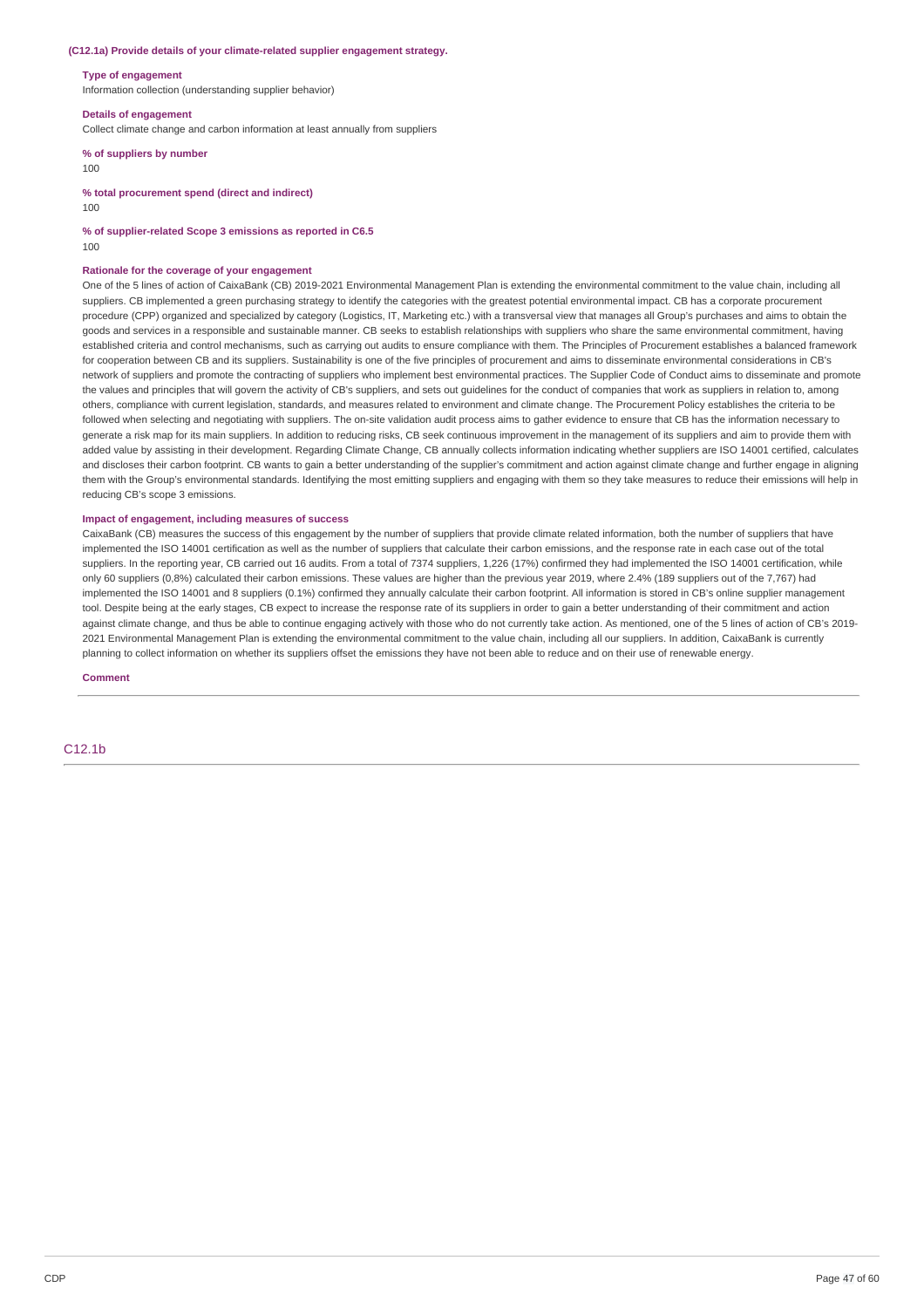**(C12.1a) Provide details of your climate-related supplier engagement strategy.**

**Type of engagement**

Information collection (understanding supplier behavior)

**Details of engagement**

Collect climate change and carbon information at least annually from suppliers

**% of suppliers by number**

100

**% total procurement spend (direct and indirect)**

100

**% of supplier-related Scope 3 emissions as reported in C6.5**

100

**Rationale for the coverage of your engagement**

One of the 5 lines of action of CaixaBank (CB) 2019-2021 Environmental Management Plan is extending the environmental commitment to the value chain, including all suppliers. CB implemented a green purchasing strategy to identify the categories with the greatest potential environmental impact. CB has a corporate procurement procedure (CPP) organized and specialized by category (Logistics, IT, Marketing etc.) with a transversal view that manages all Group's purchases and aims to obtain the goods and services in a responsible and sustainable manner. CB seeks to establish relationships with suppliers who share the same environmental commitment, having established criteria and control mechanisms, such as carrying out audits to ensure compliance with them. The Principles of Procurement establishes a balanced framework for cooperation between CB and its suppliers. Sustainability is one of the five principles of procurement and aims to disseminate environmental considerations in CB's network of suppliers and promote the contracting of suppliers who implement best environmental practices. The Supplier Code of Conduct aims to disseminate and promote the values and principles that will govern the activity of CB's suppliers, and sets out guidelines for the conduct of companies that work as suppliers in relation to, among others, compliance with current legislation, standards, and measures related to environment and climate change. The Procurement Policy establishes the criteria to be followed when selecting and negotiating with suppliers. The on-site validation audit process aims to gather evidence to ensure that CB has the information necessary to generate a risk map for its main suppliers. In addition to reducing risks, CB seek continuous improvement in the management of its suppliers and aim to provide them with added value by assisting in their development. Regarding Climate Change, CB annually collects information indicating whether suppliers are ISO 14001 certified, calculates and discloses their carbon footprint. CB wants to gain a better understanding of the supplier's commitment and action against climate change and further engage in aligning them with the Group's environmental standards. Identifying the most emitting suppliers and engaging with them so they take measures to reduce their emissions will help in reducing CB's scope 3 emissions.

**Impact of engagement, including measures of success**

CaixaBank (CB) measures the success of this engagement by the number of suppliers that provide climate related information, both the number of suppliers that have implemented the ISO 14001 certification as well as the number of suppliers that calculate their carbon emissions, and the response rate in each case out of the total suppliers. In the reporting year, CB carried out 16 audits. From a total of 7374 suppliers, 1,226 (17%) confirmed they had implemented the ISO 14001 certification, while only 60 suppliers (0,8%) calculated their carbon emissions. These values are higher than the previous year 2019, where 2.4% (189 suppliers out of the 7,767) had implemented the ISO 14001 and 8 suppliers (0.1%) confirmed they annually calculate their carbon footprint. All information is stored in CB's online supplier management tool. Despite being at the early stages, CB expect to increase the response rate of its suppliers in order to gain a better understanding of their commitment and action against climate change, and thus be able to continue engaging actively with those who do not currently take action. As mentioned, one of the 5 lines of action of CB's 2019-2021 Environmental Management Plan is extending the environmental commitment to the value chain, including all our suppliers. In addition, CaixaBank is currently planning to collect information on whether its suppliers offset the emissions they have not been able to reduce and on their use of renewable energy.

**Comment**

## C12.1b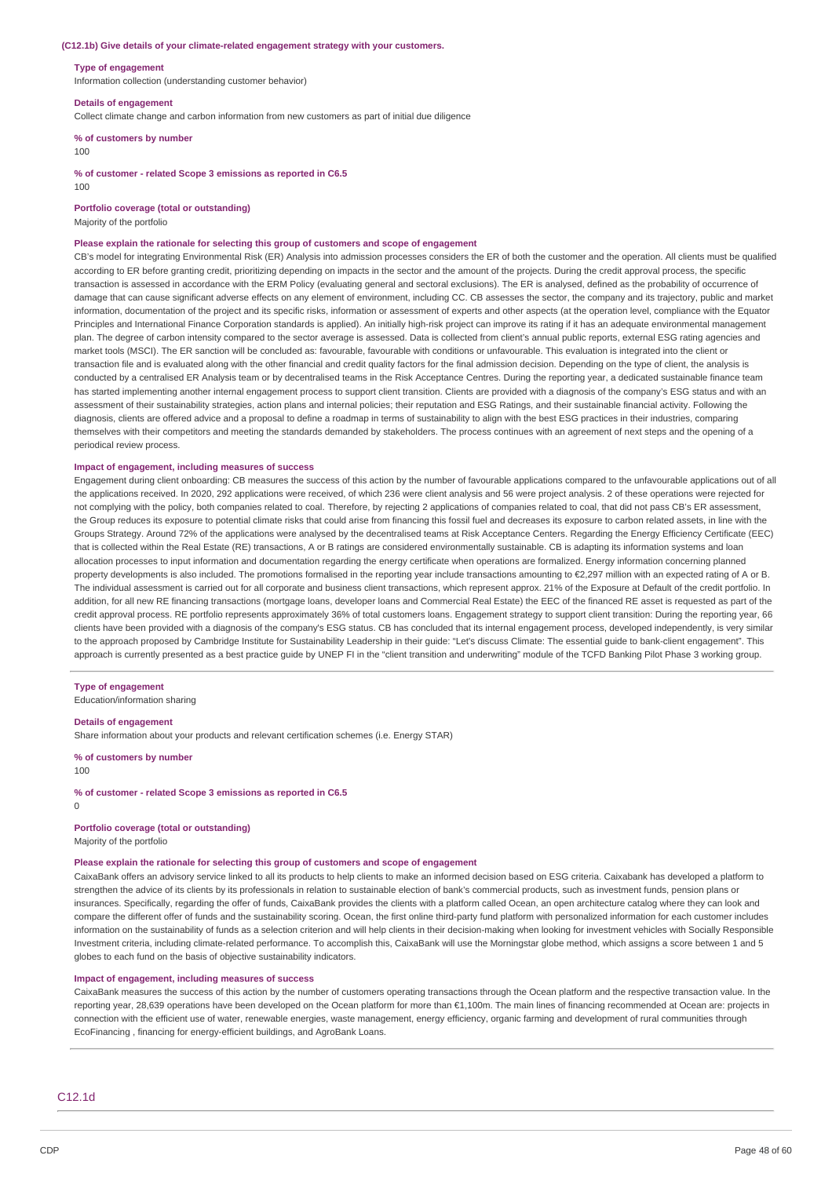**(C12.1b) Give details of your climate-related engagement strategy with your customers.**

**Type of engagement**

Information collection (understanding customer behavior)

**Details of engagement**

Collect climate change and carbon information from new customers as part of initial due diligence

**% of customers by number**

100

**% of customer - related Scope 3 emissions as reported in C6.5**

100

**Portfolio coverage (total or outstanding)**

Majority of the portfolio

**Please explain the rationale for selecting this group of customers and scope of engagement**

CB's model for integrating Environmental Risk (ER) Analysis into admission processes considers the ER of both the customer and the operation. All clients must be qualified according to ER before granting credit, prioritizing depending on impacts in the sector and the amount of the projects. During the credit approval process, the specific transaction is assessed in accordance with the ERM Policy (evaluating general and sectoral exclusions). The ER is analysed, defined as the probability of occurrence of damage that can cause significant adverse effects on any element of environment, including CC. CB assesses the sector, the company and its trajectory, public and market information, documentation of the project and its specific risks, information or assessment of experts and other aspects (at the operation level, compliance with the Equator Principles and International Finance Corporation standards is applied). An initially high-risk project can improve its rating if it has an adequate environmental management plan. The degree of carbon intensity compared to the sector average is assessed. Data is collected from client's annual public reports, external ESG rating agencies and market tools (MSCI). The ER sanction will be concluded as: favourable, favourable with conditions or unfavourable. This evaluation is integrated into the client or transaction file and is evaluated along with the other financial and credit quality factors for the final admission decision. Depending on the type of client, the analysis is conducted by a centralised ER Analysis team or by decentralised teams in the Risk Acceptance Centres. During the reporting year, a dedicated sustainable finance team has started implementing another internal engagement process to support client transition. Clients are provided with a diagnosis of the company's ESG status and with an assessment of their sustainability strategies, action plans and internal policies; their reputation and ESG Ratings, and their sustainable financial activity. Following the diagnosis, clients are offered advice and a proposal to define a roadmap in terms of sustainability to align with the best ESG practices in their industries, comparing themselves with their competitors and meeting the standards demanded by stakeholders. The process continues with an agreement of next steps and the opening of a periodical review process.

**Impact of engagement, including measures of success**

Engagement during client onboarding: CB measures the success of this action by the number of favourable applications compared to the unfavourable applications out of all the applications received. In 2020, 292 applications were received, of which 236 were client analysis and 56 were project analysis. 2 of these operations were rejected for not complying with the policy, both companies related to coal. Therefore, by rejecting 2 applications of companies related to coal, that did not pass CB's ER assessment, the Group reduces its exposure to potential climate risks that could arise from financing this fossil fuel and decreases its exposure to carbon related assets, in line with the Groups Strategy. Around 72% of the applications were analysed by the decentralised teams at Risk Acceptance Centers. Regarding the Energy Efficiency Certificate (EEC) that is collected within the Real Estate (RE) transactions, A or B ratings are considered environmentally sustainable. CB is adapting its information systems and loan allocation processes to input information and documentation regarding the energy certificate when operations are formalized. Energy information concerning planned property developments is also included. The promotions formalised in the reporting year include transactions amounting to €2,297 million with an expected rating of A or B. The individual assessment is carried out for all corporate and business client transactions, which represent approx. 21% of the Exposure at Default of the credit portfolio. In addition, for all new RE financing transactions (mortgage loans, developer loans and Commercial Real Estate) the EEC of the financed RE asset is requested as part of the credit approval process. RE portfolio represents approximately 36% of total customers loans. Engagement strategy to support client transition: During the reporting year, 66 clients have been provided with a diagnosis of the company's ESG status. CB has concluded that its internal engagement process, developed independently, is very similar to the approach proposed by Cambridge Institute for Sustainability Leadership in their guide: "Let's discuss Climate: The essential guide to bank-client engagement". This approach is currently presented as a best practice guide by UNEP FI in the "client transition and underwriting" module of the TCFD Banking Pilot Phase 3 working group.

---

**Type of engagement**

Education/information sharing

**Details of engagement**

Share information about your products and relevant certification schemes (i.e. Energy STAR)

**% of customers by number**

100

**% of customer - related Scope 3 emissions as reported in C6.5**

0

**Portfolio coverage (total or outstanding)**

Majority of the portfolio

**Please explain the rationale for selecting this group of customers and scope of engagement**

CaixaBank offers an advisory service linked to all its products to help clients to make an informed decision based on ESG criteria. Caixabank has developed a platform to strengthen the advice of its clients by its professionals in relation to sustainable election of bank's commercial products, such as investment funds, pension plans or insurances. Specifically, regarding the offer of funds, CaixaBank provides the clients with a platform called Ocean, an open architecture catalog where they can look and compare the different offer of funds and the sustainability scoring. Ocean, the first online third-party fund platform with personalized information for each customer includes information on the sustainability of funds as a selection criterion and will help clients in their decision-making when looking for investment vehicles with Socially Responsible Investment criteria, including climate-related performance. To accomplish this, CaixaBank will use the Morningstar globe method, which assigns a score between 1 and 5 globes to each fund on the basis of objective sustainability indicators.

**Impact of engagement, including measures of success**

CaixaBank measures the success of this action by the number of customers operating transactions through the Ocean platform and the respective transaction value. In the reporting year, 28,639 operations have been developed on the Ocean platform for more than €1,100m. The main lines of financing recommended at Ocean are: projects in connection with the efficient use of water, renewable energies, waste management, energy efficiency, organic farming and development of rural communities through EcoFinancing , financing for energy-efficient buildings, and AgroBank Loans.

---

## C12.1d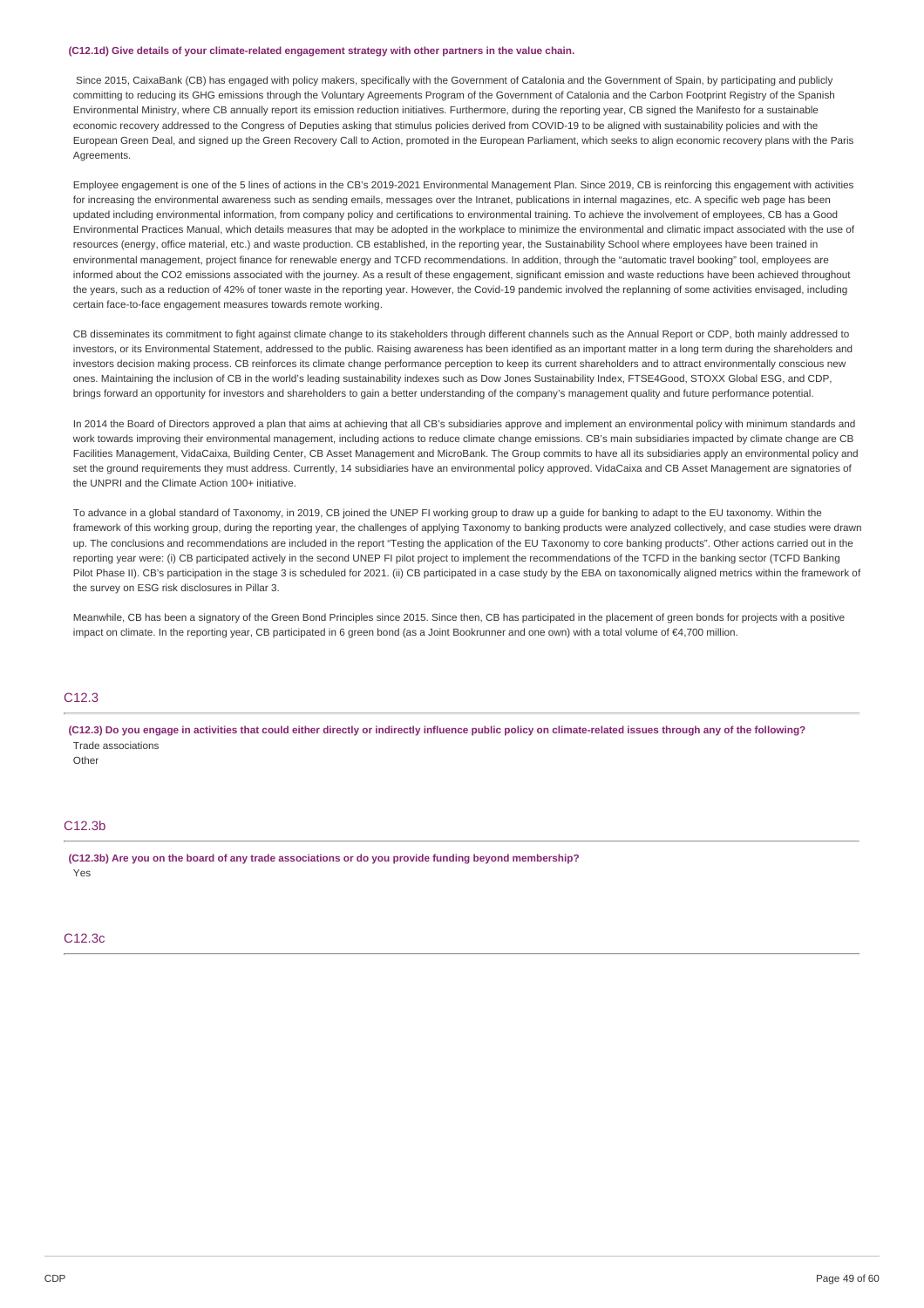**(C12.1d) Give details of your climate-related engagement strategy with other partners in the value chain.**

Since 2015, CaixaBank (CB) has engaged with policy makers, specifically with the Government of Catalonia and the Government of Spain, by participating and publicly committing to reducing its GHG emissions through the Voluntary Agreements Program of the Government of Catalonia and the Carbon Footprint Registry of the Spanish Environmental Ministry, where CB annually report its emission reduction initiatives. Furthermore, during the reporting year, CB signed the Manifesto for a sustainable economic recovery addressed to the Congress of Deputies asking that stimulus policies derived from COVID-19 to be aligned with sustainability policies and with the European Green Deal, and signed up the Green Recovery Call to Action, promoted in the European Parliament, which seeks to align economic recovery plans with the Paris Agreements.

Employee engagement is one of the 5 lines of actions in the CB's 2019-2021 Environmental Management Plan. Since 2019, CB is reinforcing this engagement with activities for increasing the environmental awareness such as sending emails, messages over the Intranet, publications in internal magazines, etc. A specific web page has been updated including environmental information, from company policy and certifications to environmental training. To achieve the involvement of employees, CB has a Good Environmental Practices Manual, which details measures that may be adopted in the workplace to minimize the environmental and climatic impact associated with the use of resources (energy, office material, etc.) and waste production. CB established, in the reporting year, the Sustainability School where employees have been trained in environmental management, project finance for renewable energy and TCFD recommendations. In addition, through the "automatic travel booking" tool, employees are informed about the CO2 emissions associated with the journey. As a result of these engagement, significant emission and waste reductions have been achieved throughout the years, such as a reduction of 42% of toner waste in the reporting year. However, the Covid-19 pandemic involved the replanning of some activities envisaged, including certain face-to-face engagement measures towards remote working.

CB disseminates its commitment to fight against climate change to its stakeholders through different channels such as the Annual Report or CDP, both mainly addressed to investors, or its Environmental Statement, addressed to the public. Raising awareness has been identified as an important matter in a long term during the shareholders and investors decision making process. CB reinforces its climate change performance perception to keep its current shareholders and to attract environmentally conscious new ones. Maintaining the inclusion of CB in the world's leading sustainability indexes such as Dow Jones Sustainability Index, FTSE4Good, STOXX Global ESG, and CDP, brings forward an opportunity for investors and shareholders to gain a better understanding of the company's management quality and future performance potential.

In 2014 the Board of Directors approved a plan that aims at achieving that all CB's subsidiaries approve and implement an environmental policy with minimum standards and work towards improving their environmental management, including actions to reduce climate change emissions. CB's main subsidiaries impacted by climate change are CB Facilities Management, VidaCaixa, Building Center, CB Asset Management and MicroBank. The Group commits to have all its subsidiaries apply an environmental policy and set the ground requirements they must address. Currently, 14 subsidiaries have an environmental policy approved. VidaCaixa and CB Asset Management are signatories of the UNPRI and the Climate Action 100+ initiative.

To advance in a global standard of Taxonomy, in 2019, CB joined the UNEP FI working group to draw up a guide for banking to adapt to the EU taxonomy. Within the framework of this working group, during the reporting year, the challenges of applying Taxonomy to banking products were analyzed collectively, and case studies were drawn up. The conclusions and recommendations are included in the report "Testing the application of the EU Taxonomy to core banking products". Other actions carried out in the reporting year were: (i) CB participated actively in the second UNEP FI pilot project to implement the recommendations of the TCFD in the banking sector (TCFD Banking Pilot Phase II). CB's participation in the stage 3 is scheduled for 2021. (ii) CB participated in a case study by the EBA on taxonomically aligned metrics within the framework of the survey on ESG risk disclosures in Pillar 3.

Meanwhile, CB has been a signatory of the Green Bond Principles since 2015. Since then, CB has participated in the placement of green bonds for projects with a positive impact on climate. In the reporting year, CB participated in 6 green bond (as a Joint Bookrunner and one own) with a total volume of €4,700 million.

## C12.3

**(C12.3) Do you engage in activities that could either directly or indirectly influence public policy on climate-related issues through any of the following?**

Trade associations

Other

## C12.3b

**(C12.3b) Are you on the board of any trade associations or do you provide funding beyond membership?**

Yes

## C12.3c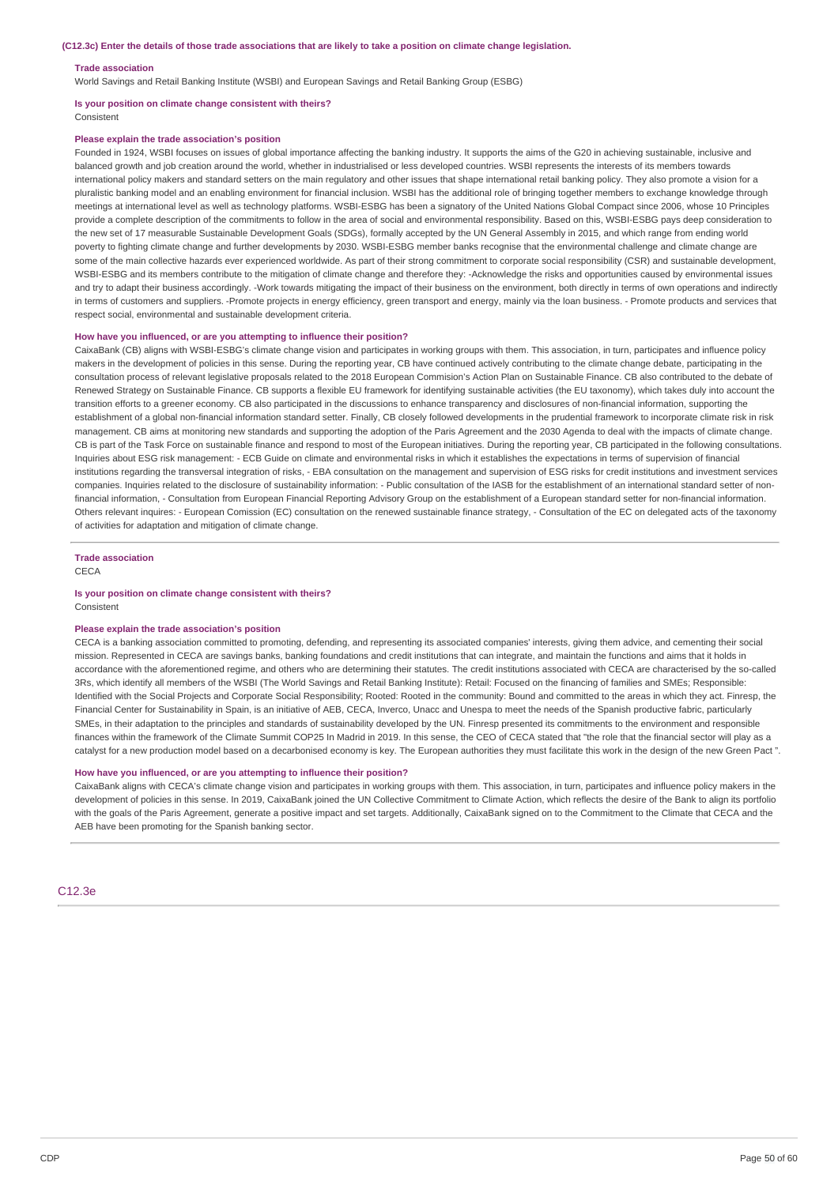**(C12.3c) Enter the details of those trade associations that are likely to take a position on climate change legislation.**

**Trade association**

World Savings and Retail Banking Institute (WSBI) and European Savings and Retail Banking Group (ESBG)

**Is your position on climate change consistent with theirs?**

Consistent

**Please explain the trade association's position**

Founded in 1924, WSBI focuses on issues of global importance affecting the banking industry. It supports the aims of the G20 in achieving sustainable, inclusive and balanced growth and job creation around the world, whether in industrialised or less developed countries. WSBI represents the interests of its members towards international policy makers and standard setters on the main regulatory and other issues that shape international retail banking policy. They also promote a vision for a pluralistic banking model and an enabling environment for financial inclusion. WSBI has the additional role of bringing together members to exchange knowledge through meetings at international level as well as technology platforms. WSBI-ESBG has been a signatory of the United Nations Global Compact since 2006, whose 10 Principles provide a complete description of the commitments to follow in the area of social and environmental responsibility. Based on this, WSBI-ESBG pays deep consideration to the new set of 17 measurable Sustainable Development Goals (SDGs), formally accepted by the UN General Assembly in 2015, and which range from ending world poverty to fighting climate change and further developments by 2030. WSBI-ESBG member banks recognise that the environmental challenge and climate change are some of the main collective hazards ever experienced worldwide. As part of their strong commitment to corporate social responsibility (CSR) and sustainable development, WSBI-ESBG and its members contribute to the mitigation of climate change and therefore they: -Acknowledge the risks and opportunities caused by environmental issues and try to adapt their business accordingly. -Work towards mitigating the impact of their business on the environment, both directly in terms of own operations and indirectly in terms of customers and suppliers. -Promote projects in energy efficiency, green transport and energy, mainly via the loan business. - Promote products and services that respect social, environmental and sustainable development criteria.

**How have you influenced, or are you attempting to influence their position?**

CaixaBank (CB) aligns with WSBI-ESBG's climate change vision and participates in working groups with them. This association, in turn, participates and influence policy makers in the development of policies in this sense. During the reporting year, CB have continued actively contributing to the climate change debate, participating in the consultation process of relevant legislative proposals related to the 2018 European Commision's Action Plan on Sustainable Finance. CB also contributed to the debate of Renewed Strategy on Sustainable Finance. CB supports a flexible EU framework for identifying sustainable activities (the EU taxonomy), which takes duly into account the transition efforts to a greener economy. CB also participated in the discussions to enhance transparency and disclosures of non-financial information, supporting the establishment of a global non-financial information standard setter. Finally, CB closely followed developments in the prudential framework to incorporate climate risk in risk management. CB aims at monitoring new standards and supporting the adoption of the Paris Agreement and the 2030 Agenda to deal with the impacts of climate change. CB is part of the Task Force on sustainable finance and respond to most of the European initiatives. During the reporting year, CB participated in the following consultations. Inquiries about ESG risk management: - ECB Guide on climate and environmental risks in which it establishes the expectations in terms of supervision of financial institutions regarding the transversal integration of risks, - EBA consultation on the management and supervision of ESG risks for credit institutions and investment services companies. Inquiries related to the disclosure of sustainability information: - Public consultation of the IASB for the establishment of an international standard setter of non-financial information, - Consultation from European Financial Reporting Advisory Group on the establishment of a European standard setter for non-financial information. Others relevant inquires: - European Comission (EC) consultation on the renewed sustainable finance strategy, - Consultation of the EC on delegated acts of the taxonomy of activities for adaptation and mitigation of climate change.

---

**Trade association**

CECA

**Is your position on climate change consistent with theirs?**

Consistent

**Please explain the trade association's position**

CECA is a banking association committed to promoting, defending, and representing its associated companies' interests, giving them advice, and cementing their social mission. Represented in CECA are savings banks, banking foundations and credit institutions that can integrate, and maintain the functions and aims that it holds in accordance with the aforementioned regime, and others who are determining their statutes. The credit institutions associated with CECA are characterised by the so-called 3Rs, which identify all members of the WSBI (The World Savings and Retail Banking Institute): Retail: Focused on the financing of families and SMEs; Responsible: Identified with the Social Projects and Corporate Social Responsibility; Rooted: Rooted in the community: Bound and committed to the areas in which they act. Finresp, the Financial Center for Sustainability in Spain, is an initiative of AEB, CECA, Inverco, Unacc and Unespa to meet the needs of the Spanish productive fabric, particularly SMEs, in their adaptation to the principles and standards of sustainability developed by the UN. Finresp presented its commitments to the environment and responsible finances within the framework of the Climate Summit COP25 In Madrid in 2019. In this sense, the CEO of CECA stated that "the role that the financial sector will play as a catalyst for a new production model based on a decarbonised economy is key. The European authorities they must facilitate this work in the design of the new Green Pact ".

**How have you influenced, or are you attempting to influence their position?**

CaixaBank aligns with CECA's climate change vision and participates in working groups with them. This association, in turn, participates and influence policy makers in the development of policies in this sense. In 2019, CaixaBank joined the UN Collective Commitment to Climate Action, which reflects the desire of the Bank to align its portfolio with the goals of the Paris Agreement, generate a positive impact and set targets. Additionally, CaixaBank signed on to the Commitment to the Climate that CECA and the AEB have been promoting for the Spanish banking sector.

---

## C12.3e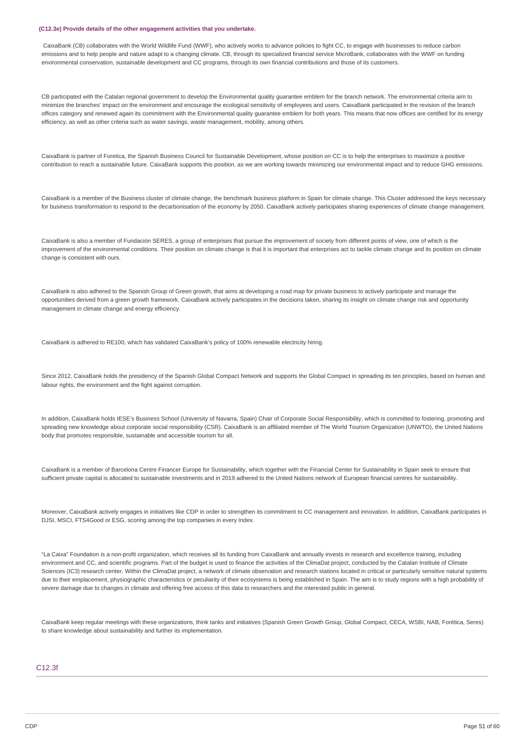**(C12.3e) Provide details of the other engagement activities that you undertake.**

CaixaBank (CB) collaborates with the World Wildlife Fund (WWF), who actively works to advance policies to fight CC, to engage with businesses to reduce carbon emissions and to help people and nature adapt to a changing climate. CB, through its specialized financial service MicroBank, collaborates with the WWF on funding environmental conservation, sustainable development and CC programs, through its own financial contributions and those of its customers.

CB participated with the Catalan regional government to develop the Environmental quality guarantee emblem for the branch network. The environmental criteria aim to minimize the branches' impact on the environment and encourage the ecological sensitivity of employees and users. CaixaBank participated in the revision of the branch offices category and renewed again its commitment with the Environmental quality guarantee emblem for both years. This means that now offices are certified for its energy efficiency, as well as other criteria such as water savings, waste management, mobility, among others.

CaixaBank is partner of Foretica, the Spanish Business Council for Sustainable Development, whose position on CC is to help the enterprises to maximize a positive contribution to reach a sustainable future. CaixaBank supports this position, as we are working towards minimizing our environmental impact and to reduce GHG emissions.

CaixaBank is a member of the Business cluster of climate change, the benchmark business platform in Spain for climate change. This Cluster addressed the keys necessary for business transformation to respond to the decarbonisation of the economy by 2050. CaixaBank actively participates sharing experiences of climate change management.

CaixaBank is also a member of Fundación SERES, a group of enterprises that pursue the improvement of society from different points of view, one of which is the improvement of the environmental conditions. Their position on climate change is that it is important that enterprises act to tackle climate change and its position on climate change is consistent with ours.

CaixaBank is also adhered to the Spanish Group of Green growth, that aims at developing a road map for private business to actively participate and manage the opportunities derived from a green growth framework. CaixaBank actively participates in the decisions taken, sharing its insight on climate change risk and opportunity management in climate change and energy efficiency.

CaixaBank is adhered to RE100, which has validated CaixaBank's policy of 100% renewable electricity hiring.

Since 2012, CaixaBank holds the presidency of the Spanish Global Compact Network and supports the Global Compact in spreading its ten principles, based on human and labour rights, the environment and the fight against corruption.

In addition, CaixaBank holds IESE's Business School (University of Navarra, Spain) Chair of Corporate Social Responsibility, which is committed to fostering, promoting and spreading new knowledge about corporate social responsibility (CSR). CaixaBank is an affiliated member of The World Tourism Organization (UNWTO), the United Nations body that promotes responsible, sustainable and accessible tourism for all.

CaixaBank is a member of Barcelona Centre Financer Europe for Sustainability, which together with the Financial Center for Sustainability in Spain seek to ensure that sufficient private capital is allocated to sustainable investments and in 2019 adhered to the United Nations network of European financial centres for sustainability.

Moreover, CaixaBank actively engages in initiatives like CDP in order to strengthen its commitment to CC management and innovation. In addition, CaixaBank participates in DJSI, MSCI, FTS4Good or ESG, scoring among the top companies in every Index.

"La Caixa" Foundation is a non-profit organization, which receives all its funding from CaixaBank and annually invests in research and excellence training, including environment and CC, and scientific programs. Part of the budget is used to finance the activities of the ClimaDat project, conducted by the Catalan Institute of Climate Sciences (IC3) research center. Within the ClimaDat project, a network of climate observation and research stations located in critical or particularly sensitive natural systems due to their emplacement, physiographic characteristics or peculiarity of their ecosystems is being established in Spain. The aim is to study regions with a high probability of severe damage due to changes in climate and offering free access of this data to researchers and the interested public in general.

CaixaBank keep regular meetings with these organizations, think tanks and initiatives (Spanish Green Growth Group, Global Compact, CECA, WSBI, NAB, Forética, Seres) to share knowledge about sustainability and further its implementation.

## C12.3f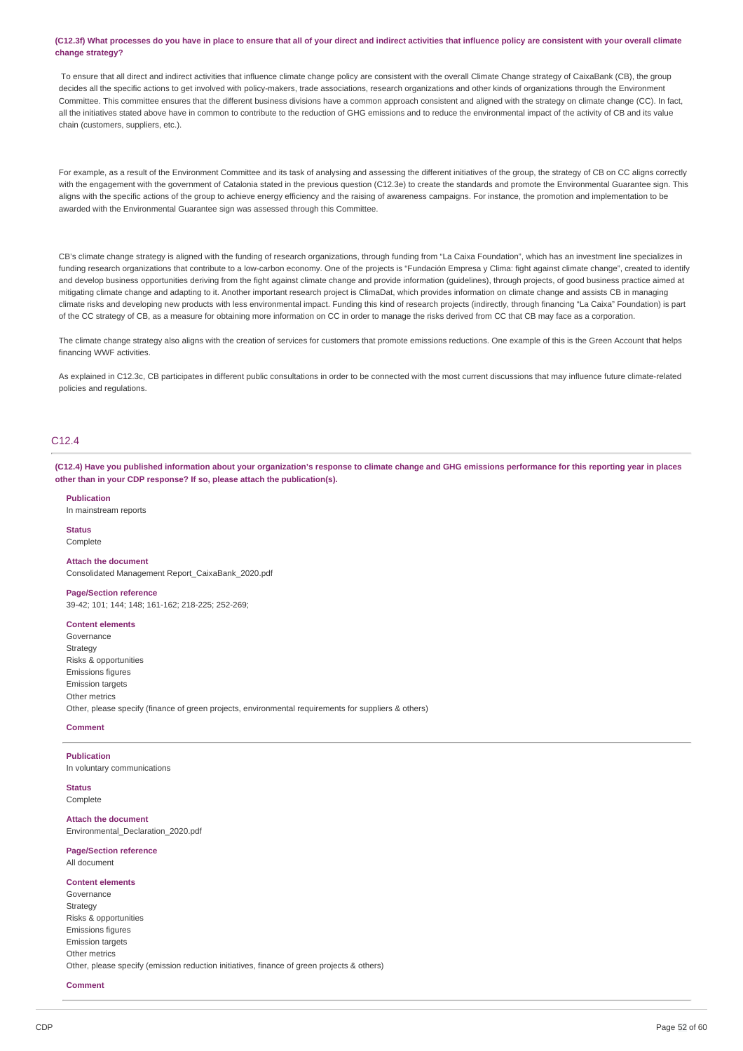**(C12.3f) What processes do you have in place to ensure that all of your direct and indirect activities that influence policy are consistent with your overall climate change strategy?**

To ensure that all direct and indirect activities that influence climate change policy are consistent with the overall Climate Change strategy of CaixaBank (CB), the group decides all the specific actions to get involved with policy-makers, trade associations, research organizations and other kinds of organizations through the Environment Committee. This committee ensures that the different business divisions have a common approach consistent and aligned with the strategy on climate change (CC). In fact, all the initiatives stated above have in common to contribute to the reduction of GHG emissions and to reduce the environmental impact of the activity of CB and its value chain (customers, suppliers, etc.).

For example, as a result of the Environment Committee and its task of analysing and assessing the different initiatives of the group, the strategy of CB on CC aligns correctly with the engagement with the government of Catalonia stated in the previous question (C12.3e) to create the standards and promote the Environmental Guarantee sign. This aligns with the specific actions of the group to achieve energy efficiency and the raising of awareness campaigns. For instance, the promotion and implementation to be awarded with the Environmental Guarantee sign was assessed through this Committee.

CB's climate change strategy is aligned with the funding of research organizations, through funding from "La Caixa Foundation", which has an investment line specializes in funding research organizations that contribute to a low-carbon economy. One of the projects is "Fundación Empresa y Clima: fight against climate change", created to identify and develop business opportunities deriving from the fight against climate change and provide information (guidelines), through projects, of good business practice aimed at mitigating climate change and adapting to it. Another important research project is ClimaDat, which provides information on climate change and assists CB in managing climate risks and developing new products with less environmental impact. Funding this kind of research projects (indirectly, through financing "La Caixa" Foundation) is part of the CC strategy of CB, as a measure for obtaining more information on CC in order to manage the risks derived from CC that CB may face as a corporation.

The climate change strategy also aligns with the creation of services for customers that promote emissions reductions. One example of this is the Green Account that helps financing WWF activities.

As explained in C12.3c, CB participates in different public consultations in order to be connected with the most current discussions that may influence future climate-related policies and regulations.

## C12.4

**(C12.4) Have you published information about your organization's response to climate change and GHG emissions performance for this reporting year in places other than in your CDP response? If so, please attach the publication(s).**

**Publication**
In mainstream reports

**Status**
Complete

**Attach the document**
Consolidated Management Report_CaixaBank_2020.pdf

**Page/Section reference**
39-42; 101; 144; 148; 161-162; 218-225; 252-269;

**Content elements**
Governance
Strategy
Risks & opportunities
Emissions figures
Emission targets
Other metrics
Other, please specify (finance of green projects, environmental requirements for suppliers & others)

**Comment**

---

**Publication**
In voluntary communications

**Status**
Complete

**Attach the document**
Environmental_Declaration_2020.pdf

**Page/Section reference**
All document

**Content elements**
Governance
Strategy
Risks & opportunities
Emissions figures
Emission targets
Other metrics
Other, please specify (emission reduction initiatives, finance of green projects & others)

**Comment**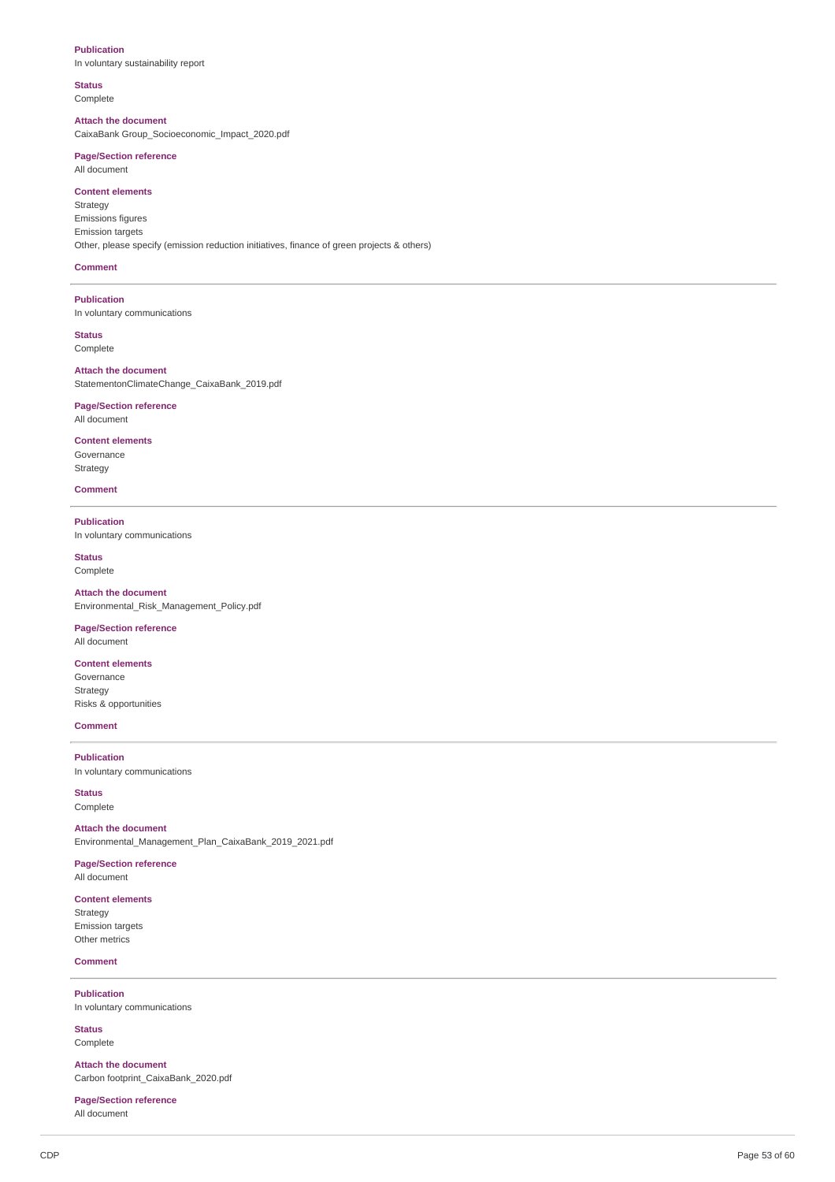**Publication**
In voluntary sustainability report

**Status**
Complete

**Attach the document**
CaixaBank Group_Socioeconomic_Impact_2020.pdf

**Page/Section reference**
All document

**Content elements**
Strategy
Emissions figures
Emission targets
Other, please specify (emission reduction initiatives, finance of green projects & others)

**Comment**

---

**Publication**
In voluntary communications

**Status**
Complete

**Attach the document**
StatementonClimateChange_CaixaBank_2019.pdf

**Page/Section reference**
All document

**Content elements**
Governance
Strategy

**Comment**

---

**Publication**
In voluntary communications

**Status**
Complete

**Attach the document**
Environmental_Risk_Management_Policy.pdf

**Page/Section reference**
All document

**Content elements**
Governance
Strategy
Risks & opportunities

**Comment**

---

**Publication**
In voluntary communications

**Status**
Complete

**Attach the document**
Environmental_Management_Plan_CaixaBank_2019_2021.pdf

**Page/Section reference**
All document

**Content elements**
Strategy
Emission targets
Other metrics

**Comment**

---

**Publication**
In voluntary communications

**Status**
Complete

**Attach the document**
Carbon footprint_CaixaBank_2020.pdf

**Page/Section reference**
All document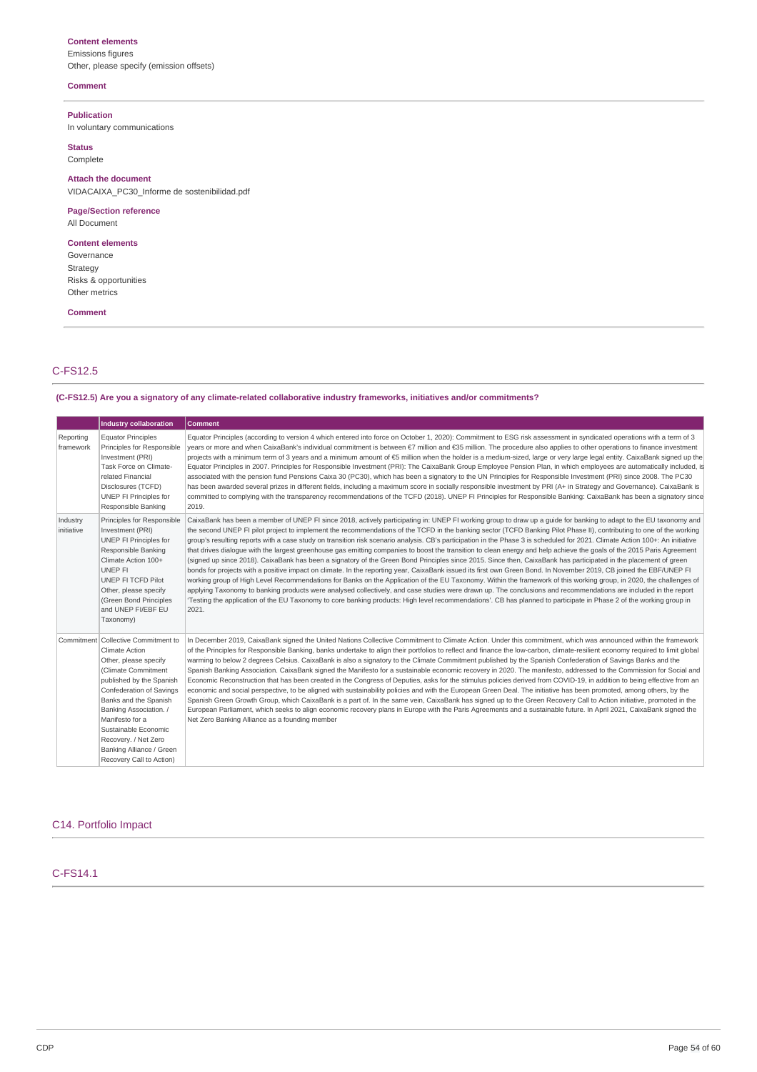**Content elements**
Emissions figures
Other, please specify (emission offsets)

**Comment**

---

**Publication**
In voluntary communications

**Status**
Complete

**Attach the document**
VIDACAIXA_PC30_Informe de sostenibilidad.pdf

**Page/Section reference**
All Document

**Content elements**
Governance
Strategy
Risks & opportunities
Other metrics

**Comment**

---

## C-FS12.5

**(C-FS12.5) Are you a signatory of any climate-related collaborative industry frameworks, initiatives and/or commitments?**

| | Industry collaboration | Comment |
|---|---|---|
| Reporting framework | Equator Principles<br>Principles for Responsible Investment (PRI)<br>Task Force on Climate-related Financial Disclosures (TCFD)<br>UNEP FI Principles for Responsible Banking | Equator Principles (according to version 4 which entered into force on October 1, 2020): Commitment to ESG risk assessment in syndicated operations with a term of 3 years or more and when CaixaBank's individual commitment is between €7 million and €35 million. The procedure also applies to other operations to finance investment projects with a minimum term of 3 years and a minimum amount of €5 million when the holder is a medium-sized, large or very large legal entity. CaixaBank signed up the Equator Principles in 2007. Principles for Responsible Investment (PRI): The CaixaBank Group Employee Pension Plan, in which employees are automatically included, is associated with the pension fund Pensions Caixa 30 (PC30), which has been a signatory to the UN Principles for Responsible Investment (PRI) since 2008. The PC30 has been awarded several prizes in different fields, including a maximum score in socially responsible investment by PRI (A+ in Strategy and Governance). CaixaBank is committed to complying with the transparency recommendations of the TCFD (2018). UNEP FI Principles for Responsible Banking: CaixaBank has been a signatory since 2019. |
| Industry initiative | Principles for Responsible Investment (PRI)<br>UNEP FI Principles for Responsible Banking<br>Climate Action 100+<br>UNEP FI<br>UNEP FI TCFD Pilot<br>Other, please specify (Green Bond Principles and UNEP FI/EBF EU Taxonomy) | CaixaBank has been a member of UNEP FI since 2018, actively participating in: UNEP FI working group to draw up a guide for banking to adapt to the EU taxonomy and the second UNEP FI pilot project to implement the recommendations of the TCFD in the banking sector (TCFD Banking Pilot Phase II), contributing to one of the working group's resulting reports with a case study on transition risk scenario analysis. CB's participation in the Phase 3 is scheduled for 2021. Climate Action 100+: An initiative that drives dialogue with the largest greenhouse gas emitting companies to boost the transition to clean energy and help achieve the goals of the 2015 Paris Agreement (signed up since 2018). CaixaBank has been a signatory of the Green Bond Principles since 2015. Since then, CaixaBank has participated in the placement of green bonds for projects with a positive impact on climate. In the reporting year, CaixaBank issued its first own Green Bond. In November 2019, CB joined the EBF/UNEP FI working group of High Level Recommendations for Banks on the Application of the EU Taxonomy. Within the framework of this working group, in 2020, the challenges of applying Taxonomy to banking products were analysed collectively, and case studies were drawn up. The conclusions and recommendations are included in the report 'Testing the application of the EU Taxonomy to core banking products: High level recommendations'. CB has planned to participate in Phase 2 of the working group in 2021. |
| Commitment | Collective Commitment to Climate Action<br>Other, please specify (Climate Commitment published by the Spanish Confederation of Savings Banks and the Spanish Banking Association. / Manifesto for a Sustainable Economic Recovery. / Net Zero Banking Alliance / Green Recovery Call to Action) | In December 2019, CaixaBank signed the United Nations Collective Commitment to Climate Action. Under this commitment, which was announced within the framework of the Principles for Responsible Banking, banks undertake to align their portfolios to reflect and finance the low-carbon, climate-resilient economy required to limit global warming to below 2 degrees Celsius. CaixaBank is also a signatory to the Climate Commitment published by the Spanish Confederation of Savings Banks and the Spanish Banking Association. CaixaBank signed the Manifesto for a sustainable economic recovery in 2020. The manifesto, addressed to the Commission for Social and Economic Reconstruction that has been created in the Congress of Deputies, asks for the stimulus policies derived from COVID-19, in addition to being effective from an economic and social perspective, to be aligned with sustainability policies and with the European Green Deal. The initiative has been promoted, among others, by the Spanish Green Growth Group, which CaixaBank is a part of. In the same vein, CaixaBank has signed up to the Green Recovery Call to Action initiative, promoted in the European Parliament, which seeks to align economic recovery plans in Europe with the Paris Agreements and a sustainable future. In April 2021, CaixaBank signed the Net Zero Banking Alliance as a founding member |

## C14. Portfolio Impact

## C-FS14.1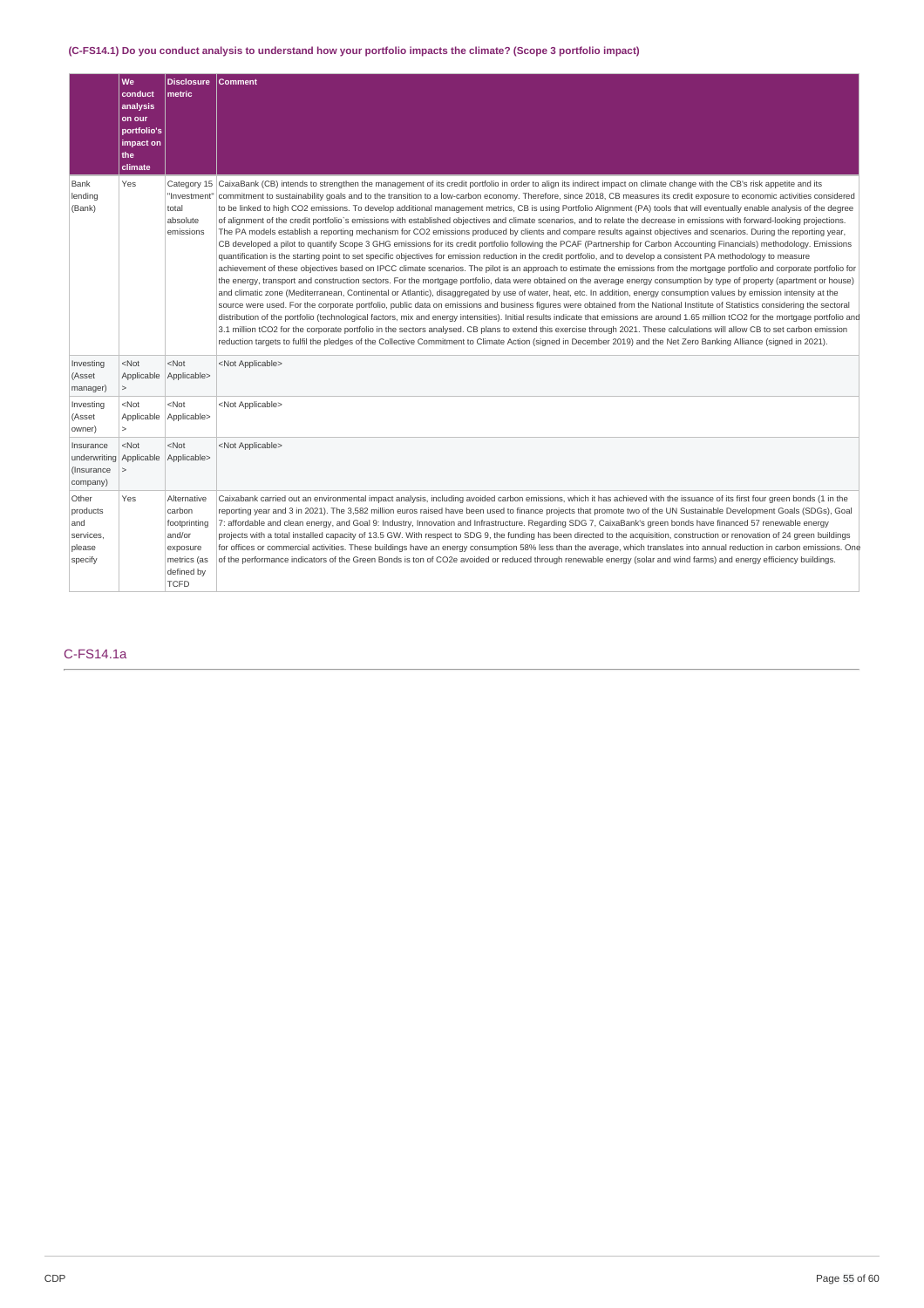### (C-FS14.1) Do you conduct analysis to understand how your portfolio impacts the climate? (Scope 3 portfolio impact)

| | We conduct analysis on our portfolio's impact on the climate | Disclosure metric | Comment |
|---|---|---|---|
| Bank lending (Bank) | Yes | Category 15 "Investment" total absolute emissions | CaixaBank (CB) intends to strengthen the management of its credit portfolio in order to align its indirect impact on climate change with the CB's risk appetite and its commitment to sustainability goals and to the transition to a low-carbon economy. Therefore, since 2018, CB measures its credit exposure to economic activities considered to be linked to high CO2 emissions. To develop additional management metrics, CB is using Portfolio Alignment (PA) tools that will eventually enable analysis of the degree of alignment of the credit portfolio`s emissions with established objectives and climate scenarios, and to relate the decrease in emissions with forward-looking projections. The PA models establish a reporting mechanism for CO2 emissions produced by clients and compare results against objectives and scenarios. During the reporting year, CB developed a pilot to quantify Scope 3 GHG emissions for its credit portfolio following the PCAF (Partnership for Carbon Accounting Financials) methodology. Emissions quantification is the starting point to set specific objectives for emission reduction in the credit portfolio, and to develop a consistent PA methodology to measure achievement of these objectives based on IPCC climate scenarios. The pilot is an approach to estimate the emissions from the mortgage portfolio and corporate portfolio for the energy, transport and construction sectors. For the mortgage portfolio, data were obtained on the average energy consumption by type of property (apartment or house) and climatic zone (Mediterranean, Continental or Atlantic), disaggregated by use of water, heat, etc. In addition, energy consumption values by emission intensity at the source were used. For the corporate portfolio, public data on emissions and business figures were obtained from the National Institute of Statistics considering the sectoral distribution of the portfolio (technological factors, mix and energy intensities). Initial results indicate that emissions are around 1.65 million tCO2 for the mortgage portfolio and 3.1 million tCO2 for the corporate portfolio in the sectors analysed. CB plans to extend this exercise through 2021. These calculations will allow CB to set carbon emission reduction targets to fulfil the pledges of the Collective Commitment to Climate Action (signed in December 2019) and the Net Zero Banking Alliance (signed in 2021). |
| Investing (Asset manager) | <Not Applicable> | <Not Applicable> | <Not Applicable> |
| Investing (Asset owner) | <Not Applicable> | <Not Applicable> | <Not Applicable> |
| Insurance underwriting (Insurance company) | <Not Applicable> | <Not Applicable> | <Not Applicable> |
| Other products and services, please specify | Yes | Alternative carbon footprinting and/or exposure metrics (as defined by TCFD | Caixabank carried out an environmental impact analysis, including avoided carbon emissions, which it has achieved with the issuance of its first four green bonds (1 in the reporting year and 3 in 2021). The 3,582 million euros raised have been used to finance projects that promote two of the UN Sustainable Development Goals (SDGs), Goal 7: affordable and clean energy, and Goal 9: Industry, Innovation and Infrastructure. Regarding SDG 7, CaixaBank's green bonds have financed 57 renewable energy projects with a total installed capacity of 13.5 GW. With respect to SDG 9, the funding has been directed to the acquisition, construction or renovation of 24 green buildings for offices or commercial activities. These buildings have an energy consumption 58% less than the average, which translates into annual reduction in carbon emissions. One of the performance indicators of the Green Bonds is ton of CO2e avoided or reduced through renewable energy (solar and wind farms) and energy efficiency buildings. |

## C-FS14.1a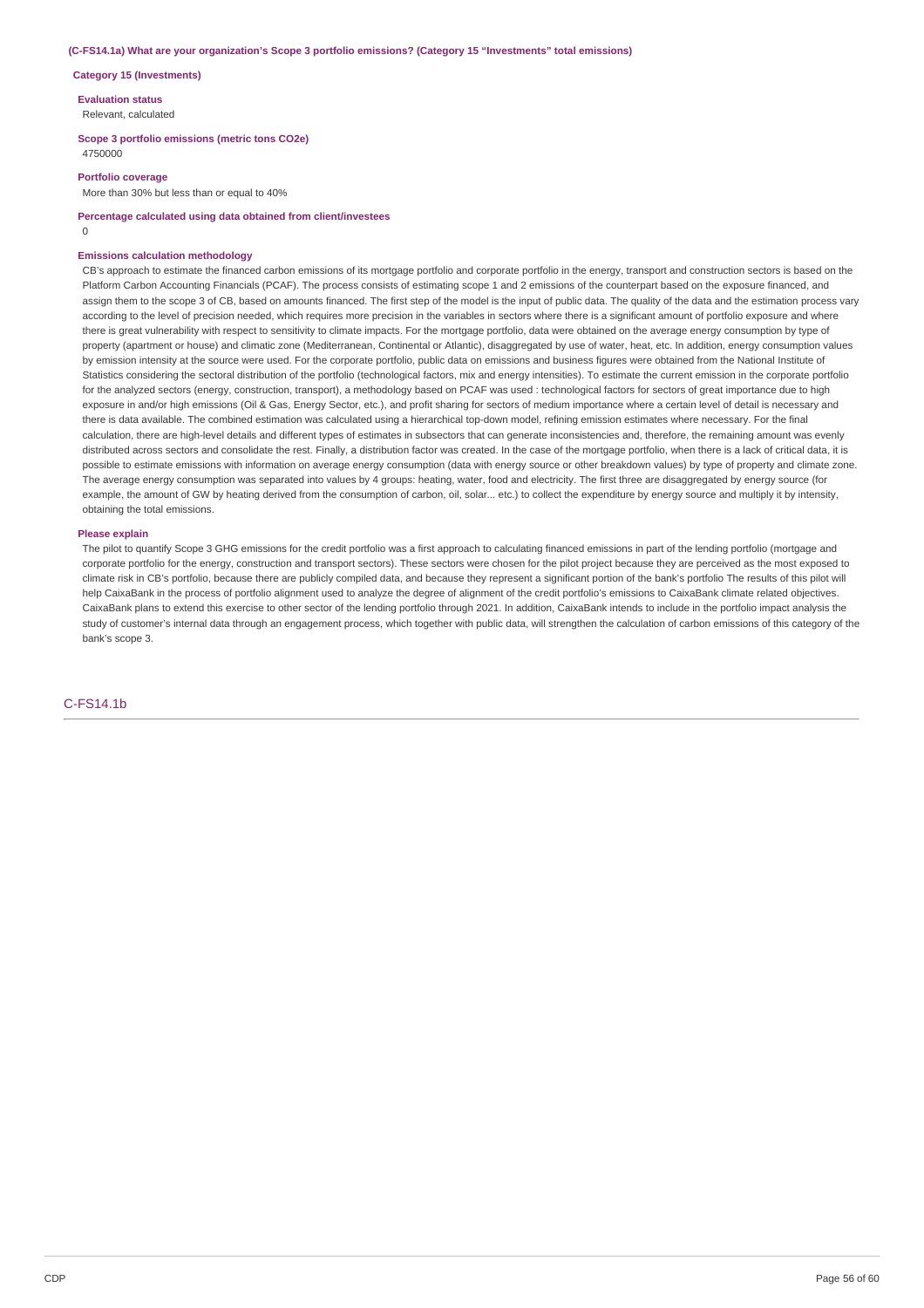**(C-FS14.1a) What are your organization's Scope 3 portfolio emissions? (Category 15 "Investments" total emissions)**

**Category 15 (Investments)**

**Evaluation status**

Relevant, calculated

**Scope 3 portfolio emissions (metric tons CO2e)**

4750000

**Portfolio coverage**

More than 30% but less than or equal to 40%

**Percentage calculated using data obtained from client/investees**

0

**Emissions calculation methodology**

CB's approach to estimate the financed carbon emissions of its mortgage portfolio and corporate portfolio in the energy, transport and construction sectors is based on the Platform Carbon Accounting Financials (PCAF). The process consists of estimating scope 1 and 2 emissions of the counterpart based on the exposure financed, and assign them to the scope 3 of CB, based on amounts financed. The first step of the model is the input of public data. The quality of the data and the estimation process vary according to the level of precision needed, which requires more precision in the variables in sectors where there is a significant amount of portfolio exposure and where there is great vulnerability with respect to sensitivity to climate impacts. For the mortgage portfolio, data were obtained on the average energy consumption by type of property (apartment or house) and climatic zone (Mediterranean, Continental or Atlantic), disaggregated by use of water, heat, etc. In addition, energy consumption values by emission intensity at the source were used. For the corporate portfolio, public data on emissions and business figures were obtained from the National Institute of Statistics considering the sectoral distribution of the portfolio (technological factors, mix and energy intensities). To estimate the current emission in the corporate portfolio for the analyzed sectors (energy, construction, transport), a methodology based on PCAF was used : technological factors for sectors of great importance due to high exposure in and/or high emissions (Oil & Gas, Energy Sector, etc.), and profit sharing for sectors of medium importance where a certain level of detail is necessary and there is data available. The combined estimation was calculated using a hierarchical top-down model, refining emission estimates where necessary. For the final calculation, there are high-level details and different types of estimates in subsectors that can generate inconsistencies and, therefore, the remaining amount was evenly distributed across sectors and consolidate the rest. Finally, a distribution factor was created. In the case of the mortgage portfolio, when there is a lack of critical data, it is possible to estimate emissions with information on average energy consumption (data with energy source or other breakdown values) by type of property and climate zone. The average energy consumption was separated into values by 4 groups: heating, water, food and electricity. The first three are disaggregated by energy source (for example, the amount of GW by heating derived from the consumption of carbon, oil, solar... etc.) to collect the expenditure by energy source and multiply it by intensity, obtaining the total emissions.

**Please explain**

The pilot to quantify Scope 3 GHG emissions for the credit portfolio was a first approach to calculating financed emissions in part of the lending portfolio (mortgage and corporate portfolio for the energy, construction and transport sectors). These sectors were chosen for the pilot project because they are perceived as the most exposed to climate risk in CB's portfolio, because there are publicly compiled data, and because they represent a significant portion of the bank's portfolio The results of this pilot will help CaixaBank in the process of portfolio alignment used to analyze the degree of alignment of the credit portfolio's emissions to CaixaBank climate related objectives. CaixaBank plans to extend this exercise to other sector of the lending portfolio through 2021. In addition, CaixaBank intends to include in the portfolio impact analysis the study of customer's internal data through an engagement process, which together with public data, will strengthen the calculation of carbon emissions of this category of the bank's scope 3.

## C-FS14.1b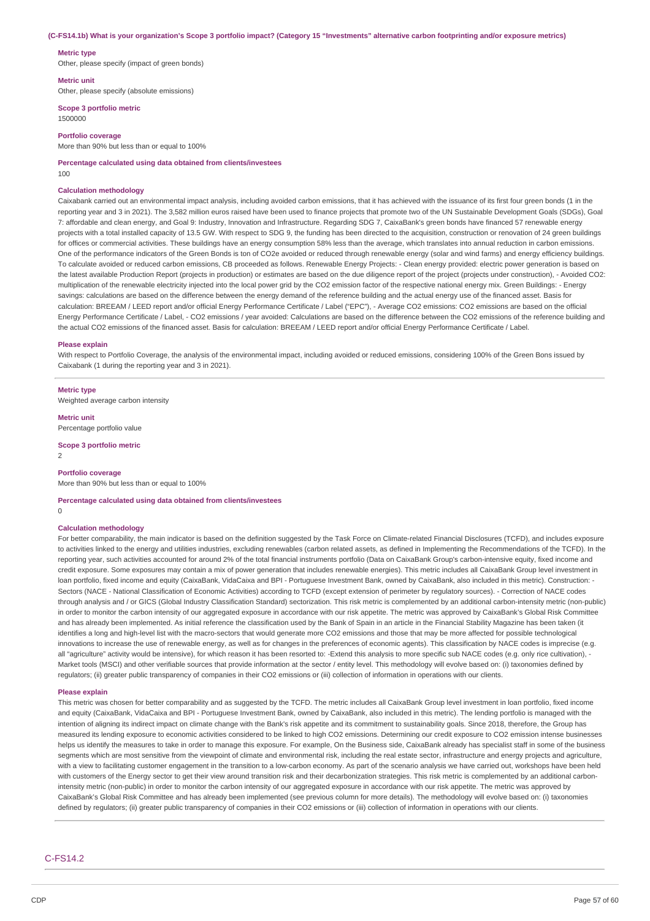**(C-FS14.1b) What is your organization's Scope 3 portfolio impact? (Category 15 "Investments" alternative carbon footprinting and/or exposure metrics)**

**Metric type**

Other, please specify (impact of green bonds)

**Metric unit**

Other, please specify (absolute emissions)

**Scope 3 portfolio metric**

1500000

**Portfolio coverage**

More than 90% but less than or equal to 100%

**Percentage calculated using data obtained from clients/investees**

100

**Calculation methodology**

Caixabank carried out an environmental impact analysis, including avoided carbon emissions, that it has achieved with the issuance of its first four green bonds (1 in the reporting year and 3 in 2021). The 3,582 million euros raised have been used to finance projects that promote two of the UN Sustainable Development Goals (SDGs), Goal 7: affordable and clean energy, and Goal 9: Industry, Innovation and Infrastructure. Regarding SDG 7, CaixaBank's green bonds have financed 57 renewable energy projects with a total installed capacity of 13.5 GW. With respect to SDG 9, the funding has been directed to the acquisition, construction or renovation of 24 green buildings for offices or commercial activities. These buildings have an energy consumption 58% less than the average, which translates into annual reduction in carbon emissions. One of the performance indicators of the Green Bonds is ton of CO2e avoided or reduced through renewable energy (solar and wind farms) and energy efficiency buildings. To calculate avoided or reduced carbon emissions, CB proceeded as follows. Renewable Energy Projects: - Clean energy provided: electric power generation is based on the latest available Production Report (projects in production) or estimates are based on the due diligence report of the project (projects under construction), - Avoided CO2: multiplication of the renewable electricity injected into the local power grid by the CO2 emission factor of the respective national energy mix. Green Buildings: - Energy savings: calculations are based on the difference between the energy demand of the reference building and the actual energy use of the financed asset. Basis for calculation: BREEAM / LEED report and/or official Energy Performance Certificate / Label ("EPC"), - Average CO2 emissions: CO2 emissions are based on the official Energy Performance Certificate / Label, - CO2 emissions / year avoided: Calculations are based on the difference between the CO2 emissions of the reference building and the actual CO2 emissions of the financed asset. Basis for calculation: BREEAM / LEED report and/or official Energy Performance Certificate / Label.

**Please explain**

With respect to Portfolio Coverage, the analysis of the environmental impact, including avoided or reduced emissions, considering 100% of the Green Bons issued by Caixabank (1 during the reporting year and 3 in 2021).

---

**Metric type**

Weighted average carbon intensity

**Metric unit**

Percentage portfolio value

**Scope 3 portfolio metric**

2

**Portfolio coverage**

More than 90% but less than or equal to 100%

**Percentage calculated using data obtained from clients/investees**

0

**Calculation methodology**

For better comparability, the main indicator is based on the definition suggested by the Task Force on Climate-related Financial Disclosures (TCFD), and includes exposure to activities linked to the energy and utilities industries, excluding renewables (carbon related assets, as defined in Implementing the Recommendations of the TCFD). In the reporting year, such activities accounted for around 2% of the total financial instruments portfolio (Data on CaixaBank Group's carbon-intensive equity, fixed income and credit exposure. Some exposures may contain a mix of power generation that includes renewable energies). This metric includes all CaixaBank Group level investment in loan portfolio, fixed income and equity (CaixaBank, VidaCaixa and BPI - Portuguese Investment Bank, owned by CaixaBank, also included in this metric). Construction: - Sectors (NACE - National Classification of Economic Activities) according to TCFD (except extension of perimeter by regulatory sources). - Correction of NACE codes through analysis and / or GICS (Global Industry Classification Standard) sectorization. This risk metric is complemented by an additional carbon-intensity metric (non-public) in order to monitor the carbon intensity of our aggregated exposure in accordance with our risk appetite. The metric was approved by CaixaBank's Global Risk Committee and has already been implemented. As initial reference the classification used by the Bank of Spain in an article in the Financial Stability Magazine has been taken (it identifies a long and high-level list with the macro-sectors that would generate more CO2 emissions and those that may be more affected for possible technological innovations to increase the use of renewable energy, as well as for changes in the preferences of economic agents). This classification by NACE codes is imprecise (e.g. all "agriculture" activity would be intensive), for which reason it has been resorted to: -Extend this analysis to more specific sub NACE codes (e.g. only rice cultivation), - Market tools (MSCI) and other verifiable sources that provide information at the sector / entity level. This methodology will evolve based on: (i) taxonomies defined by regulators; (ii) greater public transparency of companies in their CO2 emissions or (iii) collection of information in operations with our clients.

**Please explain**

This metric was chosen for better comparability and as suggested by the TCFD. The metric includes all CaixaBank Group level investment in loan portfolio, fixed income and equity (CaixaBank, VidaCaixa and BPI - Portuguese Investment Bank, owned by CaixaBank, also included in this metric). The lending portfolio is managed with the intention of aligning its indirect impact on climate change with the Bank's risk appetite and its commitment to sustainability goals. Since 2018, therefore, the Group has measured its lending exposure to economic activities considered to be linked to high CO2 emissions. Determining our credit exposure to CO2 emission intense businesses helps us identify the measures to take in order to manage this exposure. For example, On the Business side, CaixaBank already has specialist staff in some of the business segments which are most sensitive from the viewpoint of climate and environmental risk, including the real estate sector, infrastructure and energy projects and agriculture, with a view to facilitating customer engagement in the transition to a low-carbon economy. As part of the scenario analysis we have carried out, workshops have been held with customers of the Energy sector to get their view around transition risk and their decarbonization strategies. This risk metric is complemented by an additional carbon-intensity metric (non-public) in order to monitor the carbon intensity of our aggregated exposure in accordance with our risk appetite. The metric was approved by CaixaBank's Global Risk Committee and has already been implemented (see previous column for more details). The methodology will evolve based on: (i) taxonomies defined by regulators; (ii) greater public transparency of companies in their CO2 emissions or (iii) collection of information in operations with our clients.

---

## C-FS14.2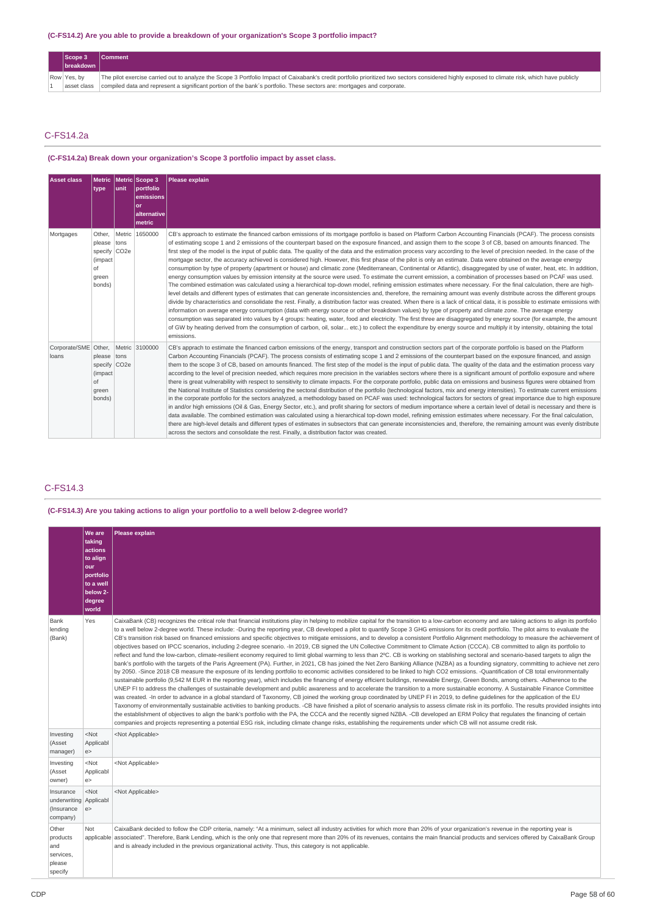### (C-FS14.2) Are you able to provide a breakdown of your organization's Scope 3 portfolio impact?

| | Scope 3 breakdown | Comment |
|---|---|---|
| Row 1 | Yes, by asset class | The pilot exercise carried out to analyze the Scope 3 Portfolio Impact of Caixabank's credit portfolio prioritized two sectors considered highly exposed to climate risk, which have publicly compiled data and represent a significant portion of the bank´s portfolio. These sectors are: mortgages and corporate. |

## C-FS14.2a

### (C-FS14.2a) Break down your organization's Scope 3 portfolio impact by asset class.

| Asset class | Metric type | Metric unit | Scope 3 portfolio emissions or alternative metric | Please explain |
|---|---|---|---|---|
| Mortgages | Other, please specify (impact of green bonds) | Metric tons CO2e | 1650000 | CB's approach to estimate the financed carbon emissions of its mortgage portfolio is based on Platform Carbon Accounting Financials (PCAF). The process consists of estimating scope 1 and 2 emissions of the counterpart based on the exposure financed, and assign them to the scope 3 of CB, based on amounts financed. The first step of the model is the input of public data. The quality of the data and the estimation process vary according to the level of precision needed. In the case of the mortgage sector, the accuracy achieved is considered high. However, this first phase of the pilot is only an estimate. Data were obtained on the average energy consumption by type of property (apartment or house) and climatic zone (Mediterranean, Continental or Atlantic), disaggregated by use of water, heat, etc. In addition, energy consumption values by emission intensity at the source were used. To estimate the current emission, a combination of processes based on PCAF was used. The combined estimation was calculated using a hierarchical top-down model, refining emission estimates where necessary. For the final calculation, there are high-level details and different types of estimates that can generate inconsistencies and, therefore, the remaining amount was evenly distribute across the different groups divide by characteristics and consolidate the rest. Finally, a distribution factor was created. When there is a lack of critical data, it is possible to estimate emissions with information on average energy consumption (data with energy source or other breakdown values) by type of property and climate zone. The average energy consumption was separated into values by 4 groups: heating, water, food and electricity. The first three are disaggregated by energy source (for example, the amount of GW by heating derived from the consumption of carbon, oil, solar... etc.) to collect the expenditure by energy source and multiply it by intensity, obtaining the total emissions. |
| Corporate/SME loans | Other, please specify (impact of green bonds) | Metric tons CO2e | 3100000 | CB's apprach to estimate the financed carbon emissions of the energy, transport and construction sectors part of the corporate portfolio is based on the Platform Carbon Accounting Financials (PCAF). The process consists of estimating scope 1 and 2 emissions of the counterpart based on the exposure financed, and assign them to the scope 3 of CB, based on amounts financed. The first step of the model is the input of public data. The quality of the data and the estimation process vary according to the level of precision needed, which requires more precision in the variables sectors where there is a significant amount of portfolio exposure and where there is great vulnerability with respect to sensitivity to climate impacts. For the corporate portfolio, public data on emissions and business figures were obtained from the National Institute of Statistics considering the sectoral distribution of the portfolio (technological factors, mix and energy intensities). To estimate current emissions in the corporate portfolio for the sectors analyzed, a methodology based on PCAF was used: technological factors for sectors of great importance due to high exposure in and/or high emissions (Oil & Gas, Energy Sector, etc.), and profit sharing for sectors of medium importance where a certain level of detail is necessary and there is data available. The combined estimation was calculated using a hierarchical top-down model, refining emission estimates where necessary. For the final calculation, there are high-level details and different types of estimates in subsectors that can generate inconsistencies and, therefore, the remaining amount was evenly distribute across the sectors and consolidate the rest. Finally, a distribution factor was created. |

## C-FS14.3

### (C-FS14.3) Are you taking actions to align your portfolio to a well below 2-degree world?

| | We are taking actions to align our portfolio to a well below 2-degree world | Please explain |
|---|---|---|
| Bank lending (Bank) | Yes | CaixaBank (CB) recognizes the critical role that financial institutions play in helping to mobilize capital for the transition to a low-carbon economy and are taking actions to align its portfolio to a well below 2-degree world. These include: -During the reporting year, CB developed a pilot to quantify Scope 3 GHG emissions for its credit portfolio. The pilot aims to evaluate the CB's transition risk based on financed emissions and specific objectives to mitigate emissions, and to develop a consistent Portfolio Alignment methodology to measure the achievement of objectives based on IPCC scenarios, including 2-degree scenario. -In 2019, CB signed the UN Collective Commitment to Climate Action (CCCA). CB committed to align its portfolio to reflect and fund the low-carbon, climate-resilient economy required to limit global warming to less than 2ºC. CB is working on stablishing sectoral and scenario-based targets to align the bank's portfolio with the targets of the Paris Agreement (PA). Further, in 2021, CB has joined the Net Zero Banking Alliance (NZBA) as a founding signatory, committing to achieve net zero by 2050. -Since 2018 CB measure the exposure of its lending portfolio to economic activities considered to be linked to high CO2 emissions. -Quantification of CB total environmentally sustainable portfolio (9,542 M EUR in the reporting year), which includes the financing of energy efficient buildings, renewable Energy, Green Bonds, among others. -Adherence to the UNEP FI to address the challenges of sustainable development and public awareness and to accelerate the transition to a more sustainable economy. A Sustainable Finance Committee was created. -In order to advance in a global standard of Taxonomy, CB joined the working group coordinated by UNEP FI in 2019, to define guidelines for the application of the EU Taxonomy of environmentally sustainable activities to banking products. -CB have finished a pilot of scenario analysis to assess climate risk in its portfolio. The results provided insights into the establishment of objectives to align the bank's portfolio with the PA, the CCCA and the recently signed NZBA. -CB developed an ERM Policy that regulates the financing of certain companies and projects representing a potential ESG risk, including climate change risks, establishing the requirements under which CB will not assume credit risk. |
| Investing (Asset manager) | <Not Applicable> | <Not Applicable> |
| Investing (Asset owner) | <Not Applicable> | <Not Applicable> |
| Insurance underwriting (Insurance company) | <Not Applicable> | <Not Applicable> |
| Other products and services, please specify | Not applicable | CaixaBank decided to follow the CDP criteria, namely: "At a minimum, select all industry activities for which more than 20% of your organization's revenue in the reporting year is associated". Therefore, Bank Lending, which is the only one that represent more than 20% of its revenues, contains the main financial products and services offered by CaixaBank Group and is already included in the previous organizational activity. Thus, this category is not applicable. |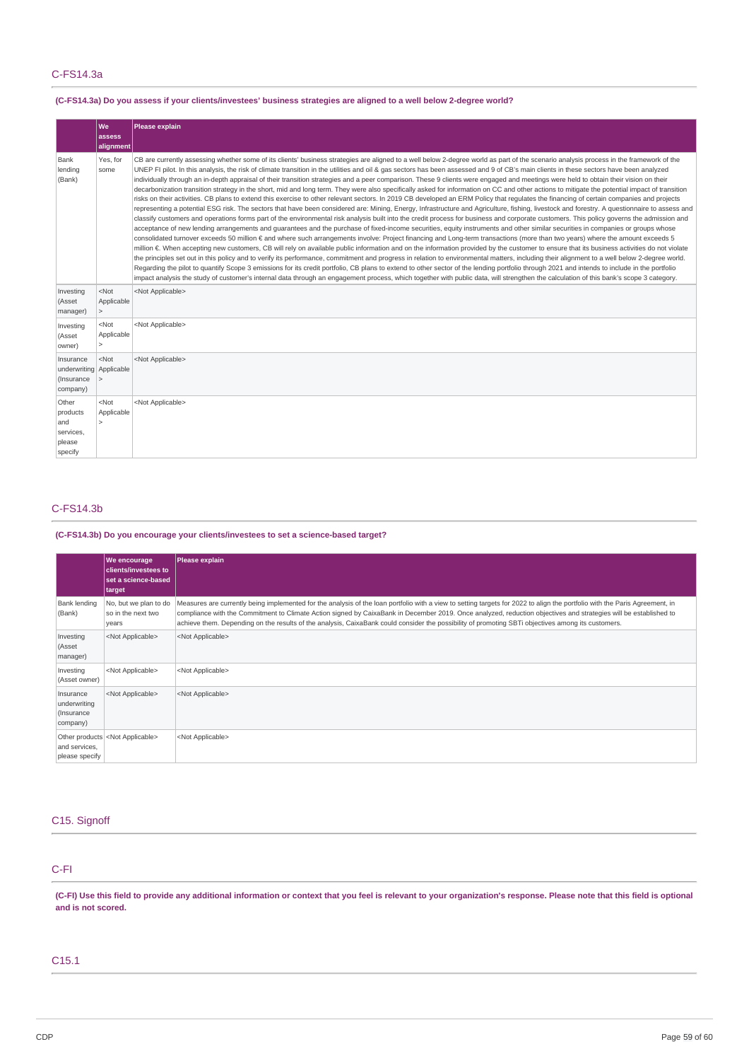## C-FS14.3a

**(C-FS14.3a) Do you assess if your clients/investees' business strategies are aligned to a well below 2-degree world?**

| | We assess alignment | Please explain |
|---|---|---|
| Bank lending (Bank) | Yes, for some | CB are currently assessing whether some of its clients' business strategies are aligned to a well below 2-degree world as part of the scenario analysis process in the framework of the UNEP FI pilot. In this analysis, the risk of climate transition in the utilities and oil & gas sectors has been assessed and 9 of CB's main clients in these sectors have been analyzed individually through an in-depth appraisal of their transition strategies and a peer comparison. These 9 clients were engaged and meetings were held to obtain their vision on their decarbonization transition strategy in the short, mid and long term. They were also specifically asked for information on CC and other actions to mitigate the potential impact of transition risks on their activities. CB plans to extend this exercise to other relevant sectors. In 2019 CB developed an ERM Policy that regulates the financing of certain companies and projects representing a potential ESG risk. The sectors that have been considered are: Mining, Energy, Infrastructure and Agriculture, fishing, livestock and forestry. A questionnaire to assess and classify customers and operations forms part of the environmental risk analysis built into the credit process for business and corporate customers. This policy governs the admission and acceptance of new lending arrangements and guarantees and the purchase of fixed-income securities, equity instruments and other similar securities in companies or groups whose consolidated turnover exceeds 50 million € and where such arrangements involve: Project financing and Long-term transactions (more than two years) where the amount exceeds 5 million €. When accepting new customers, CB will rely on available public information and on the information provided by the customer to ensure that its business activities do not violate the principles set out in this policy and to verify its performance, commitment and progress in relation to environmental matters, including their alignment to a well below 2-degree world. Regarding the pilot to quantify Scope 3 emissions for its credit portfolio, CB plans to extend to other sector of the lending portfolio through 2021 and intends to include in the portfolio impact analysis the study of customer's internal data through an engagement process, which together with public data, will strengthen the calculation of this bank's scope 3 category. |
| Investing (Asset manager) | <Not Applicable> | <Not Applicable> |
| Investing (Asset owner) | <Not Applicable> | <Not Applicable> |
| Insurance underwriting (Insurance company) | <Not Applicable> | <Not Applicable> |
| Other products and services, please specify | <Not Applicable> | <Not Applicable> |

## C-FS14.3b

**(C-FS14.3b) Do you encourage your clients/investees to set a science-based target?**

| | We encourage clients/investees to set a science-based target | Please explain |
|---|---|---|
| Bank lending (Bank) | No, but we plan to do so in the next two years | Measures are currently being implemented for the analysis of the loan portfolio with a view to setting targets for 2022 to align the portfolio with the Paris Agreement, in compliance with the Commitment to Climate Action signed by CaixaBank in December 2019. Once analyzed, reduction objectives and strategies will be established to achieve them. Depending on the results of the analysis, CaixaBank could consider the possibility of promoting SBTi objectives among its customers. |
| Investing (Asset manager) | <Not Applicable> | <Not Applicable> |
| Investing (Asset owner) | <Not Applicable> | <Not Applicable> |
| Insurance underwriting (Insurance company) | <Not Applicable> | <Not Applicable> |
| Other products and services, please specify | <Not Applicable> | <Not Applicable> |

## C15. Signoff

## C-FI

**(C-FI) Use this field to provide any additional information or context that you feel is relevant to your organization's response. Please note that this field is optional and is not scored.**

## C15.1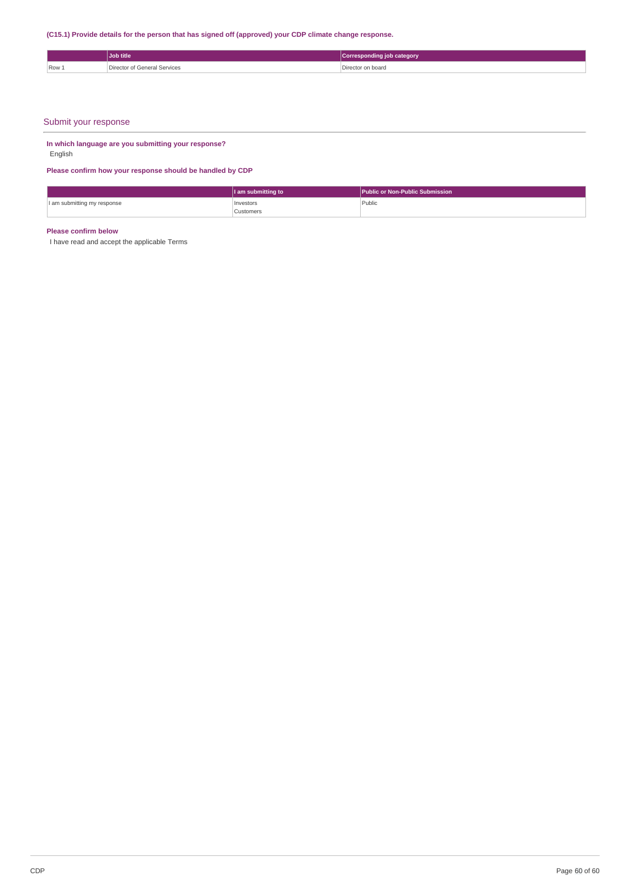**(C15.1) Provide details for the person that has signed off (approved) your CDP climate change response.**

| | Job title | Corresponding job category |
|---|---|---|
| Row 1 | Director of General Services | Director on board |

## Submit your response

**In which language are you submitting your response?**

English

**Please confirm how your response should be handled by CDP**

| | I am submitting to | Public or Non-Public Submission |
|---|---|---|
| I am submitting my response | Investors<br>Customers | Public |

**Please confirm below**

I have read and accept the applicable Terms